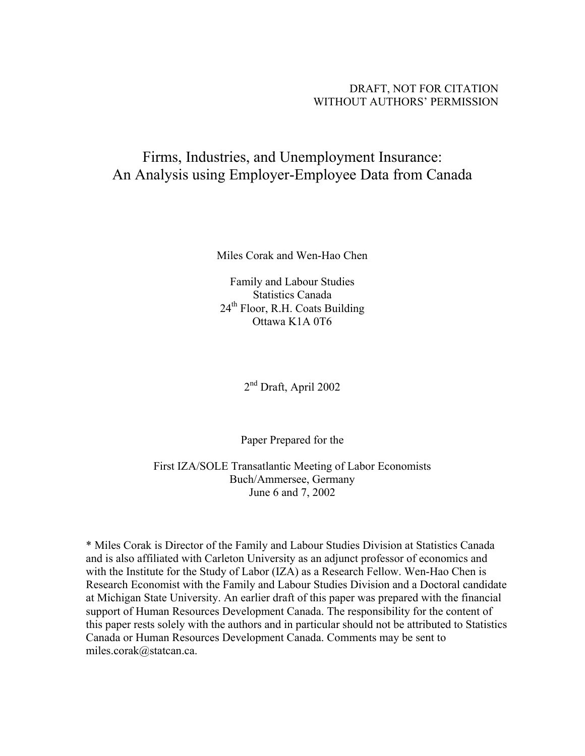DRAFT, NOT FOR CITATION
WITHOUT AUTHORS' PERMISSION

# Firms, Industries, and Unemployment Insurance: An Analysis using Employer-Employee Data from Canada

Miles Corak and Wen-Hao Chen

Family and Labour Studies
Statistics Canada
24th Floor, R.H. Coats Building
Ottawa K1A 0T6

2nd Draft, April 2002

Paper Prepared for the

First IZA/SOLE Transatlantic Meeting of Labor Economists
Buch/Ammersee, Germany
June 6 and 7, 2002

* Miles Corak is Director of the Family and Labour Studies Division at Statistics Canada and is also affiliated with Carleton University as an adjunct professor of economics and with the Institute for the Study of Labor (IZA) as a Research Fellow. Wen-Hao Chen is Research Economist with the Family and Labour Studies Division and a Doctoral candidate at Michigan State University. An earlier draft of this paper was prepared with the financial support of Human Resources Development Canada. The responsibility for the content of this paper rests solely with the authors and in particular should not be attributed to Statistics Canada or Human Resources Development Canada. Comments may be sent to miles.corak@statcan.ca.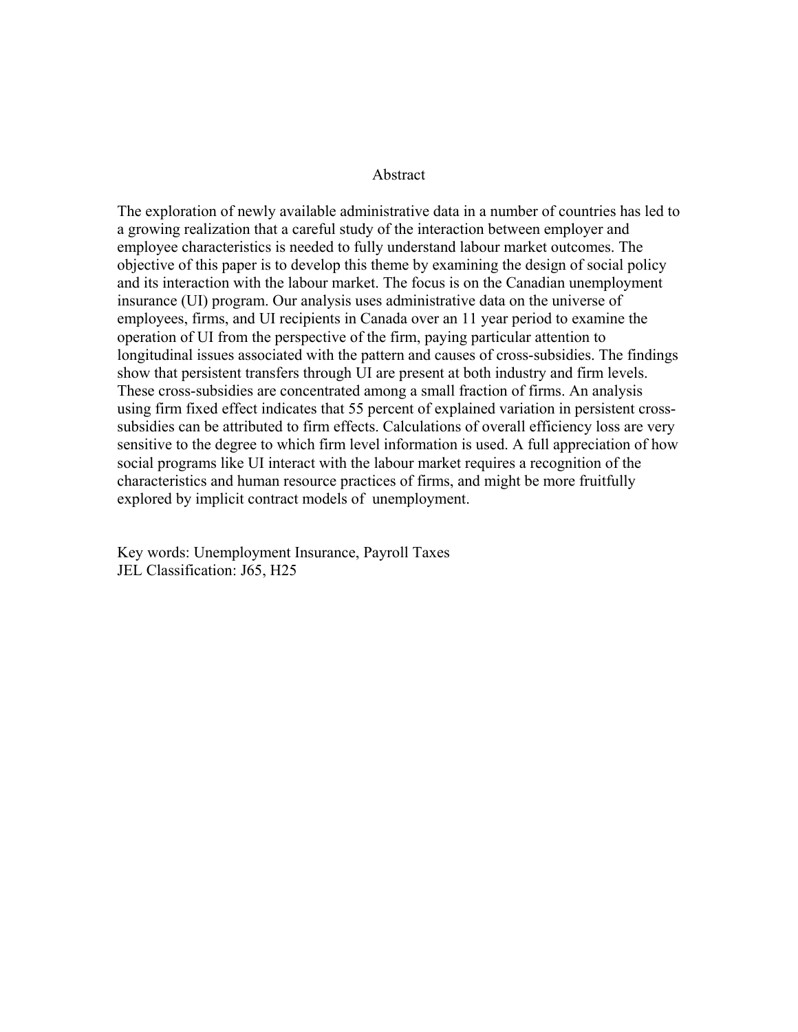## Abstract

The exploration of newly available administrative data in a number of countries has led to a growing realization that a careful study of the interaction between employer and employee characteristics is needed to fully understand labour market outcomes. The objective of this paper is to develop this theme by examining the design of social policy and its interaction with the labour market. The focus is on the Canadian unemployment insurance (UI) program. Our analysis uses administrative data on the universe of employees, firms, and UI recipients in Canada over an 11 year period to examine the operation of UI from the perspective of the firm, paying particular attention to longitudinal issues associated with the pattern and causes of cross-subsidies. The findings show that persistent transfers through UI are present at both industry and firm levels. These cross-subsidies are concentrated among a small fraction of firms. An analysis using firm fixed effect indicates that 55 percent of explained variation in persistent cross-subsidies can be attributed to firm effects. Calculations of overall efficiency loss are very sensitive to the degree to which firm level information is used. A full appreciation of how social programs like UI interact with the labour market requires a recognition of the characteristics and human resource practices of firms, and might be more fruitfully explored by implicit contract models of unemployment.

Key words: Unemployment Insurance, Payroll Taxes
JEL Classification: J65, H25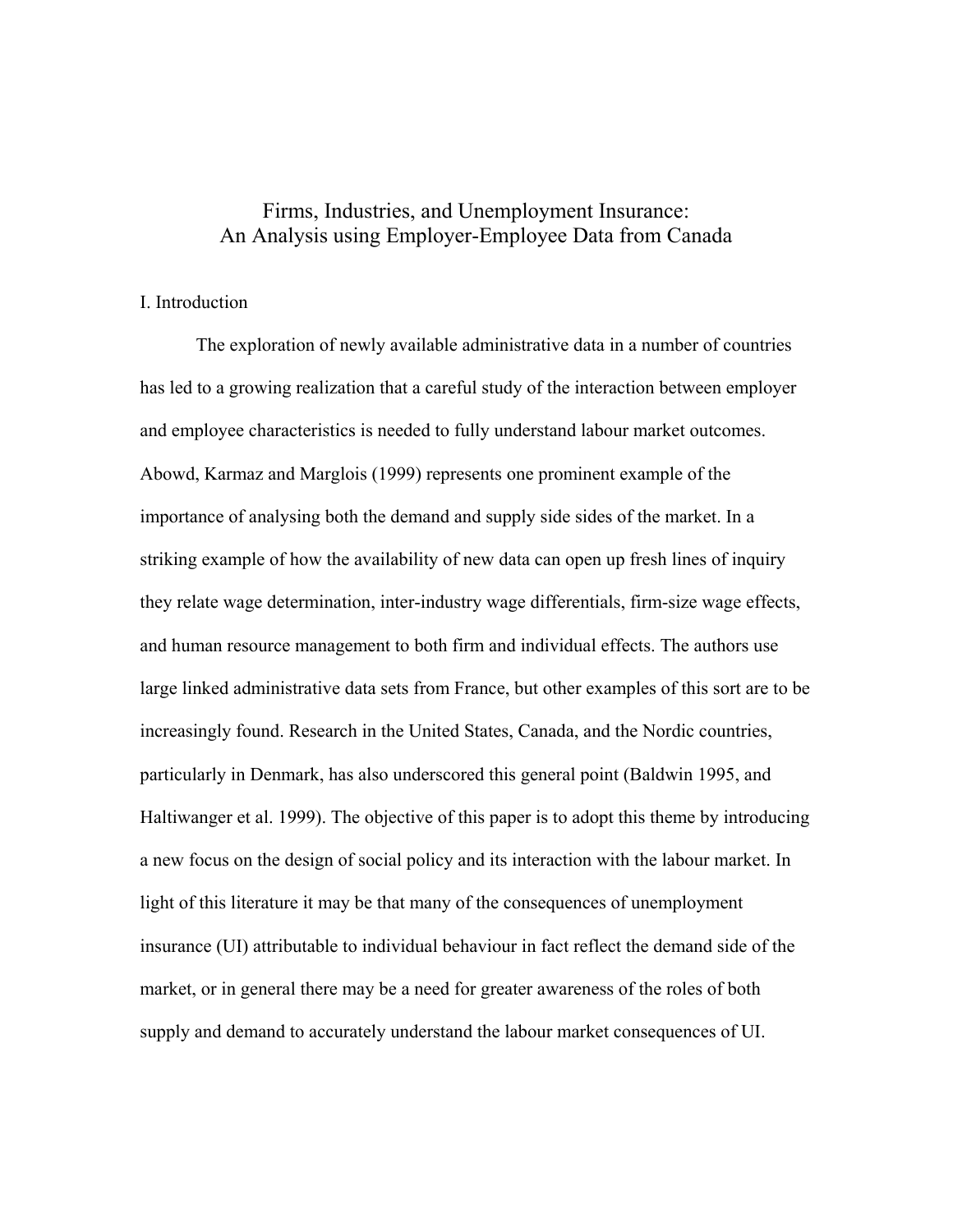# Firms, Industries, and Unemployment Insurance:
# An Analysis using Employer-Employee Data from Canada

## I. Introduction

The exploration of newly available administrative data in a number of countries has led to a growing realization that a careful study of the interaction between employer and employee characteristics is needed to fully understand labour market outcomes. Abowd, Karmaz and Marglois (1999) represents one prominent example of the importance of analysing both the demand and supply side sides of the market. In a striking example of how the availability of new data can open up fresh lines of inquiry they relate wage determination, inter-industry wage differentials, firm-size wage effects, and human resource management to both firm and individual effects. The authors use large linked administrative data sets from France, but other examples of this sort are to be increasingly found. Research in the United States, Canada, and the Nordic countries, particularly in Denmark, has also underscored this general point (Baldwin 1995, and Haltiwanger et al. 1999). The objective of this paper is to adopt this theme by introducing a new focus on the design of social policy and its interaction with the labour market. In light of this literature it may be that many of the consequences of unemployment insurance (UI) attributable to individual behaviour in fact reflect the demand side of the market, or in general there may be a need for greater awareness of the roles of both supply and demand to accurately understand the labour market consequences of UI.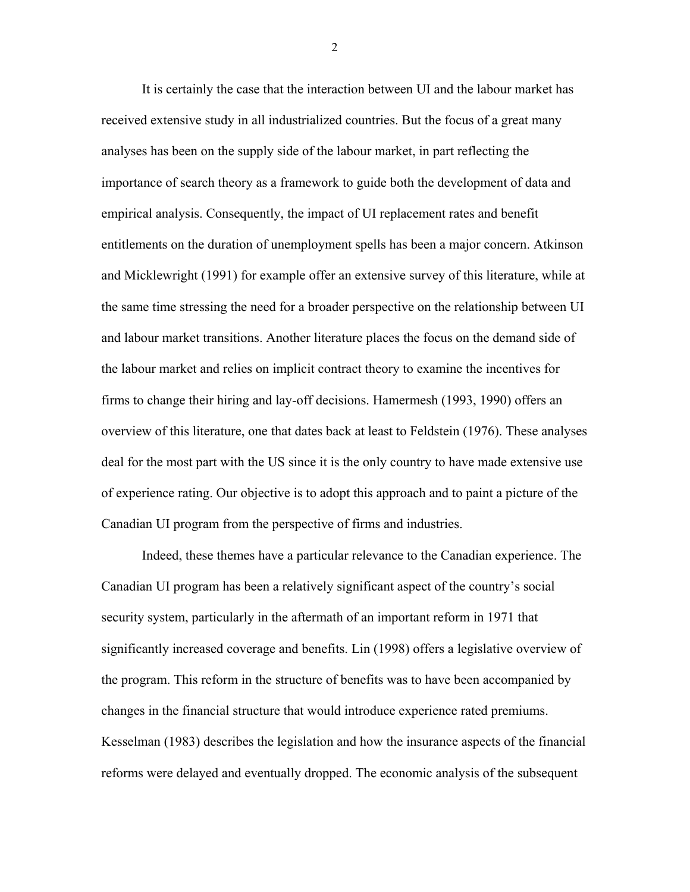It is certainly the case that the interaction between UI and the labour market has received extensive study in all industrialized countries. But the focus of a great many analyses has been on the supply side of the labour market, in part reflecting the importance of search theory as a framework to guide both the development of data and empirical analysis. Consequently, the impact of UI replacement rates and benefit entitlements on the duration of unemployment spells has been a major concern. Atkinson and Micklewright (1991) for example offer an extensive survey of this literature, while at the same time stressing the need for a broader perspective on the relationship between UI and labour market transitions. Another literature places the focus on the demand side of the labour market and relies on implicit contract theory to examine the incentives for firms to change their hiring and lay-off decisions. Hamermesh (1993, 1990) offers an overview of this literature, one that dates back at least to Feldstein (1976). These analyses deal for the most part with the US since it is the only country to have made extensive use of experience rating. Our objective is to adopt this approach and to paint a picture of the Canadian UI program from the perspective of firms and industries.

Indeed, these themes have a particular relevance to the Canadian experience. The Canadian UI program has been a relatively significant aspect of the country's social security system, particularly in the aftermath of an important reform in 1971 that significantly increased coverage and benefits. Lin (1998) offers a legislative overview of the program. This reform in the structure of benefits was to have been accompanied by changes in the financial structure that would introduce experience rated premiums. Kesselman (1983) describes the legislation and how the insurance aspects of the financial reforms were delayed and eventually dropped. The economic analysis of the subsequent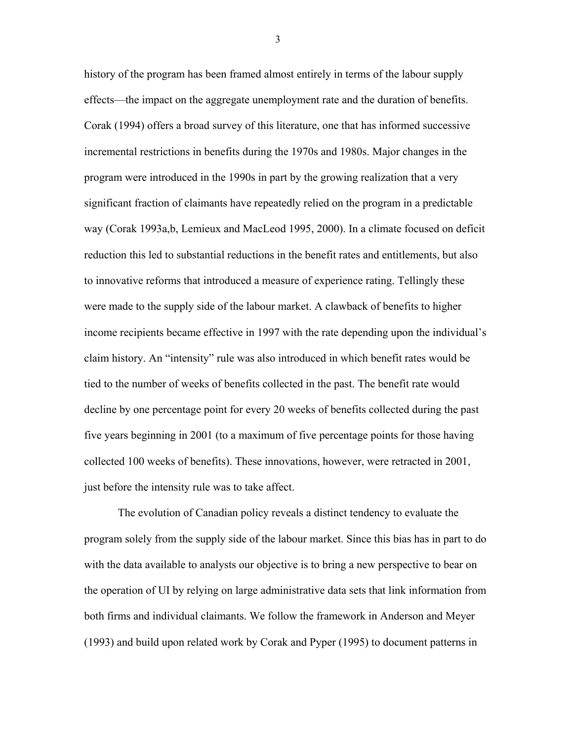history of the program has been framed almost entirely in terms of the labour supply effects—the impact on the aggregate unemployment rate and the duration of benefits. Corak (1994) offers a broad survey of this literature, one that has informed successive incremental restrictions in benefits during the 1970s and 1980s. Major changes in the program were introduced in the 1990s in part by the growing realization that a very significant fraction of claimants have repeatedly relied on the program in a predictable way (Corak 1993a,b, Lemieux and MacLeod 1995, 2000). In a climate focused on deficit reduction this led to substantial reductions in the benefit rates and entitlements, but also to innovative reforms that introduced a measure of experience rating. Tellingly these were made to the supply side of the labour market. A clawback of benefits to higher income recipients became effective in 1997 with the rate depending upon the individual's claim history. An "intensity" rule was also introduced in which benefit rates would be tied to the number of weeks of benefits collected in the past. The benefit rate would decline by one percentage point for every 20 weeks of benefits collected during the past five years beginning in 2001 (to a maximum of five percentage points for those having collected 100 weeks of benefits). These innovations, however, were retracted in 2001, just before the intensity rule was to take affect.

The evolution of Canadian policy reveals a distinct tendency to evaluate the program solely from the supply side of the labour market. Since this bias has in part to do with the data available to analysts our objective is to bring a new perspective to bear on the operation of UI by relying on large administrative data sets that link information from both firms and individual claimants. We follow the framework in Anderson and Meyer (1993) and build upon related work by Corak and Pyper (1995) to document patterns in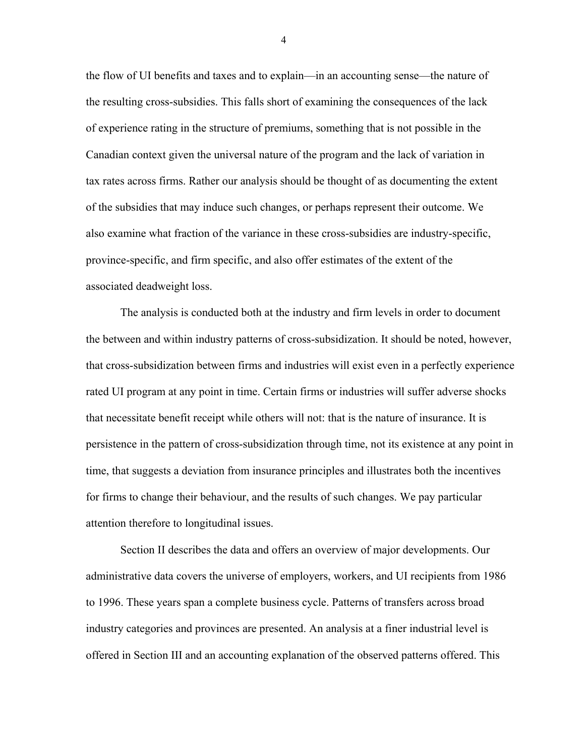the flow of UI benefits and taxes and to explain—in an accounting sense—the nature of the resulting cross-subsidies. This falls short of examining the consequences of the lack of experience rating in the structure of premiums, something that is not possible in the Canadian context given the universal nature of the program and the lack of variation in tax rates across firms. Rather our analysis should be thought of as documenting the extent of the subsidies that may induce such changes, or perhaps represent their outcome. We also examine what fraction of the variance in these cross-subsidies are industry-specific, province-specific, and firm specific, and also offer estimates of the extent of the associated deadweight loss.

The analysis is conducted both at the industry and firm levels in order to document the between and within industry patterns of cross-subsidization. It should be noted, however, that cross-subsidization between firms and industries will exist even in a perfectly experience rated UI program at any point in time. Certain firms or industries will suffer adverse shocks that necessitate benefit receipt while others will not: that is the nature of insurance. It is persistence in the pattern of cross-subsidization through time, not its existence at any point in time, that suggests a deviation from insurance principles and illustrates both the incentives for firms to change their behaviour, and the results of such changes. We pay particular attention therefore to longitudinal issues.

Section II describes the data and offers an overview of major developments. Our administrative data covers the universe of employers, workers, and UI recipients from 1986 to 1996. These years span a complete business cycle. Patterns of transfers across broad industry categories and provinces are presented. An analysis at a finer industrial level is offered in Section III and an accounting explanation of the observed patterns offered. This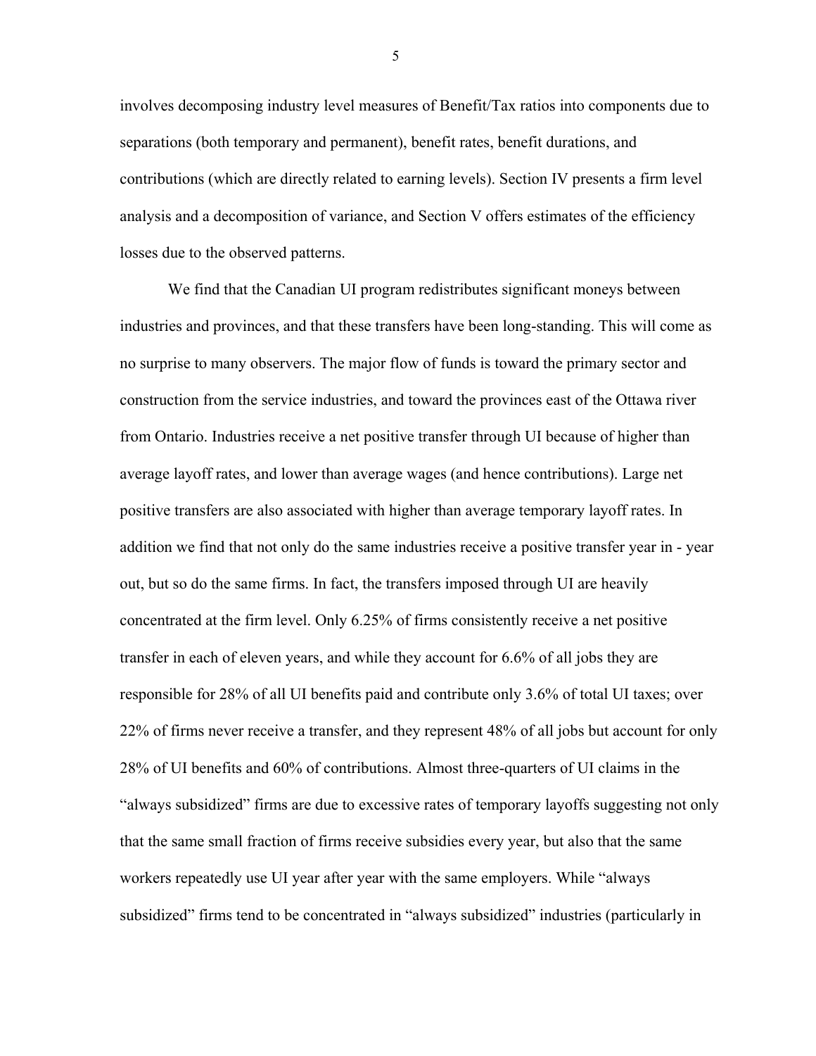involves decomposing industry level measures of Benefit/Tax ratios into components due to separations (both temporary and permanent), benefit rates, benefit durations, and contributions (which are directly related to earning levels). Section IV presents a firm level analysis and a decomposition of variance, and Section V offers estimates of the efficiency losses due to the observed patterns.

We find that the Canadian UI program redistributes significant moneys between industries and provinces, and that these transfers have been long-standing. This will come as no surprise to many observers. The major flow of funds is toward the primary sector and construction from the service industries, and toward the provinces east of the Ottawa river from Ontario. Industries receive a net positive transfer through UI because of higher than average layoff rates, and lower than average wages (and hence contributions). Large net positive transfers are also associated with higher than average temporary layoff rates. In addition we find that not only do the same industries receive a positive transfer year in - year out, but so do the same firms. In fact, the transfers imposed through UI are heavily concentrated at the firm level. Only 6.25% of firms consistently receive a net positive transfer in each of eleven years, and while they account for 6.6% of all jobs they are responsible for 28% of all UI benefits paid and contribute only 3.6% of total UI taxes; over 22% of firms never receive a transfer, and they represent 48% of all jobs but account for only 28% of UI benefits and 60% of contributions. Almost three-quarters of UI claims in the "always subsidized" firms are due to excessive rates of temporary layoffs suggesting not only that the same small fraction of firms receive subsidies every year, but also that the same workers repeatedly use UI year after year with the same employers. While "always subsidized" firms tend to be concentrated in "always subsidized" industries (particularly in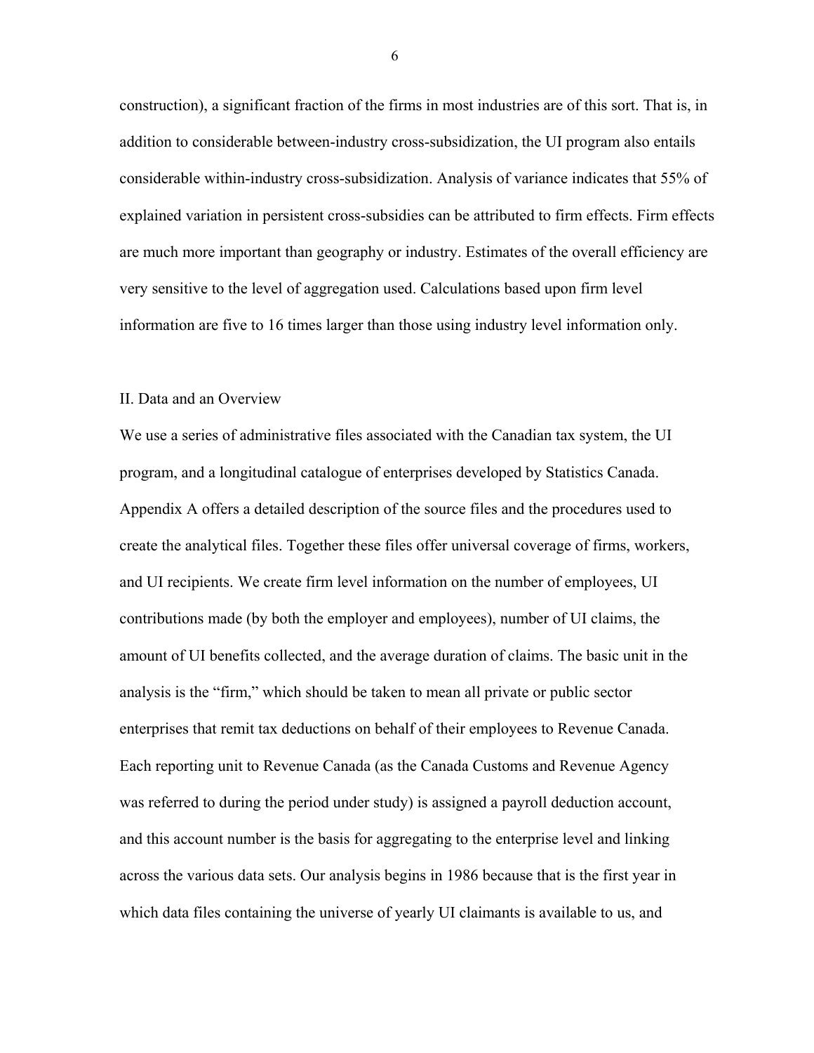construction), a significant fraction of the firms in most industries are of this sort. That is, in addition to considerable between-industry cross-subsidization, the UI program also entails considerable within-industry cross-subsidization. Analysis of variance indicates that 55% of explained variation in persistent cross-subsidies can be attributed to firm effects. Firm effects are much more important than geography or industry. Estimates of the overall efficiency are very sensitive to the level of aggregation used. Calculations based upon firm level information are five to 16 times larger than those using industry level information only.

## II. Data and an Overview

We use a series of administrative files associated with the Canadian tax system, the UI program, and a longitudinal catalogue of enterprises developed by Statistics Canada. Appendix A offers a detailed description of the source files and the procedures used to create the analytical files. Together these files offer universal coverage of firms, workers, and UI recipients. We create firm level information on the number of employees, UI contributions made (by both the employer and employees), number of UI claims, the amount of UI benefits collected, and the average duration of claims. The basic unit in the analysis is the "firm," which should be taken to mean all private or public sector enterprises that remit tax deductions on behalf of their employees to Revenue Canada. Each reporting unit to Revenue Canada (as the Canada Customs and Revenue Agency was referred to during the period under study) is assigned a payroll deduction account, and this account number is the basis for aggregating to the enterprise level and linking across the various data sets. Our analysis begins in 1986 because that is the first year in which data files containing the universe of yearly UI claimants is available to us, and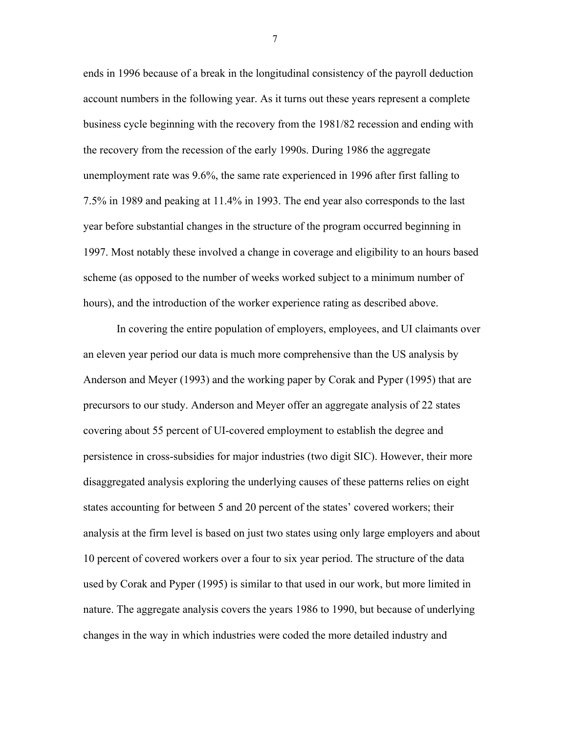ends in 1996 because of a break in the longitudinal consistency of the payroll deduction account numbers in the following year. As it turns out these years represent a complete business cycle beginning with the recovery from the 1981/82 recession and ending with the recovery from the recession of the early 1990s. During 1986 the aggregate unemployment rate was 9.6%, the same rate experienced in 1996 after first falling to 7.5% in 1989 and peaking at 11.4% in 1993. The end year also corresponds to the last year before substantial changes in the structure of the program occurred beginning in 1997. Most notably these involved a change in coverage and eligibility to an hours based scheme (as opposed to the number of weeks worked subject to a minimum number of hours), and the introduction of the worker experience rating as described above.

In covering the entire population of employers, employees, and UI claimants over an eleven year period our data is much more comprehensive than the US analysis by Anderson and Meyer (1993) and the working paper by Corak and Pyper (1995) that are precursors to our study. Anderson and Meyer offer an aggregate analysis of 22 states covering about 55 percent of UI-covered employment to establish the degree and persistence in cross-subsidies for major industries (two digit SIC). However, their more disaggregated analysis exploring the underlying causes of these patterns relies on eight states accounting for between 5 and 20 percent of the states' covered workers; their analysis at the firm level is based on just two states using only large employers and about 10 percent of covered workers over a four to six year period. The structure of the data used by Corak and Pyper (1995) is similar to that used in our work, but more limited in nature. The aggregate analysis covers the years 1986 to 1990, but because of underlying changes in the way in which industries were coded the more detailed industry and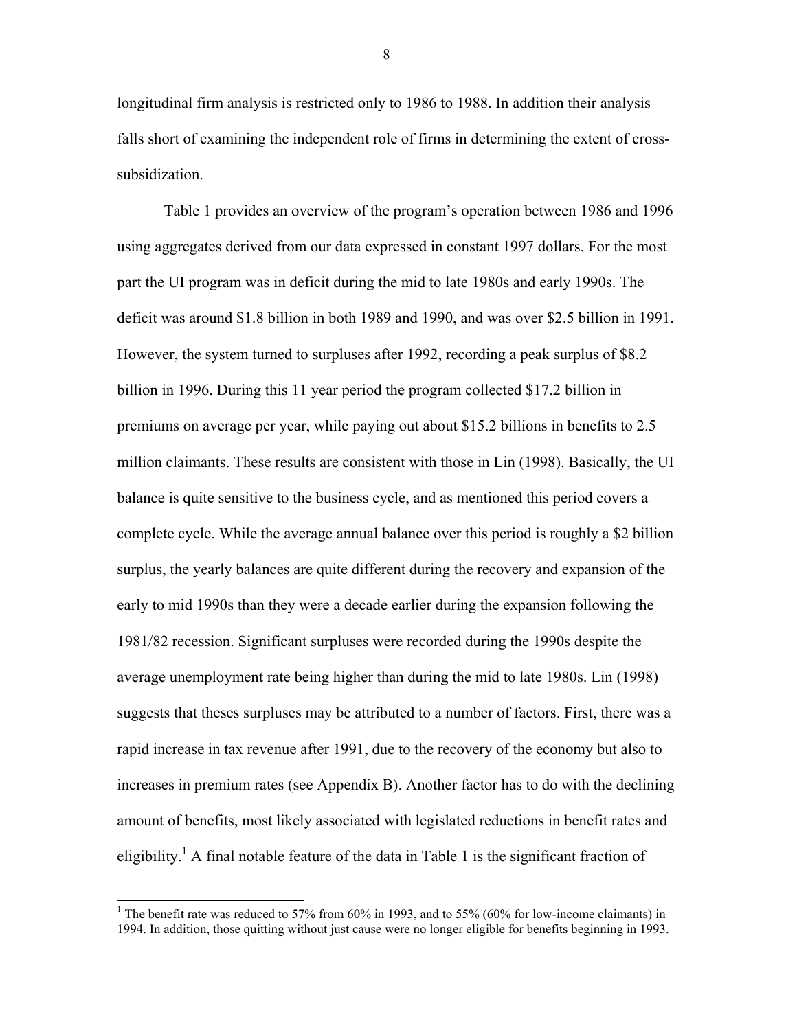longitudinal firm analysis is restricted only to 1986 to 1988. In addition their analysis falls short of examining the independent role of firms in determining the extent of cross-subsidization.

Table 1 provides an overview of the program's operation between 1986 and 1996 using aggregates derived from our data expressed in constant 1997 dollars. For the most part the UI program was in deficit during the mid to late 1980s and early 1990s. The deficit was around $1.8 billion in both 1989 and 1990, and was over $2.5 billion in 1991. However, the system turned to surpluses after 1992, recording a peak surplus of $8.2 billion in 1996. During this 11 year period the program collected $17.2 billion in premiums on average per year, while paying out about $15.2 billions in benefits to 2.5 million claimants. These results are consistent with those in Lin (1998). Basically, the UI balance is quite sensitive to the business cycle, and as mentioned this period covers a complete cycle. While the average annual balance over this period is roughly a $2 billion surplus, the yearly balances are quite different during the recovery and expansion of the early to mid 1990s than they were a decade earlier during the expansion following the 1981/82 recession. Significant surpluses were recorded during the 1990s despite the average unemployment rate being higher than during the mid to late 1980s. Lin (1998) suggests that theses surpluses may be attributed to a number of factors. First, there was a rapid increase in tax revenue after 1991, due to the recovery of the economy but also to increases in premium rates (see Appendix B). Another factor has to do with the declining amount of benefits, most likely associated with legislated reductions in benefit rates and eligibility.[1] A final notable feature of the data in Table 1 is the significant fraction of

[1] The benefit rate was reduced to 57% from 60% in 1993, and to 55% (60% for low-income claimants) in 1994. In addition, those quitting without just cause were no longer eligible for benefits beginning in 1993.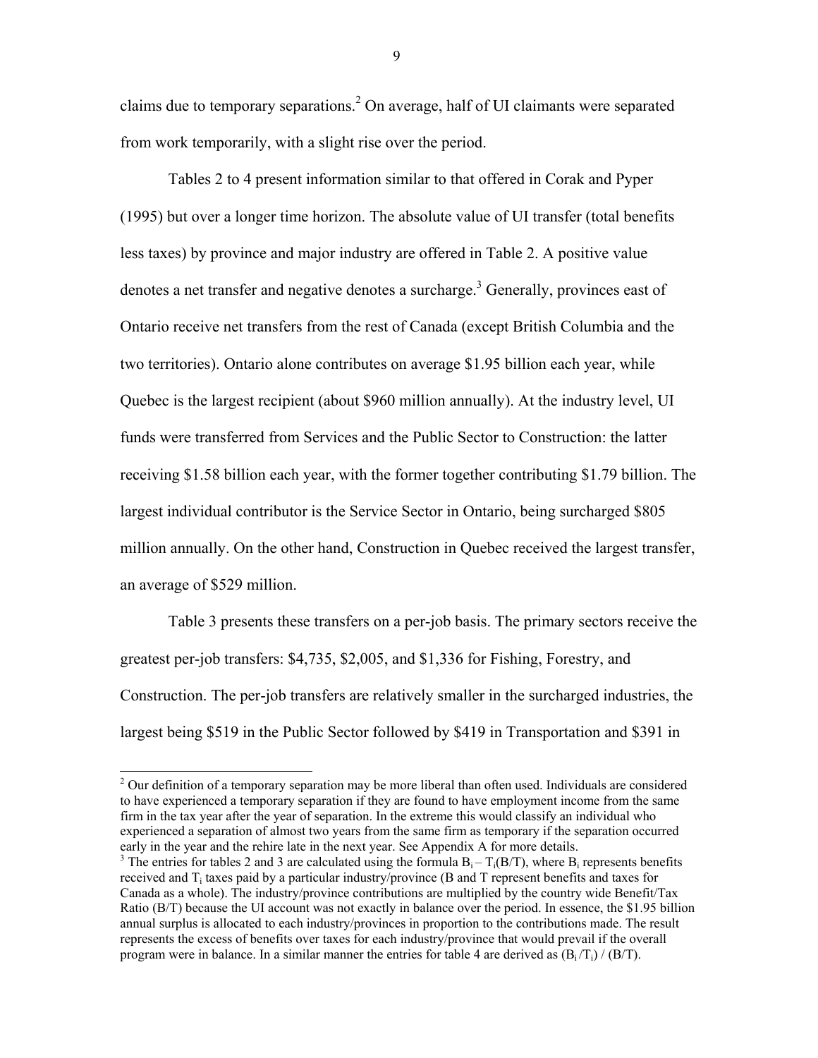claims due to temporary separations.[2] On average, half of UI claimants were separated from work temporarily, with a slight rise over the period.

Tables 2 to 4 present information similar to that offered in Corak and Pyper (1995) but over a longer time horizon. The absolute value of UI transfer (total benefits less taxes) by province and major industry are offered in Table 2. A positive value denotes a net transfer and negative denotes a surcharge.[3] Generally, provinces east of Ontario receive net transfers from the rest of Canada (except British Columbia and the two territories). Ontario alone contributes on average \$1.95 billion each year, while Quebec is the largest recipient (about \$960 million annually). At the industry level, UI funds were transferred from Services and the Public Sector to Construction: the latter receiving \$1.58 billion each year, with the former together contributing \$1.79 billion. The largest individual contributor is the Service Sector in Ontario, being surcharged \$805 million annually. On the other hand, Construction in Quebec received the largest transfer, an average of \$529 million.

Table 3 presents these transfers on a per-job basis. The primary sectors receive the greatest per-job transfers: \$4,735, \$2,005, and \$1,336 for Fishing, Forestry, and Construction. The per-job transfers are relatively smaller in the surcharged industries, the largest being \$519 in the Public Sector followed by \$419 in Transportation and \$391 in

---

[2] Our definition of a temporary separation may be more liberal than often used. Individuals are considered to have experienced a temporary separation if they are found to have employment income from the same firm in the tax year after the year of separation. In the extreme this would classify an individual who experienced a separation of almost two years from the same firm as temporary if the separation occurred early in the year and the rehire late in the next year. See Appendix A for more details.

[3] The entries for tables 2 and 3 are calculated using the formula $B_i - T_i(B/T)$, where $B_i$ represents benefits received and $T_i$ taxes paid by a particular industry/province (B and T represent benefits and taxes for Canada as a whole). The industry/province contributions are multiplied by the country wide Benefit/Tax Ratio (B/T) because the UI account was not exactly in balance over the period. In essence, the \$1.95 billion annual surplus is allocated to each industry/provinces in proportion to the contributions made. The result represents the excess of benefits over taxes for each industry/province that would prevail if the overall program were in balance. In a similar manner the entries for table 4 are derived as $(B_i/T_i) / (B/T)$.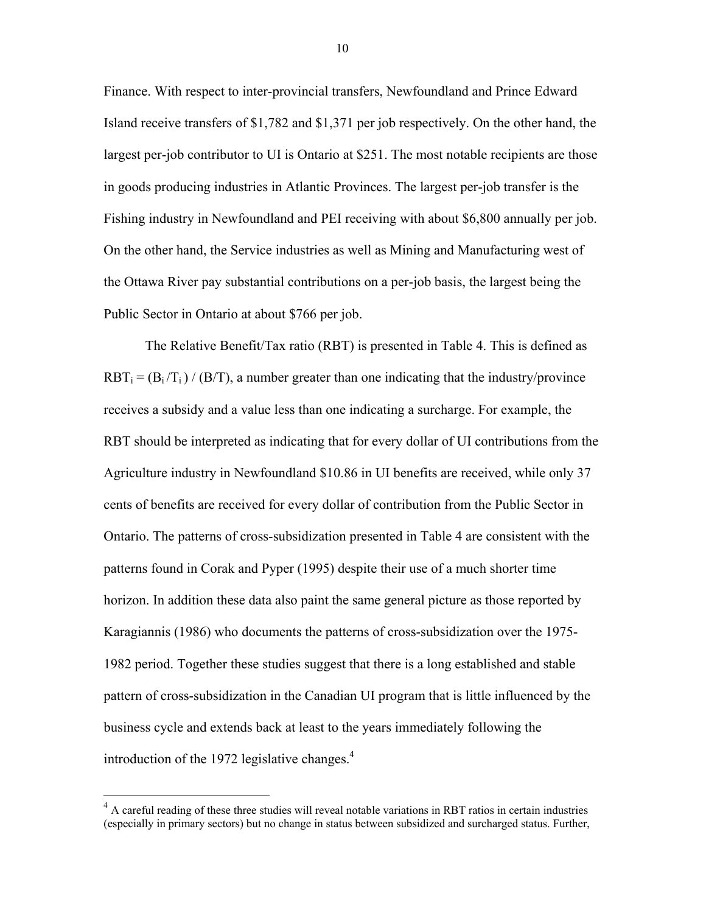Finance. With respect to inter-provincial transfers, Newfoundland and Prince Edward Island receive transfers of $1,782 and $1,371 per job respectively. On the other hand, the largest per-job contributor to UI is Ontario at $251. The most notable recipients are those in goods producing industries in Atlantic Provinces. The largest per-job transfer is the Fishing industry in Newfoundland and PEI receiving with about $6,800 annually per job. On the other hand, the Service industries as well as Mining and Manufacturing west of the Ottawa River pay substantial contributions on a per-job basis, the largest being the Public Sector in Ontario at about $766 per job.

The Relative Benefit/Tax ratio (RBT) is presented in Table 4. This is defined as $RBT_i = (B_i / T_i) / (B/T)$, a number greater than one indicating that the industry/province receives a subsidy and a value less than one indicating a surcharge. For example, the RBT should be interpreted as indicating that for every dollar of UI contributions from the Agriculture industry in Newfoundland $10.86 in UI benefits are received, while only 37 cents of benefits are received for every dollar of contribution from the Public Sector in Ontario. The patterns of cross-subsidization presented in Table 4 are consistent with the patterns found in Corak and Pyper (1995) despite their use of a much shorter time horizon. In addition these data also paint the same general picture as those reported by Karagiannis (1986) who documents the patterns of cross-subsidization over the 1975-1982 period. Together these studies suggest that there is a long established and stable pattern of cross-subsidization in the Canadian UI program that is little influenced by the business cycle and extends back at least to the years immediately following the introduction of the 1972 legislative changes.[4]

[4] A careful reading of these three studies will reveal notable variations in RBT ratios in certain industries (especially in primary sectors) but no change in status between subsidized and surcharged status. Further,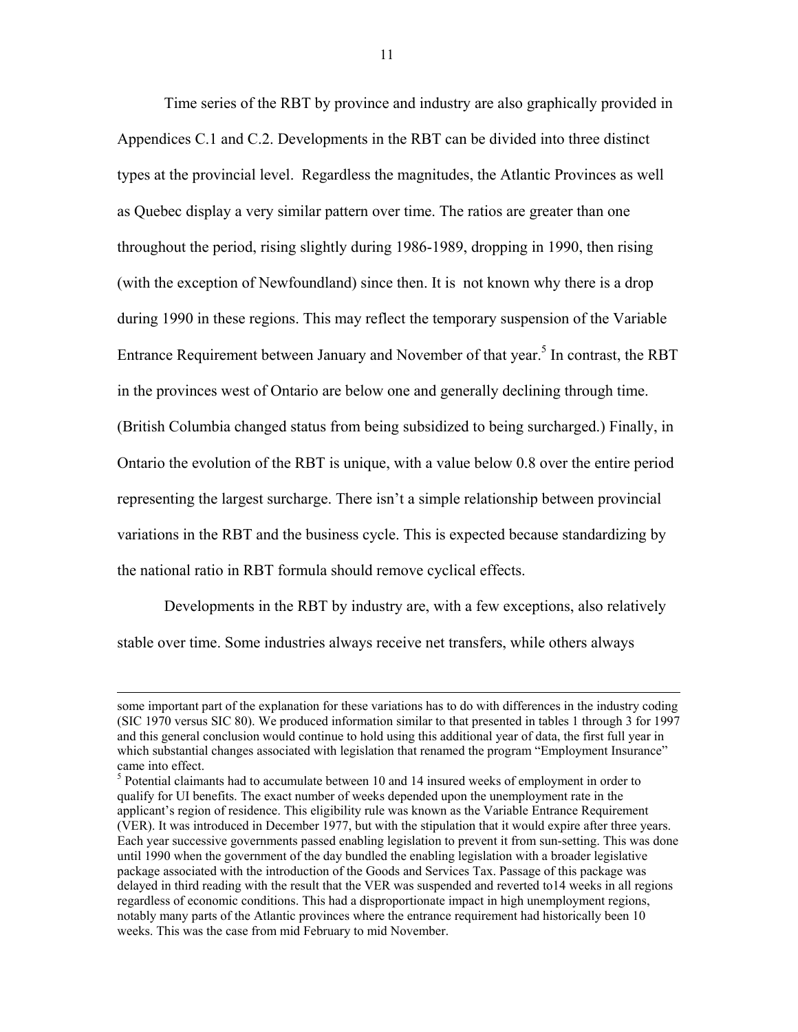Time series of the RBT by province and industry are also graphically provided in Appendices C.1 and C.2. Developments in the RBT can be divided into three distinct types at the provincial level. Regardless the magnitudes, the Atlantic Provinces as well as Quebec display a very similar pattern over time. The ratios are greater than one throughout the period, rising slightly during 1986-1989, dropping in 1990, then rising (with the exception of Newfoundland) since then. It is not known why there is a drop during 1990 in these regions. This may reflect the temporary suspension of the Variable Entrance Requirement between January and November of that year.[5] In contrast, the RBT in the provinces west of Ontario are below one and generally declining through time. (British Columbia changed status from being subsidized to being surcharged.) Finally, in Ontario the evolution of the RBT is unique, with a value below 0.8 over the entire period representing the largest surcharge. There isn't a simple relationship between provincial variations in the RBT and the business cycle. This is expected because standardizing by the national ratio in RBT formula should remove cyclical effects.

Developments in the RBT by industry are, with a few exceptions, also relatively stable over time. Some industries always receive net transfers, while others always

---

some important part of the explanation for these variations has to do with differences in the industry coding (SIC 1970 versus SIC 80). We produced information similar to that presented in tables 1 through 3 for 1997 and this general conclusion would continue to hold using this additional year of data, the first full year in which substantial changes associated with legislation that renamed the program "Employment Insurance" came into effect.

[5] Potential claimants had to accumulate between 10 and 14 insured weeks of employment in order to qualify for UI benefits. The exact number of weeks depended upon the unemployment rate in the applicant's region of residence. This eligibility rule was known as the Variable Entrance Requirement (VER). It was introduced in December 1977, but with the stipulation that it would expire after three years. Each year successive governments passed enabling legislation to prevent it from sun-setting. This was done until 1990 when the government of the day bundled the enabling legislation with a broader legislative package associated with the introduction of the Goods and Services Tax. Passage of this package was delayed in third reading with the result that the VER was suspended and reverted to14 weeks in all regions regardless of economic conditions. This had a disproportionate impact in high unemployment regions, notably many parts of the Atlantic provinces where the entrance requirement had historically been 10 weeks. This was the case from mid February to mid November.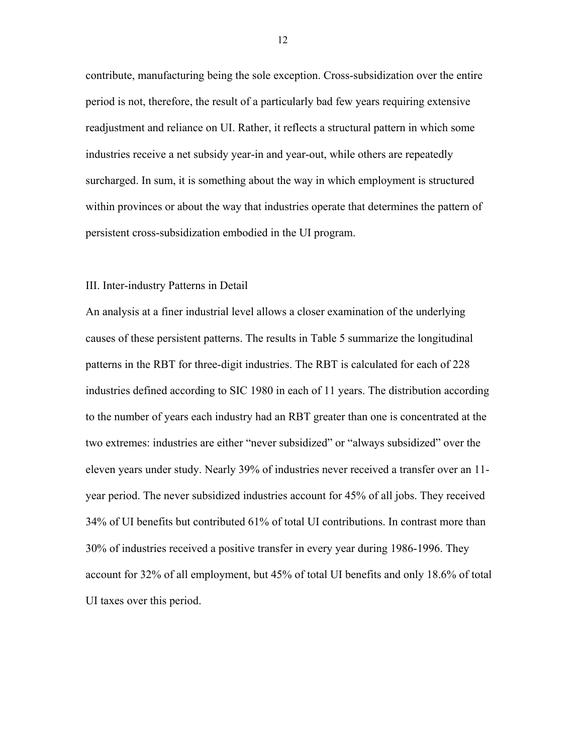contribute, manufacturing being the sole exception. Cross-subsidization over the entire period is not, therefore, the result of a particularly bad few years requiring extensive readjustment and reliance on UI. Rather, it reflects a structural pattern in which some industries receive a net subsidy year-in and year-out, while others are repeatedly surcharged. In sum, it is something about the way in which employment is structured within provinces or about the way that industries operate that determines the pattern of persistent cross-subsidization embodied in the UI program.

## III. Inter-industry Patterns in Detail

An analysis at a finer industrial level allows a closer examination of the underlying causes of these persistent patterns. The results in Table 5 summarize the longitudinal patterns in the RBT for three-digit industries. The RBT is calculated for each of 228 industries defined according to SIC 1980 in each of 11 years. The distribution according to the number of years each industry had an RBT greater than one is concentrated at the two extremes: industries are either "never subsidized" or "always subsidized" over the eleven years under study. Nearly 39% of industries never received a transfer over an 11-year period. The never subsidized industries account for 45% of all jobs. They received 34% of UI benefits but contributed 61% of total UI contributions. In contrast more than 30% of industries received a positive transfer in every year during 1986-1996. They account for 32% of all employment, but 45% of total UI benefits and only 18.6% of total UI taxes over this period.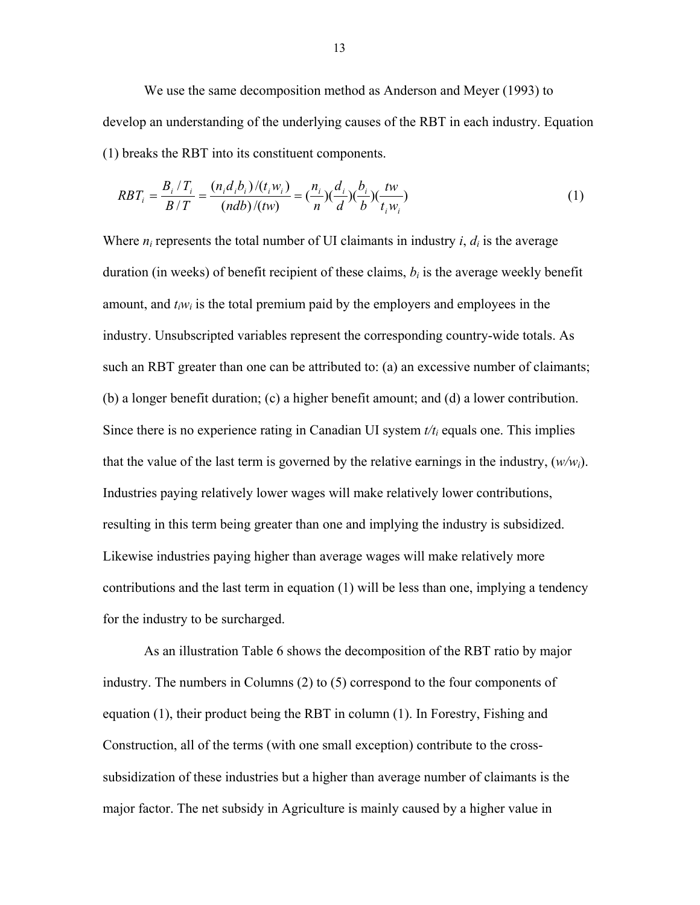We use the same decomposition method as Anderson and Meyer (1993) to develop an understanding of the underlying causes of the RBT in each industry. Equation (1) breaks the RBT into its constituent components.

$$RBT_i = \frac{B_i / T_i}{B / T} = \frac{(n_i d_i b_i)/(t_i w_i)}{(ndb)/(tw)} = (\frac{n_i}{n})(\frac{d_i}{d})(\frac{b_i}{b})(\frac{tw}{t_i w_i}) \tag{1}$$

Where $n_i$ represents the total number of UI claimants in industry $i$, $d_i$ is the average duration (in weeks) of benefit recipient of these claims, $b_i$ is the average weekly benefit amount, and $t_i w_i$ is the total premium paid by the employers and employees in the industry. Unsubscripted variables represent the corresponding country-wide totals. As such an RBT greater than one can be attributed to: (a) an excessive number of claimants; (b) a longer benefit duration; (c) a higher benefit amount; and (d) a lower contribution. Since there is no experience rating in Canadian UI system $t/t_i$ equals one. This implies that the value of the last term is governed by the relative earnings in the industry, $(w/w_i)$. Industries paying relatively lower wages will make relatively lower contributions, resulting in this term being greater than one and implying the industry is subsidized. Likewise industries paying higher than average wages will make relatively more contributions and the last term in equation (1) will be less than one, implying a tendency for the industry to be surcharged.

As an illustration Table 6 shows the decomposition of the RBT ratio by major industry. The numbers in Columns (2) to (5) correspond to the four components of equation (1), their product being the RBT in column (1). In Forestry, Fishing and Construction, all of the terms (with one small exception) contribute to the cross-subsidization of these industries but a higher than average number of claimants is the major factor. The net subsidy in Agriculture is mainly caused by a higher value in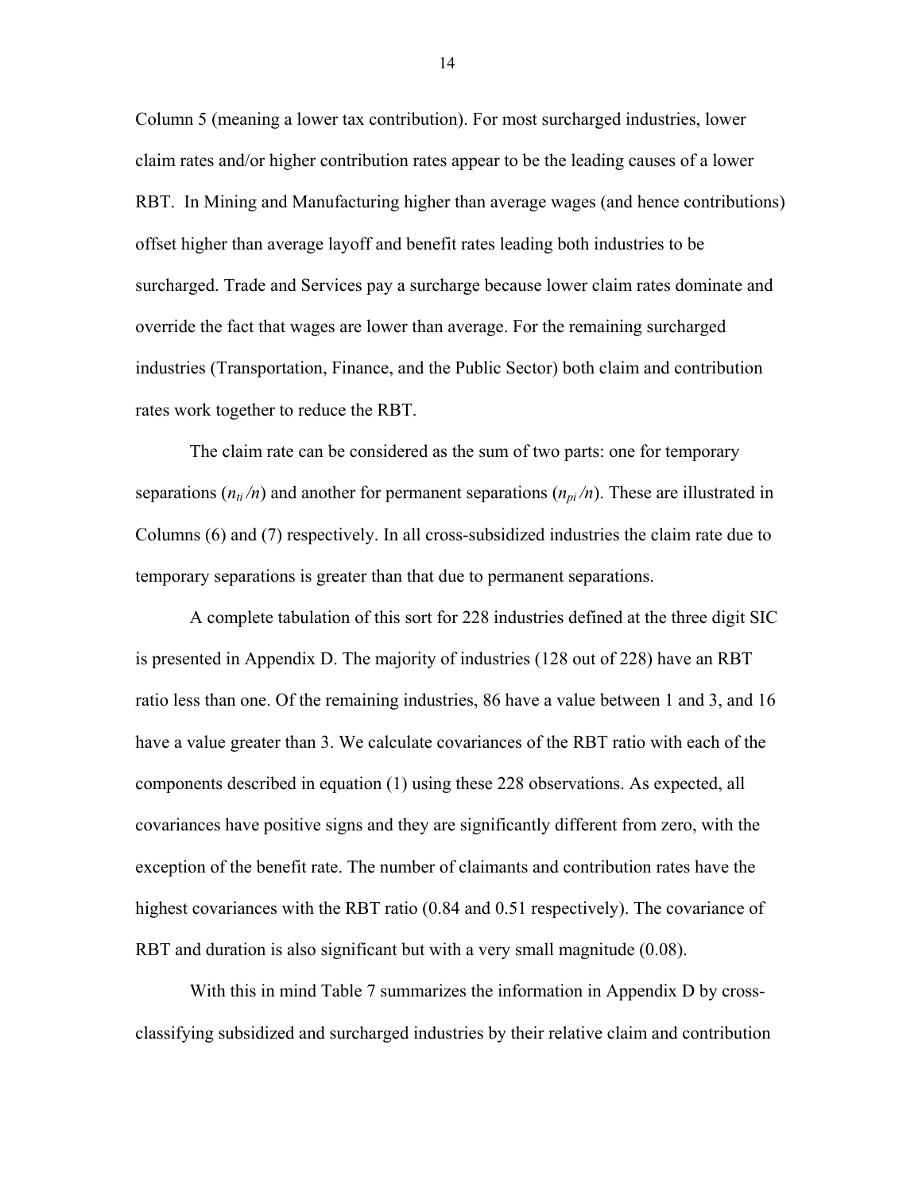Column 5 (meaning a lower tax contribution). For most surcharged industries, lower claim rates and/or higher contribution rates appear to be the leading causes of a lower RBT. In Mining and Manufacturing higher than average wages (and hence contributions) offset higher than average layoff and benefit rates leading both industries to be surcharged. Trade and Services pay a surcharge because lower claim rates dominate and override the fact that wages are lower than average. For the remaining surcharged industries (Transportation, Finance, and the Public Sector) both claim and contribution rates work together to reduce the RBT.

The claim rate can be considered as the sum of two parts: one for temporary separations ($n_{ti}/n$) and another for permanent separations ($n_{pi}/n$). These are illustrated in Columns (6) and (7) respectively. In all cross-subsidized industries the claim rate due to temporary separations is greater than that due to permanent separations.

A complete tabulation of this sort for 228 industries defined at the three digit SIC is presented in Appendix D. The majority of industries (128 out of 228) have an RBT ratio less than one. Of the remaining industries, 86 have a value between 1 and 3, and 16 have a value greater than 3. We calculate covariances of the RBT ratio with each of the components described in equation (1) using these 228 observations. As expected, all covariances have positive signs and they are significantly different from zero, with the exception of the benefit rate. The number of claimants and contribution rates have the highest covariances with the RBT ratio (0.84 and 0.51 respectively). The covariance of RBT and duration is also significant but with a very small magnitude (0.08).

With this in mind Table 7 summarizes the information in Appendix D by cross-classifying subsidized and surcharged industries by their relative claim and contribution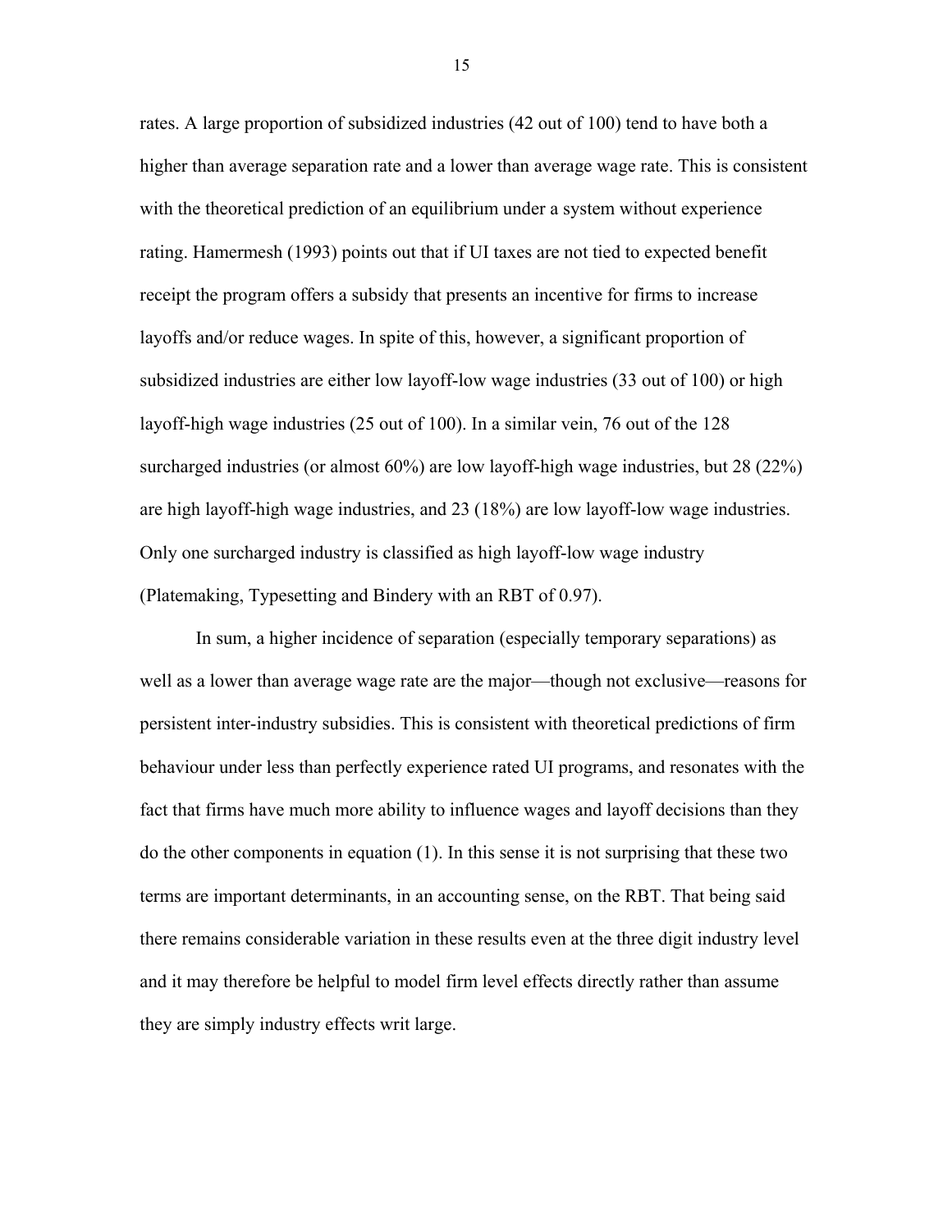rates. A large proportion of subsidized industries (42 out of 100) tend to have both a higher than average separation rate and a lower than average wage rate. This is consistent with the theoretical prediction of an equilibrium under a system without experience rating. Hamermesh (1993) points out that if UI taxes are not tied to expected benefit receipt the program offers a subsidy that presents an incentive for firms to increase layoffs and/or reduce wages. In spite of this, however, a significant proportion of subsidized industries are either low layoff-low wage industries (33 out of 100) or high layoff-high wage industries (25 out of 100). In a similar vein, 76 out of the 128 surcharged industries (or almost 60%) are low layoff-high wage industries, but 28 (22%) are high layoff-high wage industries, and 23 (18%) are low layoff-low wage industries. Only one surcharged industry is classified as high layoff-low wage industry (Platemaking, Typesetting and Bindery with an RBT of 0.97).

In sum, a higher incidence of separation (especially temporary separations) as well as a lower than average wage rate are the major—though not exclusive—reasons for persistent inter-industry subsidies. This is consistent with theoretical predictions of firm behaviour under less than perfectly experience rated UI programs, and resonates with the fact that firms have much more ability to influence wages and layoff decisions than they do the other components in equation (1). In this sense it is not surprising that these two terms are important determinants, in an accounting sense, on the RBT. That being said there remains considerable variation in these results even at the three digit industry level and it may therefore be helpful to model firm level effects directly rather than assume they are simply industry effects writ large.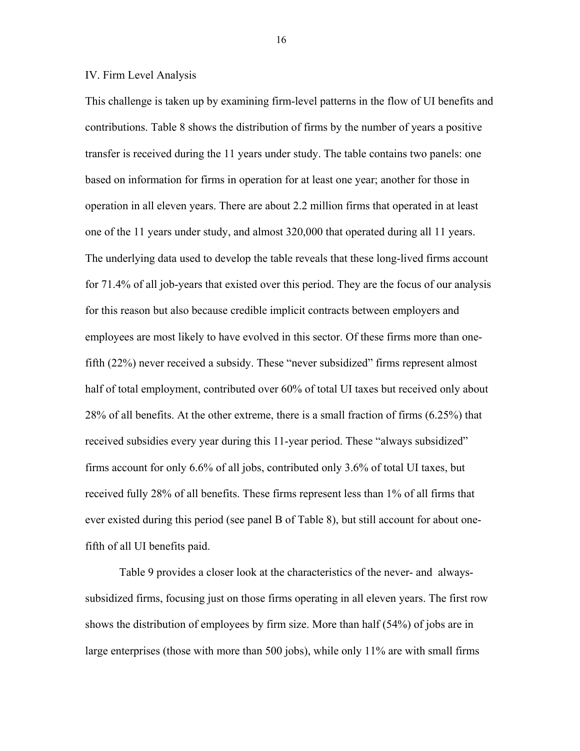## IV. Firm Level Analysis

This challenge is taken up by examining firm-level patterns in the flow of UI benefits and contributions. Table 8 shows the distribution of firms by the number of years a positive transfer is received during the 11 years under study. The table contains two panels: one based on information for firms in operation for at least one year; another for those in operation in all eleven years. There are about 2.2 million firms that operated in at least one of the 11 years under study, and almost 320,000 that operated during all 11 years. The underlying data used to develop the table reveals that these long-lived firms account for 71.4% of all job-years that existed over this period. They are the focus of our analysis for this reason but also because credible implicit contracts between employers and employees are most likely to have evolved in this sector. Of these firms more than one-fifth (22%) never received a subsidy. These "never subsidized" firms represent almost half of total employment, contributed over 60% of total UI taxes but received only about 28% of all benefits. At the other extreme, there is a small fraction of firms (6.25%) that received subsidies every year during this 11-year period. These "always subsidized" firms account for only 6.6% of all jobs, contributed only 3.6% of total UI taxes, but received fully 28% of all benefits. These firms represent less than 1% of all firms that ever existed during this period (see panel B of Table 8), but still account for about one-fifth of all UI benefits paid.

Table 9 provides a closer look at the characteristics of the never- and always-subsidized firms, focusing just on those firms operating in all eleven years. The first row shows the distribution of employees by firm size. More than half (54%) of jobs are in large enterprises (those with more than 500 jobs), while only 11% are with small firms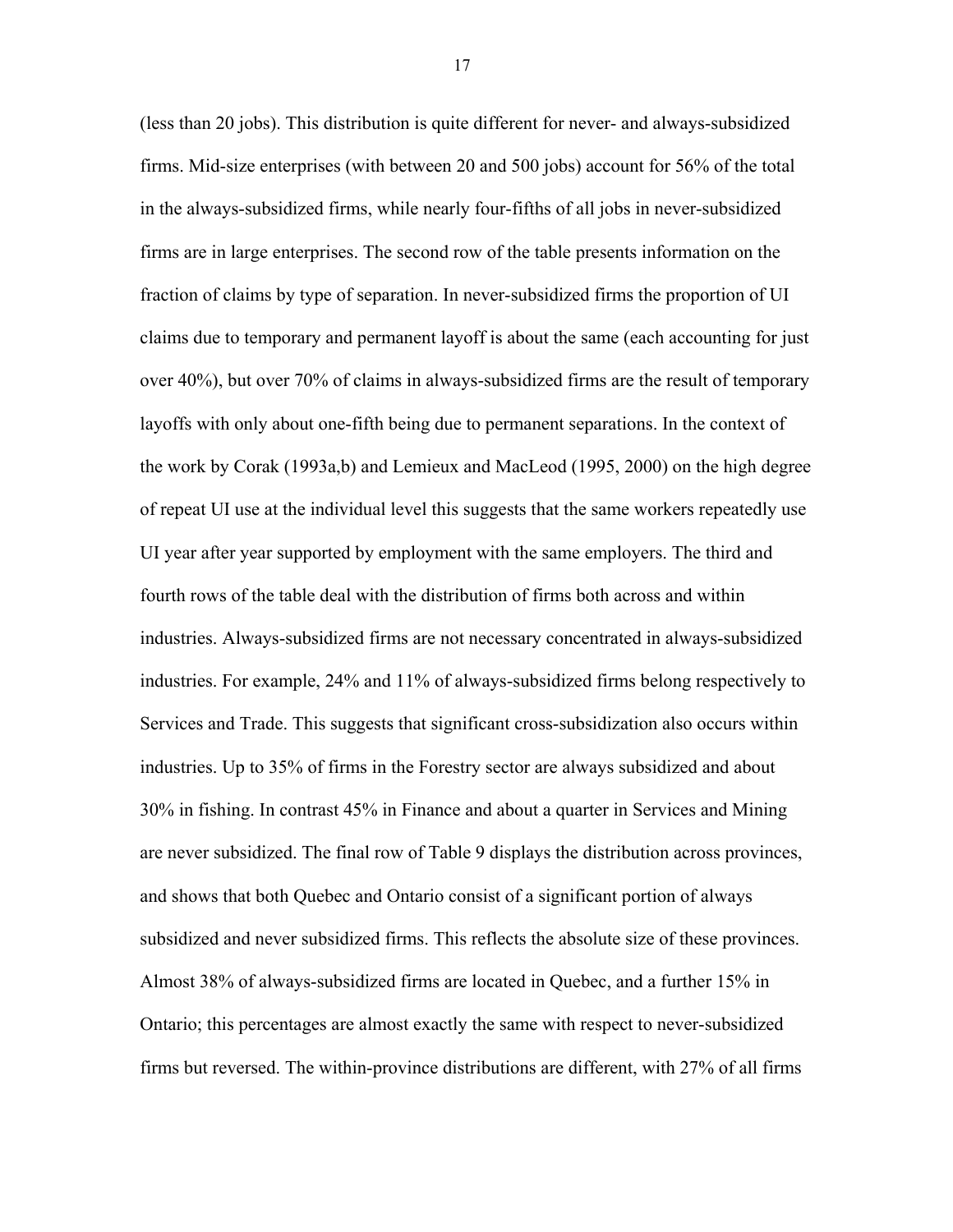(less than 20 jobs). This distribution is quite different for never- and always-subsidized firms. Mid-size enterprises (with between 20 and 500 jobs) account for 56% of the total in the always-subsidized firms, while nearly four-fifths of all jobs in never-subsidized firms are in large enterprises. The second row of the table presents information on the fraction of claims by type of separation. In never-subsidized firms the proportion of UI claims due to temporary and permanent layoff is about the same (each accounting for just over 40%), but over 70% of claims in always-subsidized firms are the result of temporary layoffs with only about one-fifth being due to permanent separations. In the context of the work by Corak (1993a,b) and Lemieux and MacLeod (1995, 2000) on the high degree of repeat UI use at the individual level this suggests that the same workers repeatedly use UI year after year supported by employment with the same employers. The third and fourth rows of the table deal with the distribution of firms both across and within industries. Always-subsidized firms are not necessary concentrated in always-subsidized industries. For example, 24% and 11% of always-subsidized firms belong respectively to Services and Trade. This suggests that significant cross-subsidization also occurs within industries. Up to 35% of firms in the Forestry sector are always subsidized and about 30% in fishing. In contrast 45% in Finance and about a quarter in Services and Mining are never subsidized. The final row of Table 9 displays the distribution across provinces, and shows that both Quebec and Ontario consist of a significant portion of always subsidized and never subsidized firms. This reflects the absolute size of these provinces. Almost 38% of always-subsidized firms are located in Quebec, and a further 15% in Ontario; this percentages are almost exactly the same with respect to never-subsidized firms but reversed. The within-province distributions are different, with 27% of all firms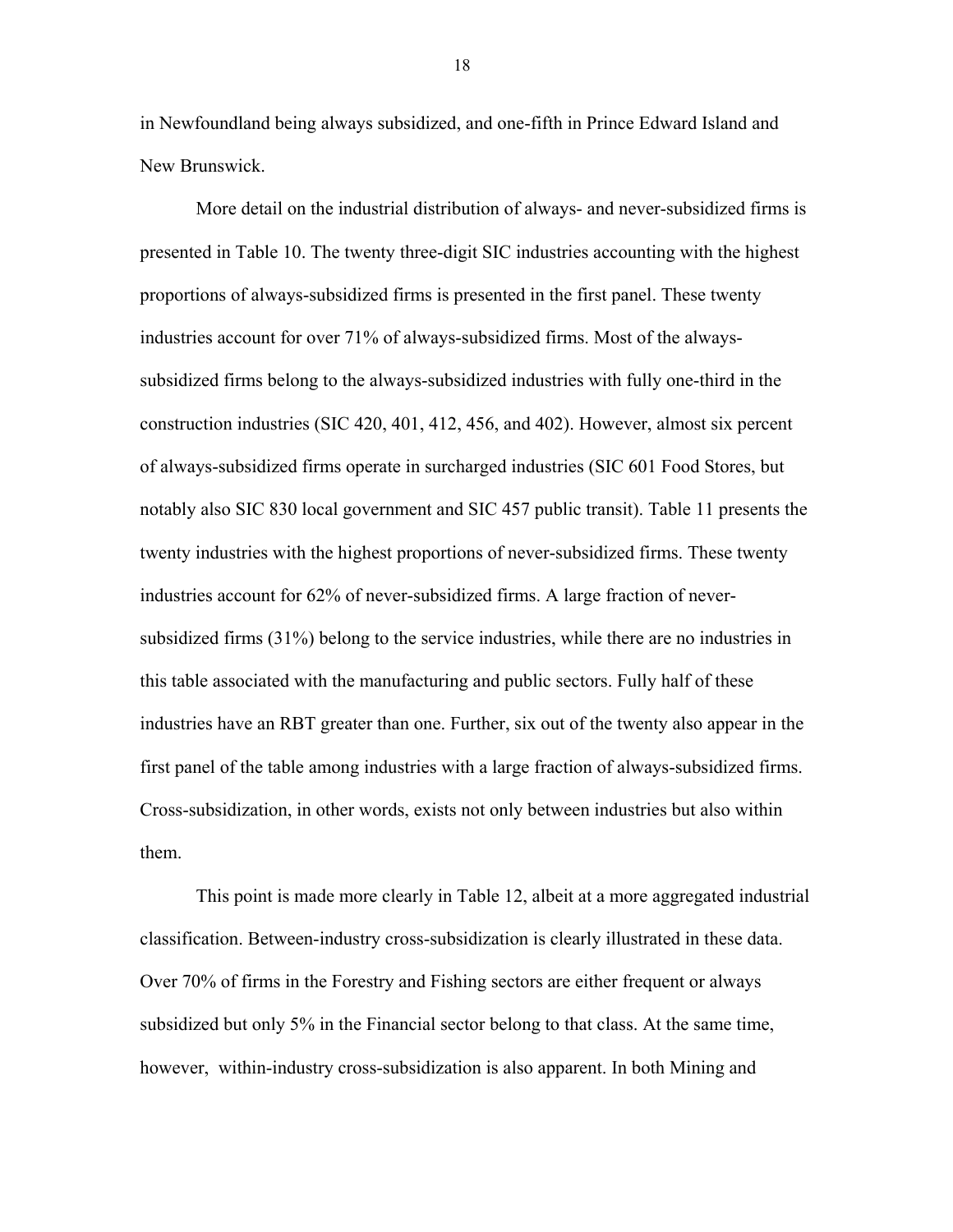in Newfoundland being always subsidized, and one-fifth in Prince Edward Island and New Brunswick.

More detail on the industrial distribution of always- and never-subsidized firms is presented in Table 10. The twenty three-digit SIC industries accounting with the highest proportions of always-subsidized firms is presented in the first panel. These twenty industries account for over 71% of always-subsidized firms. Most of the always-subsidized firms belong to the always-subsidized industries with fully one-third in the construction industries (SIC 420, 401, 412, 456, and 402). However, almost six percent of always-subsidized firms operate in surcharged industries (SIC 601 Food Stores, but notably also SIC 830 local government and SIC 457 public transit). Table 11 presents the twenty industries with the highest proportions of never-subsidized firms. These twenty industries account for 62% of never-subsidized firms. A large fraction of never-subsidized firms (31%) belong to the service industries, while there are no industries in this table associated with the manufacturing and public sectors. Fully half of these industries have an RBT greater than one. Further, six out of the twenty also appear in the first panel of the table among industries with a large fraction of always-subsidized firms. Cross-subsidization, in other words, exists not only between industries but also within them.

This point is made more clearly in Table 12, albeit at a more aggregated industrial classification. Between-industry cross-subsidization is clearly illustrated in these data. Over 70% of firms in the Forestry and Fishing sectors are either frequent or always subsidized but only 5% in the Financial sector belong to that class. At the same time, however, within-industry cross-subsidization is also apparent. In both Mining and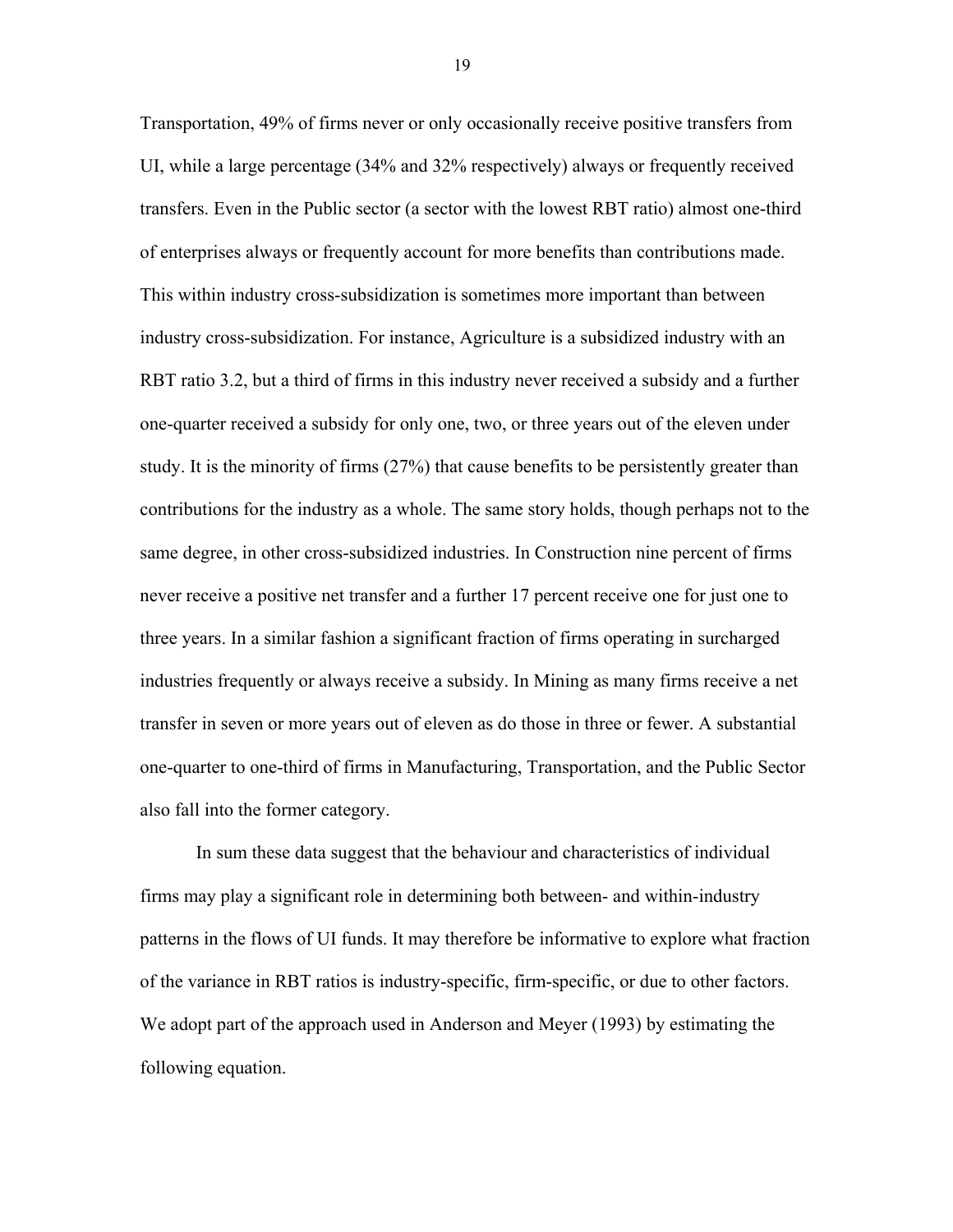Transportation, 49% of firms never or only occasionally receive positive transfers from UI, while a large percentage (34% and 32% respectively) always or frequently received transfers. Even in the Public sector (a sector with the lowest RBT ratio) almost one-third of enterprises always or frequently account for more benefits than contributions made. This within industry cross-subsidization is sometimes more important than between industry cross-subsidization. For instance, Agriculture is a subsidized industry with an RBT ratio 3.2, but a third of firms in this industry never received a subsidy and a further one-quarter received a subsidy for only one, two, or three years out of the eleven under study. It is the minority of firms (27%) that cause benefits to be persistently greater than contributions for the industry as a whole. The same story holds, though perhaps not to the same degree, in other cross-subsidized industries. In Construction nine percent of firms never receive a positive net transfer and a further 17 percent receive one for just one to three years. In a similar fashion a significant fraction of firms operating in surcharged industries frequently or always receive a subsidy. In Mining as many firms receive a net transfer in seven or more years out of eleven as do those in three or fewer. A substantial one-quarter to one-third of firms in Manufacturing, Transportation, and the Public Sector also fall into the former category.

In sum these data suggest that the behaviour and characteristics of individual firms may play a significant role in determining both between- and within-industry patterns in the flows of UI funds. It may therefore be informative to explore what fraction of the variance in RBT ratios is industry-specific, firm-specific, or due to other factors. We adopt part of the approach used in Anderson and Meyer (1993) by estimating the following equation.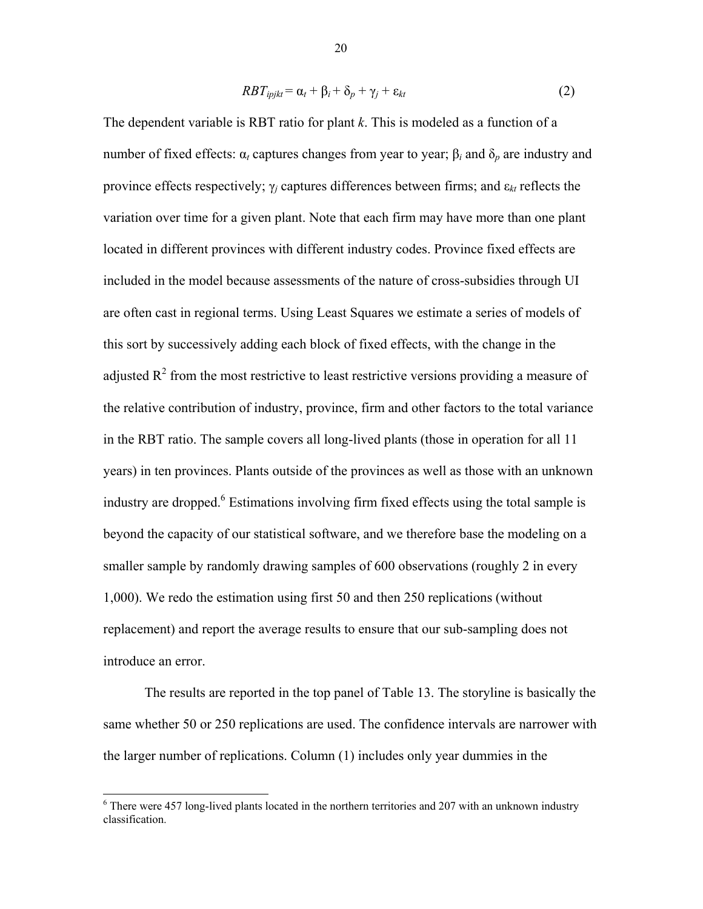$$RBT_{ipjkt} = \alpha_t + \beta_i + \delta_p + \gamma_j + \varepsilon_{kt} \tag{2}$$

The dependent variable is RBT ratio for plant *k*. This is modeled as a function of a number of fixed effects: $\alpha_t$ captures changes from year to year; $\beta_i$ and $\delta_p$ are industry and province effects respectively; $\gamma_j$ captures differences between firms; and $\varepsilon_{kt}$ reflects the variation over time for a given plant. Note that each firm may have more than one plant located in different provinces with different industry codes. Province fixed effects are included in the model because assessments of the nature of cross-subsidies through UI are often cast in regional terms. Using Least Squares we estimate a series of models of this sort by successively adding each block of fixed effects, with the change in the adjusted $R^2$ from the most restrictive to least restrictive versions providing a measure of the relative contribution of industry, province, firm and other factors to the total variance in the RBT ratio. The sample covers all long-lived plants (those in operation for all 11 years) in ten provinces. Plants outside of the provinces as well as those with an unknown industry are dropped.[6] Estimations involving firm fixed effects using the total sample is beyond the capacity of our statistical software, and we therefore base the modeling on a smaller sample by randomly drawing samples of 600 observations (roughly 2 in every 1,000). We redo the estimation using first 50 and then 250 replications (without replacement) and report the average results to ensure that our sub-sampling does not introduce an error.

The results are reported in the top panel of Table 13. The storyline is basically the same whether 50 or 250 replications are used. The confidence intervals are narrower with the larger number of replications. Column (1) includes only year dummies in the

[6] There were 457 long-lived plants located in the northern territories and 207 with an unknown industry classification.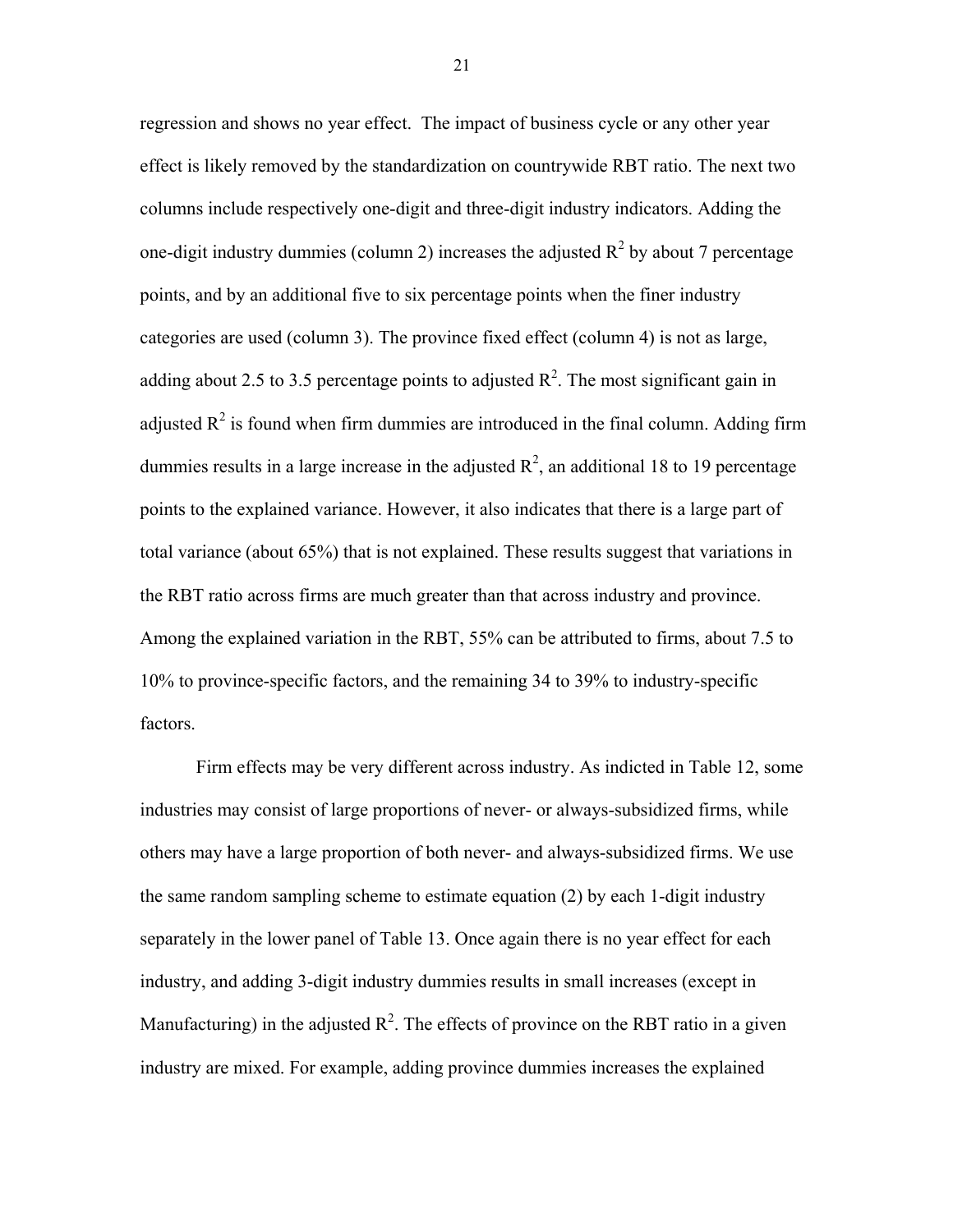regression and shows no year effect. The impact of business cycle or any other year effect is likely removed by the standardization on countrywide RBT ratio. The next two columns include respectively one-digit and three-digit industry indicators. Adding the one-digit industry dummies (column 2) increases the adjusted $R^2$ by about 7 percentage points, and by an additional five to six percentage points when the finer industry categories are used (column 3). The province fixed effect (column 4) is not as large, adding about 2.5 to 3.5 percentage points to adjusted $R^2$. The most significant gain in adjusted $R^2$ is found when firm dummies are introduced in the final column. Adding firm dummies results in a large increase in the adjusted $R^2$, an additional 18 to 19 percentage points to the explained variance. However, it also indicates that there is a large part of total variance (about 65%) that is not explained. These results suggest that variations in the RBT ratio across firms are much greater than that across industry and province. Among the explained variation in the RBT, 55% can be attributed to firms, about 7.5 to 10% to province-specific factors, and the remaining 34 to 39% to industry-specific factors.

Firm effects may be very different across industry. As indicted in Table 12, some industries may consist of large proportions of never- or always-subsidized firms, while others may have a large proportion of both never- and always-subsidized firms. We use the same random sampling scheme to estimate equation (2) by each 1-digit industry separately in the lower panel of Table 13. Once again there is no year effect for each industry, and adding 3-digit industry dummies results in small increases (except in Manufacturing) in the adjusted $R^2$. The effects of province on the RBT ratio in a given industry are mixed. For example, adding province dummies increases the explained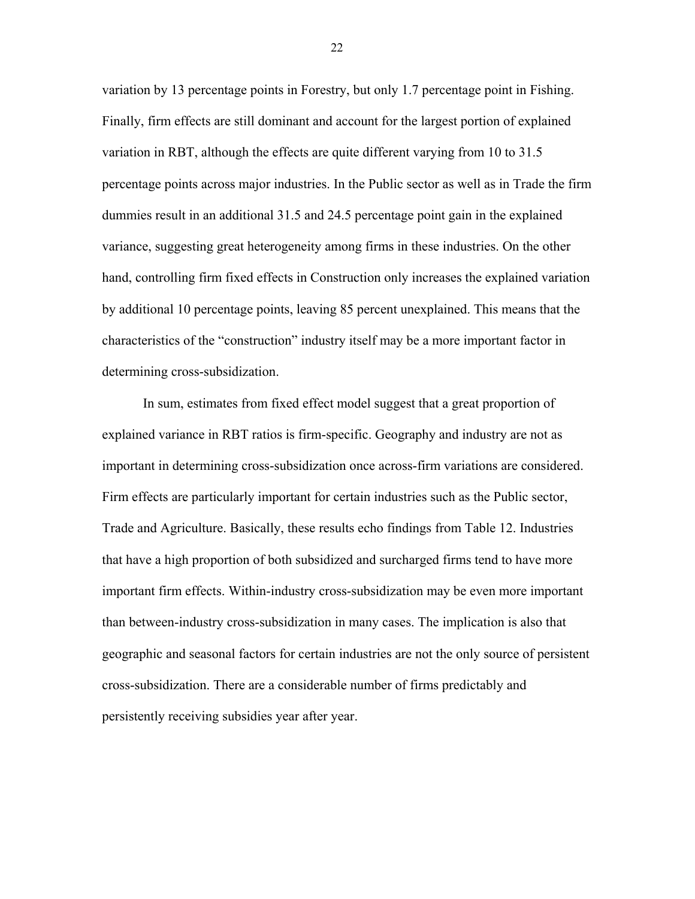variation by 13 percentage points in Forestry, but only 1.7 percentage point in Fishing. Finally, firm effects are still dominant and account for the largest portion of explained variation in RBT, although the effects are quite different varying from 10 to 31.5 percentage points across major industries. In the Public sector as well as in Trade the firm dummies result in an additional 31.5 and 24.5 percentage point gain in the explained variance, suggesting great heterogeneity among firms in these industries. On the other hand, controlling firm fixed effects in Construction only increases the explained variation by additional 10 percentage points, leaving 85 percent unexplained. This means that the characteristics of the "construction" industry itself may be a more important factor in determining cross-subsidization.

In sum, estimates from fixed effect model suggest that a great proportion of explained variance in RBT ratios is firm-specific. Geography and industry are not as important in determining cross-subsidization once across-firm variations are considered. Firm effects are particularly important for certain industries such as the Public sector, Trade and Agriculture. Basically, these results echo findings from Table 12. Industries that have a high proportion of both subsidized and surcharged firms tend to have more important firm effects. Within-industry cross-subsidization may be even more important than between-industry cross-subsidization in many cases. The implication is also that geographic and seasonal factors for certain industries are not the only source of persistent cross-subsidization. There are a considerable number of firms predictably and persistently receiving subsidies year after year.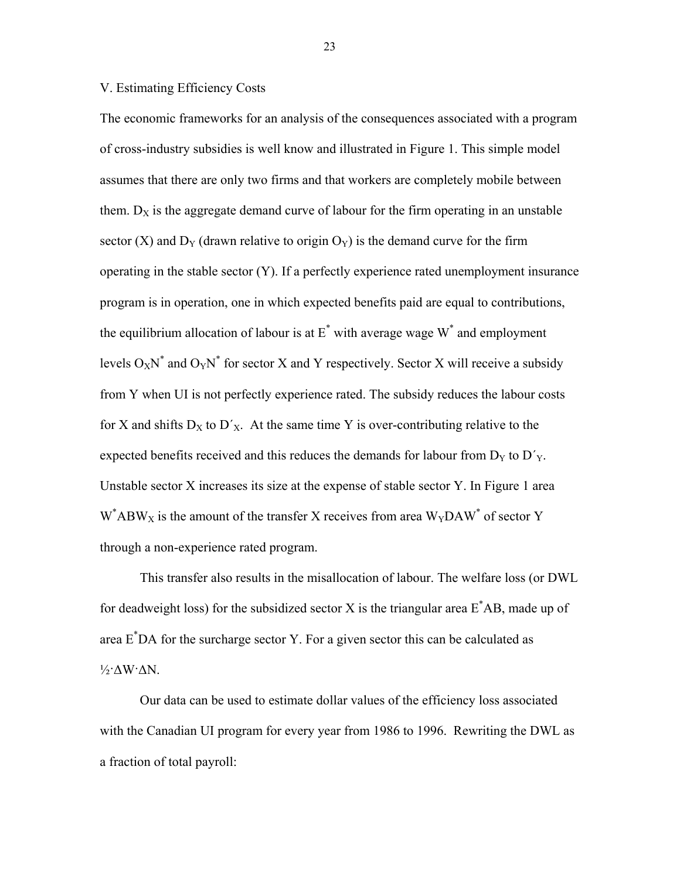## V. Estimating Efficiency Costs

The economic frameworks for an analysis of the consequences associated with a program of cross-industry subsidies is well know and illustrated in Figure 1. This simple model assumes that there are only two firms and that workers are completely mobile between them. $D_X$ is the aggregate demand curve of labour for the firm operating in an unstable sector (X) and $D_Y$ (drawn relative to origin $O_Y$) is the demand curve for the firm operating in the stable sector (Y). If a perfectly experience rated unemployment insurance program is in operation, one in which expected benefits paid are equal to contributions, the equilibrium allocation of labour is at $E^*$ with average wage $W^*$ and employment levels $O_XN^*$ and $O_YN^*$ for sector X and Y respectively. Sector X will receive a subsidy from Y when UI is not perfectly experience rated. The subsidy reduces the labour costs for X and shifts $D_X$ to $D'_X$. At the same time Y is over-contributing relative to the expected benefits received and this reduces the demands for labour from $D_Y$ to $D'_Y$. Unstable sector X increases its size at the expense of stable sector Y. In Figure 1 area $W^*ABW_X$ is the amount of the transfer X receives from area $W_YDAW^*$ of sector Y through a non-experience rated program.

This transfer also results in the misallocation of labour. The welfare loss (or DWL for deadweight loss) for the subsidized sector X is the triangular area $E^*AB$, made up of area $E^*DA$ for the surcharge sector Y. For a given sector this can be calculated as $\frac{1}{2}\cdot\Delta W\cdot\Delta N$.

Our data can be used to estimate dollar values of the efficiency loss associated with the Canadian UI program for every year from 1986 to 1996. Rewriting the DWL as a fraction of total payroll: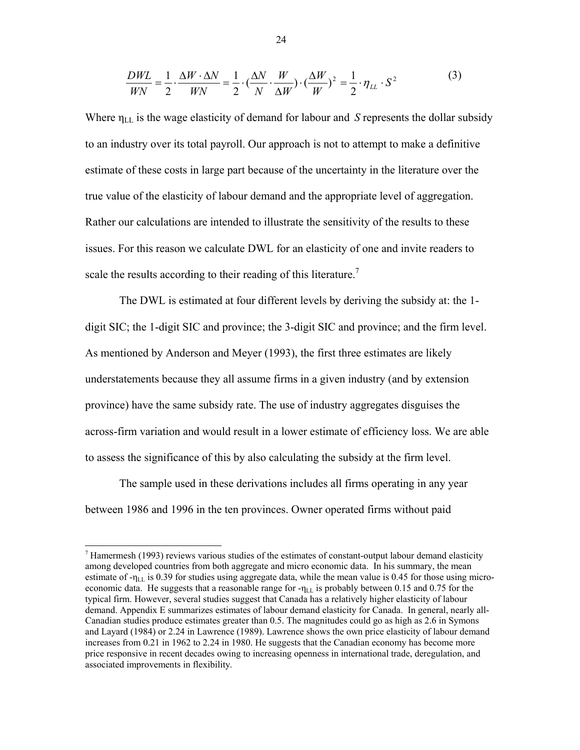$$\frac{DWL}{WN} = \frac{1}{2} \cdot \frac{\Delta W \cdot \Delta N}{WN} = \frac{1}{2} \cdot \left(\frac{\Delta N}{N} \cdot \frac{W}{\Delta W}\right) \cdot \left(\frac{\Delta W}{W}\right)^2 = \frac{1}{2} \cdot \eta_{LL} \cdot S^2 \qquad (3)$$

Where $\eta_{LL}$ is the wage elasticity of demand for labour and $S$ represents the dollar subsidy to an industry over its total payroll. Our approach is not to attempt to make a definitive estimate of these costs in large part because of the uncertainty in the literature over the true value of the elasticity of labour demand and the appropriate level of aggregation. Rather our calculations are intended to illustrate the sensitivity of the results to these issues. For this reason we calculate DWL for an elasticity of one and invite readers to scale the results according to their reading of this literature.[7]

The DWL is estimated at four different levels by deriving the subsidy at: the 1-digit SIC; the 1-digit SIC and province; the 3-digit SIC and province; and the firm level. As mentioned by Anderson and Meyer (1993), the first three estimates are likely understatements because they all assume firms in a given industry (and by extension province) have the same subsidy rate. The use of industry aggregates disguises the across-firm variation and would result in a lower estimate of efficiency loss. We are able to assess the significance of this by also calculating the subsidy at the firm level.

The sample used in these derivations includes all firms operating in any year between 1986 and 1996 in the ten provinces. Owner operated firms without paid

---

[7] Hamermesh (1993) reviews various studies of the estimates of constant-output labour demand elasticity among developed countries from both aggregate and micro economic data. In his summary, the mean estimate of $-\eta_{LL}$ is 0.39 for studies using aggregate data, while the mean value is 0.45 for those using micro-economic data. He suggests that a reasonable range for $-\eta_{LL}$ is probably between 0.15 and 0.75 for the typical firm. However, several studies suggest that Canada has a relatively higher elasticity of labour demand. Appendix E summarizes estimates of labour demand elasticity for Canada. In general, nearly all-Canadian studies produce estimates greater than 0.5. The magnitudes could go as high as 2.6 in Symons and Layard (1984) or 2.24 in Lawrence (1989). Lawrence shows the own price elasticity of labour demand increases from 0.21 in 1962 to 2.24 in 1980. He suggests that the Canadian economy has become more price responsive in recent decades owing to increasing openness in international trade, deregulation, and associated improvements in flexibility.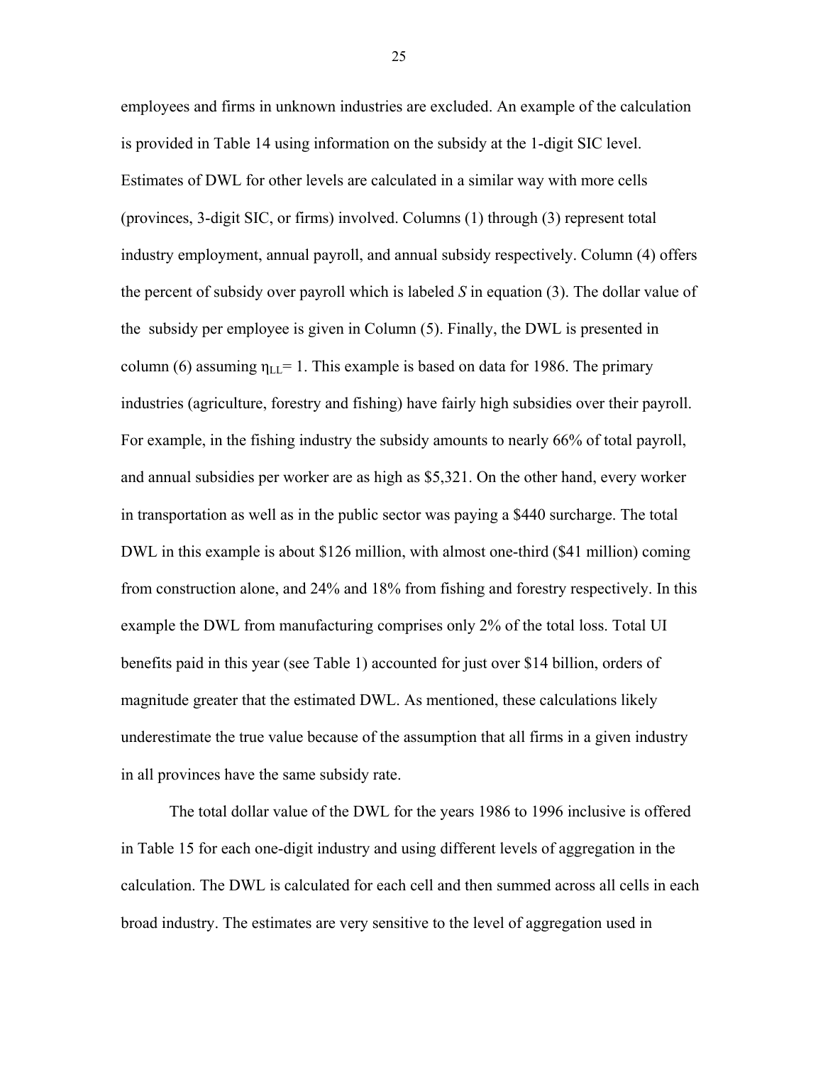employees and firms in unknown industries are excluded. An example of the calculation is provided in Table 14 using information on the subsidy at the 1-digit SIC level. Estimates of DWL for other levels are calculated in a similar way with more cells (provinces, 3-digit SIC, or firms) involved. Columns (1) through (3) represent total industry employment, annual payroll, and annual subsidy respectively. Column (4) offers the percent of subsidy over payroll which is labeled *S* in equation (3). The dollar value of the subsidy per employee is given in Column (5). Finally, the DWL is presented in column (6) assuming $\eta_{LL}= 1$. This example is based on data for 1986. The primary industries (agriculture, forestry and fishing) have fairly high subsidies over their payroll. For example, in the fishing industry the subsidy amounts to nearly 66% of total payroll, and annual subsidies per worker are as high as \$5,321. On the other hand, every worker in transportation as well as in the public sector was paying a \$440 surcharge. The total DWL in this example is about \$126 million, with almost one-third (\$41 million) coming from construction alone, and 24% and 18% from fishing and forestry respectively. In this example the DWL from manufacturing comprises only 2% of the total loss. Total UI benefits paid in this year (see Table 1) accounted for just over \$14 billion, orders of magnitude greater that the estimated DWL. As mentioned, these calculations likely underestimate the true value because of the assumption that all firms in a given industry in all provinces have the same subsidy rate.

The total dollar value of the DWL for the years 1986 to 1996 inclusive is offered in Table 15 for each one-digit industry and using different levels of aggregation in the calculation. The DWL is calculated for each cell and then summed across all cells in each broad industry. The estimates are very sensitive to the level of aggregation used in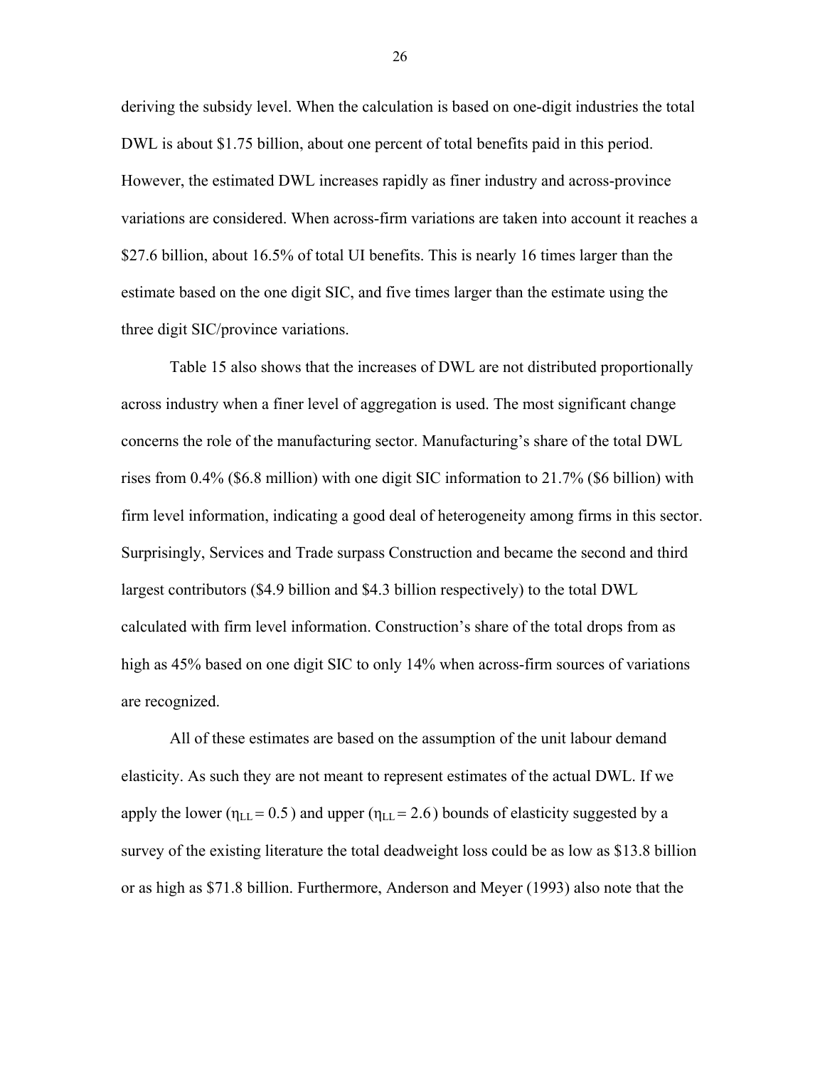deriving the subsidy level. When the calculation is based on one-digit industries the total DWL is about \$1.75 billion, about one percent of total benefits paid in this period. However, the estimated DWL increases rapidly as finer industry and across-province variations are considered. When across-firm variations are taken into account it reaches a \$27.6 billion, about 16.5% of total UI benefits. This is nearly 16 times larger than the estimate based on the one digit SIC, and five times larger than the estimate using the three digit SIC/province variations.

Table 15 also shows that the increases of DWL are not distributed proportionally across industry when a finer level of aggregation is used. The most significant change concerns the role of the manufacturing sector. Manufacturing's share of the total DWL rises from 0.4% (\$6.8 million) with one digit SIC information to 21.7% (\$6 billion) with firm level information, indicating a good deal of heterogeneity among firms in this sector. Surprisingly, Services and Trade surpass Construction and became the second and third largest contributors (\$4.9 billion and \$4.3 billion respectively) to the total DWL calculated with firm level information. Construction's share of the total drops from as high as 45% based on one digit SIC to only 14% when across-firm sources of variations are recognized.

All of these estimates are based on the assumption of the unit labour demand elasticity. As such they are not meant to represent estimates of the actual DWL. If we apply the lower ($\eta_{LL} = 0.5$) and upper ($\eta_{LL} = 2.6$) bounds of elasticity suggested by a survey of the existing literature the total deadweight loss could be as low as \$13.8 billion or as high as \$71.8 billion. Furthermore, Anderson and Meyer (1993) also note that the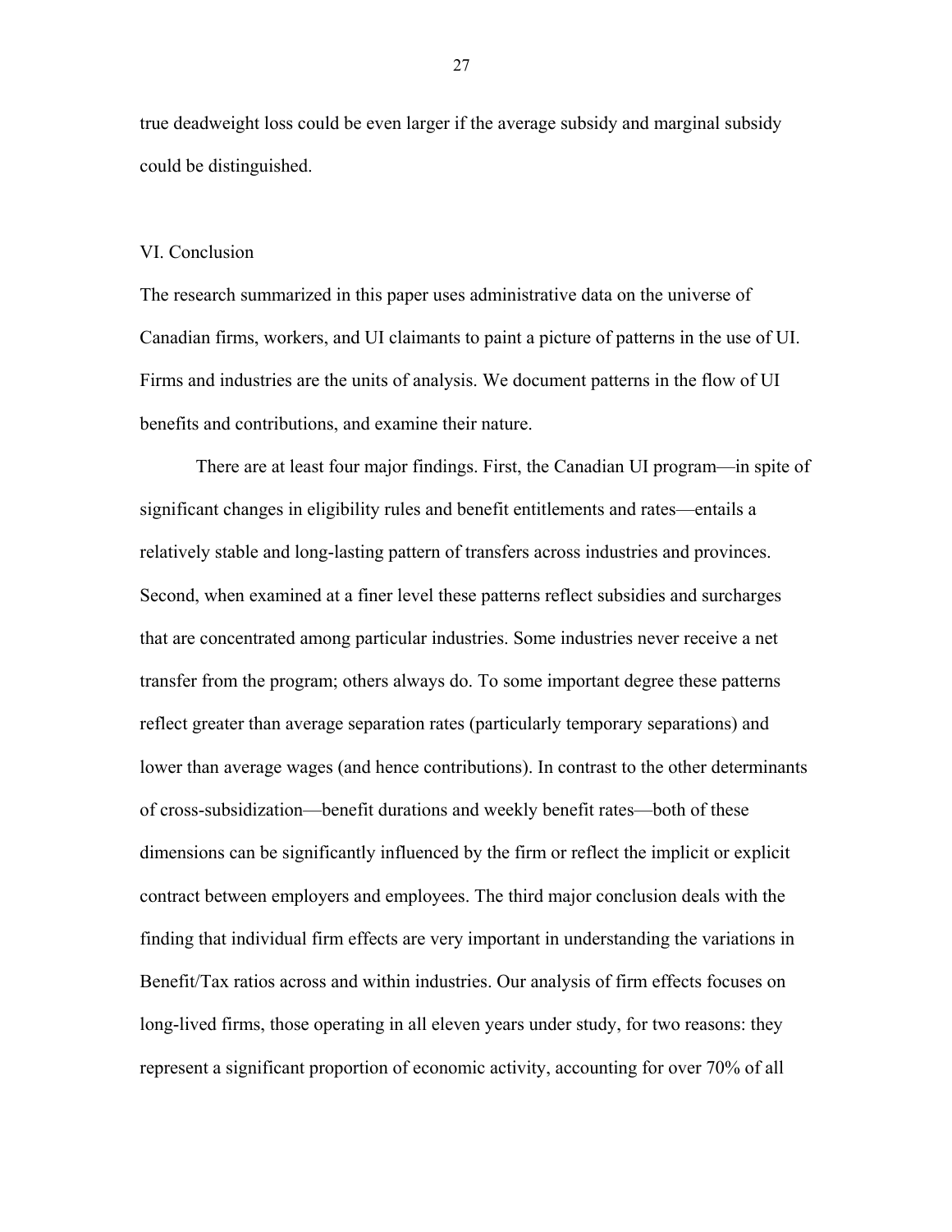true deadweight loss could be even larger if the average subsidy and marginal subsidy could be distinguished.

## VI. Conclusion

The research summarized in this paper uses administrative data on the universe of Canadian firms, workers, and UI claimants to paint a picture of patterns in the use of UI. Firms and industries are the units of analysis. We document patterns in the flow of UI benefits and contributions, and examine their nature.

There are at least four major findings. First, the Canadian UI program—in spite of significant changes in eligibility rules and benefit entitlements and rates—entails a relatively stable and long-lasting pattern of transfers across industries and provinces. Second, when examined at a finer level these patterns reflect subsidies and surcharges that are concentrated among particular industries. Some industries never receive a net transfer from the program; others always do. To some important degree these patterns reflect greater than average separation rates (particularly temporary separations) and lower than average wages (and hence contributions). In contrast to the other determinants of cross-subsidization—benefit durations and weekly benefit rates—both of these dimensions can be significantly influenced by the firm or reflect the implicit or explicit contract between employers and employees. The third major conclusion deals with the finding that individual firm effects are very important in understanding the variations in Benefit/Tax ratios across and within industries. Our analysis of firm effects focuses on long-lived firms, those operating in all eleven years under study, for two reasons: they represent a significant proportion of economic activity, accounting for over 70% of all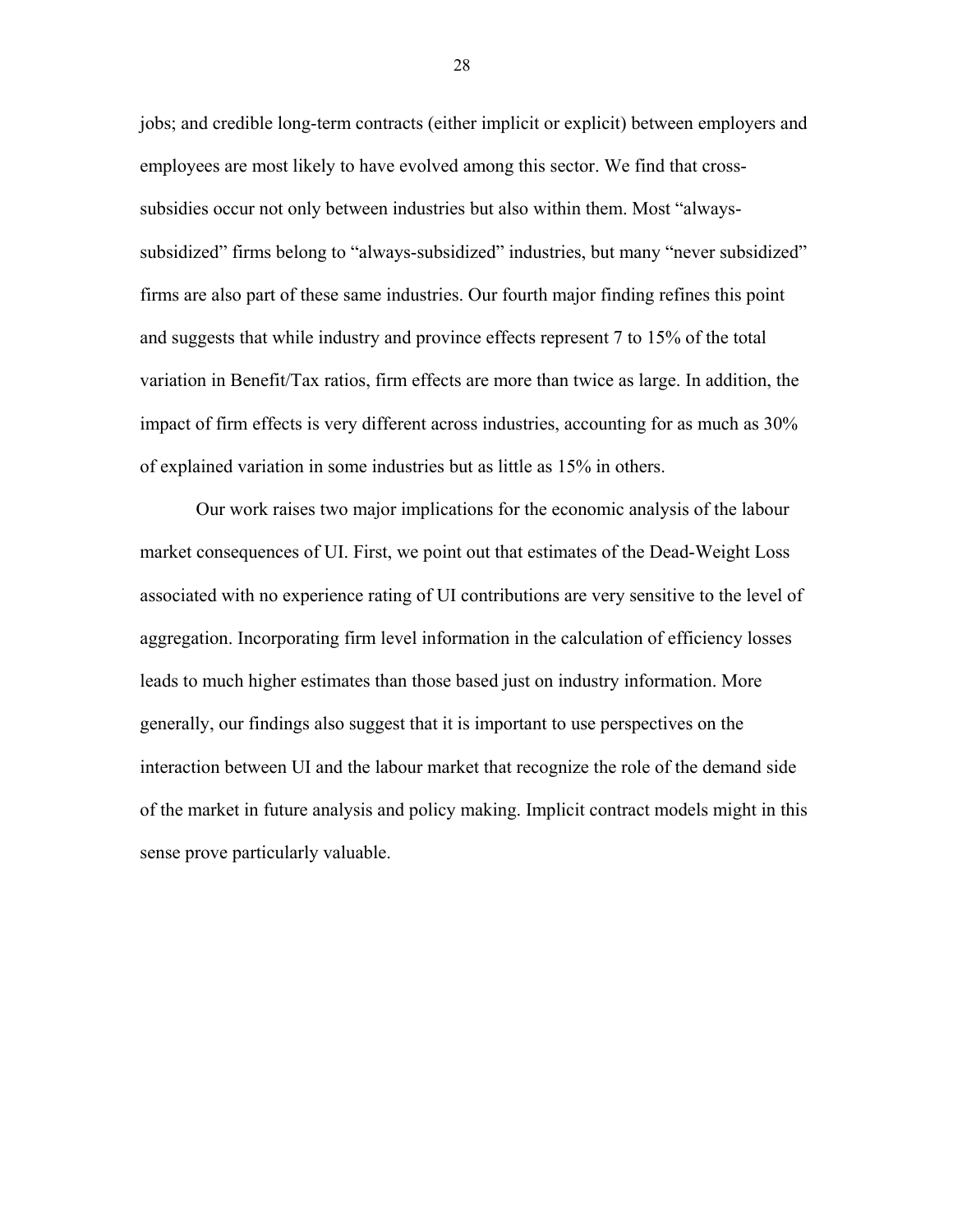jobs; and credible long-term contracts (either implicit or explicit) between employers and employees are most likely to have evolved among this sector. We find that cross-subsidies occur not only between industries but also within them. Most "always-subsidized" firms belong to "always-subsidized" industries, but many "never subsidized" firms are also part of these same industries. Our fourth major finding refines this point and suggests that while industry and province effects represent 7 to 15% of the total variation in Benefit/Tax ratios, firm effects are more than twice as large. In addition, the impact of firm effects is very different across industries, accounting for as much as 30% of explained variation in some industries but as little as 15% in others.

Our work raises two major implications for the economic analysis of the labour market consequences of UI. First, we point out that estimates of the Dead-Weight Loss associated with no experience rating of UI contributions are very sensitive to the level of aggregation. Incorporating firm level information in the calculation of efficiency losses leads to much higher estimates than those based just on industry information. More generally, our findings also suggest that it is important to use perspectives on the interaction between UI and the labour market that recognize the role of the demand side of the market in future analysis and policy making. Implicit contract models might in this sense prove particularly valuable.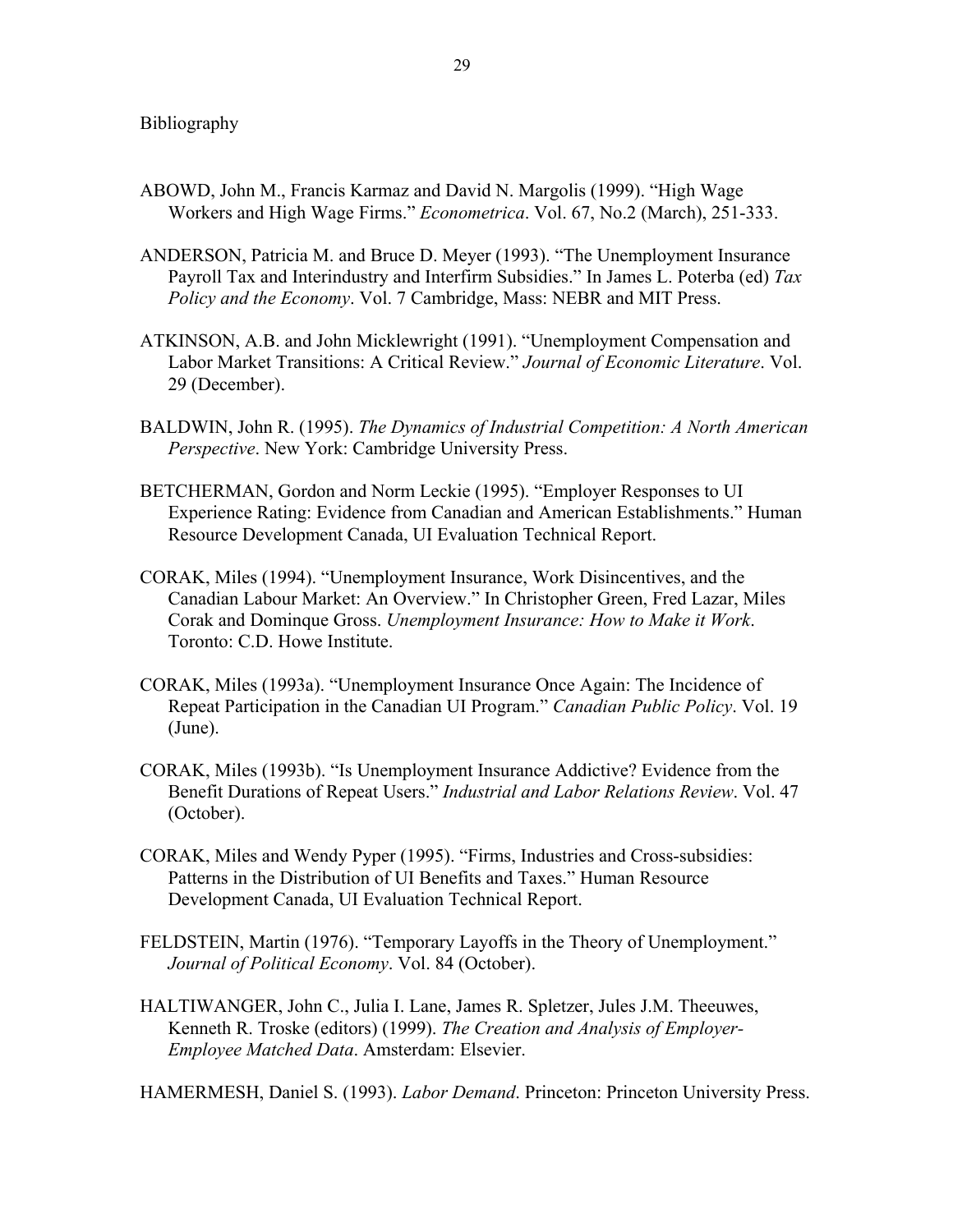Bibliography

ABOWD, John M., Francis Karmaz and David N. Margolis (1999). "High Wage Workers and High Wage Firms." *Econometrica*. Vol. 67, No.2 (March), 251-333.

ANDERSON, Patricia M. and Bruce D. Meyer (1993). "The Unemployment Insurance Payroll Tax and Interindustry and Interfirm Subsidies." In James L. Poterba (ed) *Tax Policy and the Economy*. Vol. 7 Cambridge, Mass: NEBR and MIT Press.

ATKINSON, A.B. and John Micklewright (1991). "Unemployment Compensation and Labor Market Transitions: A Critical Review." *Journal of Economic Literature*. Vol. 29 (December).

BALDWIN, John R. (1995). *The Dynamics of Industrial Competition: A North American Perspective*. New York: Cambridge University Press.

BETCHERMAN, Gordon and Norm Leckie (1995). "Employer Responses to UI Experience Rating: Evidence from Canadian and American Establishments." Human Resource Development Canada, UI Evaluation Technical Report.

CORAK, Miles (1994). "Unemployment Insurance, Work Disincentives, and the Canadian Labour Market: An Overview." In Christopher Green, Fred Lazar, Miles Corak and Dominque Gross. *Unemployment Insurance: How to Make it Work*. Toronto: C.D. Howe Institute.

CORAK, Miles (1993a). "Unemployment Insurance Once Again: The Incidence of Repeat Participation in the Canadian UI Program." *Canadian Public Policy*. Vol. 19 (June).

CORAK, Miles (1993b). "Is Unemployment Insurance Addictive? Evidence from the Benefit Durations of Repeat Users." *Industrial and Labor Relations Review*. Vol. 47 (October).

CORAK, Miles and Wendy Pyper (1995). "Firms, Industries and Cross-subsidies: Patterns in the Distribution of UI Benefits and Taxes." Human Resource Development Canada, UI Evaluation Technical Report.

FELDSTEIN, Martin (1976). "Temporary Layoffs in the Theory of Unemployment." *Journal of Political Economy*. Vol. 84 (October).

HALTIWANGER, John C., Julia I. Lane, James R. Spletzer, Jules J.M. Theeuwes, Kenneth R. Troske (editors) (1999). *The Creation and Analysis of Employer-Employee Matched Data*. Amsterdam: Elsevier.

HAMERMESH, Daniel S. (1993). *Labor Demand*. Princeton: Princeton University Press.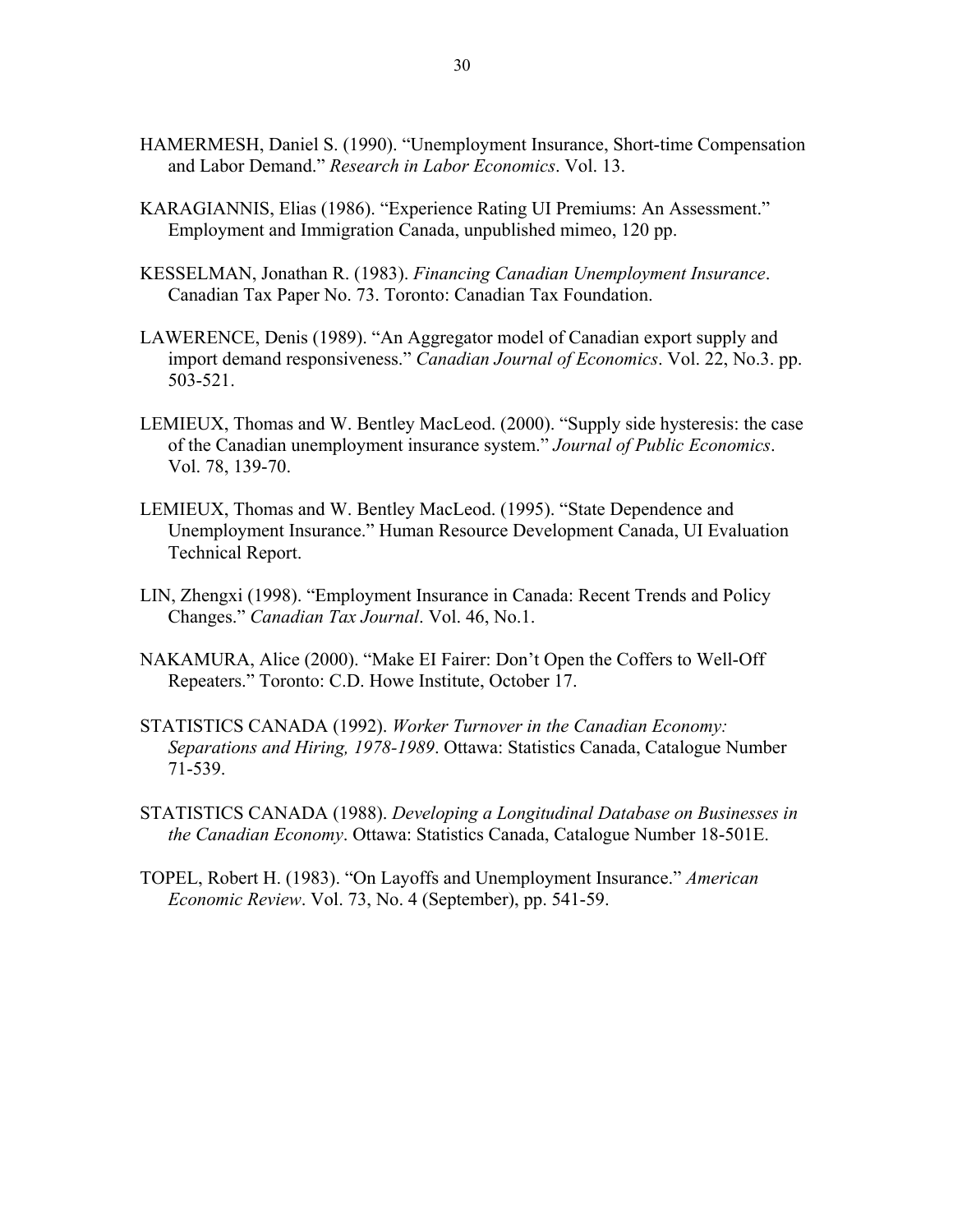HAMERMESH, Daniel S. (1990). "Unemployment Insurance, Short-time Compensation and Labor Demand." *Research in Labor Economics*. Vol. 13.

KARAGIANNIS, Elias (1986). "Experience Rating UI Premiums: An Assessment." Employment and Immigration Canada, unpublished mimeo, 120 pp.

KESSELMAN, Jonathan R. (1983). *Financing Canadian Unemployment Insurance*. Canadian Tax Paper No. 73. Toronto: Canadian Tax Foundation.

LAWERENCE, Denis (1989). "An Aggregator model of Canadian export supply and import demand responsiveness." *Canadian Journal of Economics*. Vol. 22, No.3. pp. 503-521.

LEMIEUX, Thomas and W. Bentley MacLeod. (2000). "Supply side hysteresis: the case of the Canadian unemployment insurance system." *Journal of Public Economics*. Vol. 78, 139-70.

LEMIEUX, Thomas and W. Bentley MacLeod. (1995). "State Dependence and Unemployment Insurance." Human Resource Development Canada, UI Evaluation Technical Report.

LIN, Zhengxi (1998). "Employment Insurance in Canada: Recent Trends and Policy Changes." *Canadian Tax Journal*. Vol. 46, No.1.

NAKAMURA, Alice (2000). "Make EI Fairer: Don't Open the Coffers to Well-Off Repeaters." Toronto: C.D. Howe Institute, October 17.

STATISTICS CANADA (1992). *Worker Turnover in the Canadian Economy: Separations and Hiring, 1978-1989*. Ottawa: Statistics Canada, Catalogue Number 71-539.

STATISTICS CANADA (1988). *Developing a Longitudinal Database on Businesses in the Canadian Economy*. Ottawa: Statistics Canada, Catalogue Number 18-501E.

TOPEL, Robert H. (1983). "On Layoffs and Unemployment Insurance." *American Economic Review*. Vol. 73, No. 4 (September), pp. 541-59.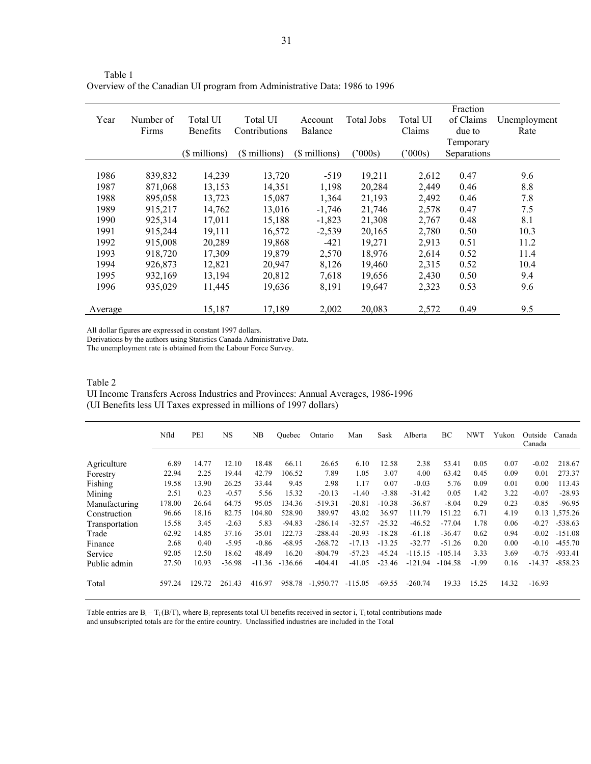Table 1
Overview of the Canadian UI program from Administrative Data: 1986 to 1996

| Year | Number of Firms | Total UI Benefits | Total UI Contributions | Account Balance | Total Jobs | Total UI Claims | Fraction of Claims due to Temporary Separations | Unemployment Rate |
|---|---|---|---|---|---|---|---|---|
| | | ($ millions) | ($ millions) | ($ millions) | ('000s) | ('000s) | | |
| 1986 | 839,832 | 14,239 | 13,720 | -519 | 19,211 | 2,612 | 0.47 | 9.6 |
| 1987 | 871,068 | 13,153 | 14,351 | 1,198 | 20,284 | 2,449 | 0.46 | 8.8 |
| 1988 | 895,058 | 13,723 | 15,087 | 1,364 | 21,193 | 2,492 | 0.46 | 7.8 |
| 1989 | 915,217 | 14,762 | 13,016 | -1,746 | 21,746 | 2,578 | 0.47 | 7.5 |
| 1990 | 925,314 | 17,011 | 15,188 | -1,823 | 21,308 | 2,767 | 0.48 | 8.1 |
| 1991 | 915,244 | 19,111 | 16,572 | -2,539 | 20,165 | 2,780 | 0.50 | 10.3 |
| 1992 | 915,008 | 20,289 | 19,868 | -421 | 19,271 | 2,913 | 0.51 | 11.2 |
| 1993 | 918,720 | 17,309 | 19,879 | 2,570 | 18,976 | 2,614 | 0.52 | 11.4 |
| 1994 | 926,873 | 12,821 | 20,947 | 8,126 | 19,460 | 2,315 | 0.52 | 10.4 |
| 1995 | 932,169 | 13,194 | 20,812 | 7,618 | 19,656 | 2,430 | 0.50 | 9.4 |
| 1996 | 935,029 | 11,445 | 19,636 | 8,191 | 19,647 | 2,323 | 0.53 | 9.6 |
| Average | | 15,187 | 17,189 | 2,002 | 20,083 | 2,572 | 0.49 | 9.5 |

All dollar figures are expressed in constant 1997 dollars.
Derivations by the authors using Statistics Canada Administrative Data.
The unemployment rate is obtained from the Labour Force Survey.

Table 2
UI Income Transfers Across Industries and Provinces: Annual Averages, 1986-1996
(UI Benefits less UI Taxes expressed in millions of 1997 dollars)

| | Nfld | PEI | NS | NB | Quebec | Ontario | Man | Sask | Alberta | BC | NWT | Yukon | Outside Canada | Canada |
|---|---|---|---|---|---|---|---|---|---|---|---|---|---|---|
| Agriculture | 6.89 | 14.77 | 12.10 | 18.48 | 66.11 | 26.65 | 6.10 | 12.58 | 2.38 | 53.41 | 0.05 | 0.07 | -0.02 | 218.67 |
| Forestry | 22.94 | 2.25 | 19.44 | 42.79 | 106.52 | 7.89 | 1.05 | 3.07 | 4.00 | 63.42 | 0.45 | 0.09 | 0.01 | 273.37 |
| Fishing | 19.58 | 13.90 | 26.25 | 33.44 | 9.45 | 2.98 | 1.17 | 0.07 | -0.03 | 5.76 | 0.09 | 0.01 | 0.00 | 113.43 |
| Mining | 2.51 | 0.23 | -0.57 | 5.56 | 15.32 | -20.13 | -1.40 | -3.88 | -31.42 | 0.05 | 1.42 | 3.22 | -0.07 | -28.93 |
| Manufacturing | 178.00 | 26.64 | 64.75 | 95.05 | 134.36 | -519.31 | -20.81 | -10.38 | -36.87 | -8.04 | 0.29 | 0.23 | -0.85 | -96.95 |
| Construction | 96.66 | 18.16 | 82.75 | 104.80 | 528.90 | 389.97 | 43.02 | 36.97 | 111.79 | 151.22 | 6.71 | 4.19 | 0.13 | 1,575.26 |
| Transportation | 15.58 | 3.45 | -2.63 | 5.83 | -94.83 | -286.14 | -32.57 | -25.32 | -46.52 | -77.04 | 1.78 | 0.06 | -0.27 | -538.63 |
| Trade | 62.92 | 14.85 | 37.16 | 35.01 | 122.73 | -288.44 | -20.93 | -18.28 | -61.18 | -36.47 | 0.62 | 0.94 | -0.02 | -151.08 |
| Finance | 2.68 | 0.40 | -5.95 | -0.86 | -68.95 | -268.72 | -17.13 | -13.25 | -32.77 | -51.26 | 0.20 | 0.00 | -0.10 | -455.70 |
| Service | 92.05 | 12.50 | 18.62 | 48.49 | 16.20 | -804.79 | -57.23 | -45.24 | -115.15 | -105.14 | 3.33 | 3.69 | -0.75 | -933.41 |
| Public admin | 27.50 | 10.93 | -36.98 | -11.36 | -136.66 | -404.41 | -41.05 | -23.46 | -121.94 | -104.58 | -1.99 | 0.16 | -14.37 | -858.23 |
| Total | 597.24 | 129.72 | 261.43 | 416.97 | 958.78 | -1,950.77 | -115.05 | -69.55 | -260.74 | 19.33 | 15.25 | 14.32 | -16.93 | |

Table entries are $B_i - T_i(B/T)$, where $B_i$ represents total UI benefits received in sector i, $T_i$ total contributions made and unsubscripted totals are for the entire country. Unclassified industries are included in the Total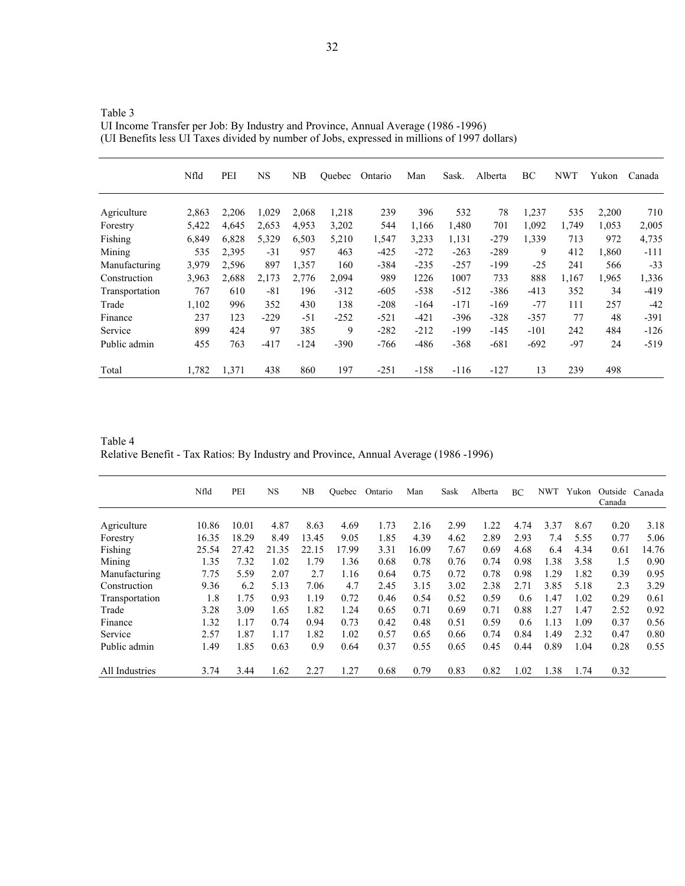Table 3
UI Income Transfer per Job: By Industry and Province, Annual Average (1986 -1996)
(UI Benefits less UI Taxes divided by number of Jobs, expressed in millions of 1997 dollars)

| | Nfld | PEI | NS | NB | Quebec | Ontario | Man | Sask. | Alberta | BC | NWT | Yukon | Canada |
|---|---|---|---|---|---|---|---|---|---|---|---|---|---|
| Agriculture | 2,863 | 2,206 | 1,029 | 2,068 | 1,218 | 239 | 396 | 532 | 78 | 1,237 | 535 | 2,200 | 710 |
| Forestry | 5,422 | 4,645 | 2,653 | 4,953 | 3,202 | 544 | 1,166 | 1,480 | 701 | 1,092 | 1,749 | 1,053 | 2,005 |
| Fishing | 6,849 | 6,828 | 5,329 | 6,503 | 5,210 | 1,547 | 3,233 | 1,131 | -279 | 1,339 | 713 | 972 | 4,735 |
| Mining | 535 | 2,395 | -31 | 957 | 463 | -425 | -272 | -263 | -289 | 9 | 412 | 1,860 | -111 |
| Manufacturing | 3,979 | 2,596 | 897 | 1,357 | 160 | -384 | -235 | -257 | -199 | -25 | 241 | 566 | -33 |
| Construction | 3,963 | 2,688 | 2,173 | 2,776 | 2,094 | 989 | 1226 | 1007 | 733 | 888 | 1,167 | 1,965 | 1,336 |
| Transportation | 767 | 610 | -81 | 196 | -312 | -605 | -538 | -512 | -386 | -413 | 352 | 34 | -419 |
| Trade | 1,102 | 996 | 352 | 430 | 138 | -208 | -164 | -171 | -169 | -77 | 111 | 257 | -42 |
| Finance | 237 | 123 | -229 | -51 | -252 | -521 | -421 | -396 | -328 | -357 | 77 | 48 | -391 |
| Service | 899 | 424 | 97 | 385 | 9 | -282 | -212 | -199 | -145 | -101 | 242 | 484 | -126 |
| Public admin | 455 | 763 | -417 | -124 | -390 | -766 | -486 | -368 | -681 | -692 | -97 | 24 | -519 |
| Total | 1,782 | 1,371 | 438 | 860 | 197 | -251 | -158 | -116 | -127 | 13 | 239 | 498 | |

Table 4
Relative Benefit - Tax Ratios: By Industry and Province, Annual Average (1986 -1996)

| | Nfld | PEI | NS | NB | Quebec | Ontario | Man | Sask | Alberta | BC | NWT | Yukon | Outside Canada | Canada |
|---|---|---|---|---|---|---|---|---|---|---|---|---|---|---|
| Agriculture | 10.86 | 10.01 | 4.87 | 8.63 | 4.69 | 1.73 | 2.16 | 2.99 | 1.22 | 4.74 | 3.37 | 8.67 | 0.20 | 3.18 |
| Forestry | 16.35 | 18.29 | 8.49 | 13.45 | 9.05 | 1.85 | 4.39 | 4.62 | 2.89 | 2.93 | 7.4 | 5.55 | 0.77 | 5.06 |
| Fishing | 25.54 | 27.42 | 21.35 | 22.15 | 17.99 | 3.31 | 16.09 | 7.67 | 0.69 | 4.68 | 6.4 | 4.34 | 0.61 | 14.76 |
| Mining | 1.35 | 7.32 | 1.02 | 1.79 | 1.36 | 0.68 | 0.78 | 0.76 | 0.74 | 0.98 | 1.38 | 3.58 | 1.5 | 0.90 |
| Manufacturing | 7.75 | 5.59 | 2.07 | 2.7 | 1.16 | 0.64 | 0.75 | 0.72 | 0.78 | 0.98 | 1.29 | 1.82 | 0.39 | 0.95 |
| Construction | 9.36 | 6.2 | 5.13 | 7.06 | 4.7 | 2.45 | 3.15 | 3.02 | 2.38 | 2.71 | 3.85 | 5.18 | 2.3 | 3.29 |
| Transportation | 1.8 | 1.75 | 0.93 | 1.19 | 0.72 | 0.46 | 0.54 | 0.52 | 0.59 | 0.6 | 1.47 | 1.02 | 0.29 | 0.61 |
| Trade | 3.28 | 3.09 | 1.65 | 1.82 | 1.24 | 0.65 | 0.71 | 0.69 | 0.71 | 0.88 | 1.27 | 1.47 | 2.52 | 0.92 |
| Finance | 1.32 | 1.17 | 0.74 | 0.94 | 0.73 | 0.42 | 0.48 | 0.51 | 0.59 | 0.6 | 1.13 | 1.09 | 0.37 | 0.56 |
| Service | 2.57 | 1.87 | 1.17 | 1.82 | 1.02 | 0.57 | 0.65 | 0.66 | 0.74 | 0.84 | 1.49 | 2.32 | 0.47 | 0.80 |
| Public admin | 1.49 | 1.85 | 0.63 | 0.9 | 0.64 | 0.37 | 0.55 | 0.65 | 0.45 | 0.44 | 0.89 | 1.04 | 0.28 | 0.55 |
| All Industries | 3.74 | 3.44 | 1.62 | 2.27 | 1.27 | 0.68 | 0.79 | 0.83 | 0.82 | 1.02 | 1.38 | 1.74 | 0.32 | |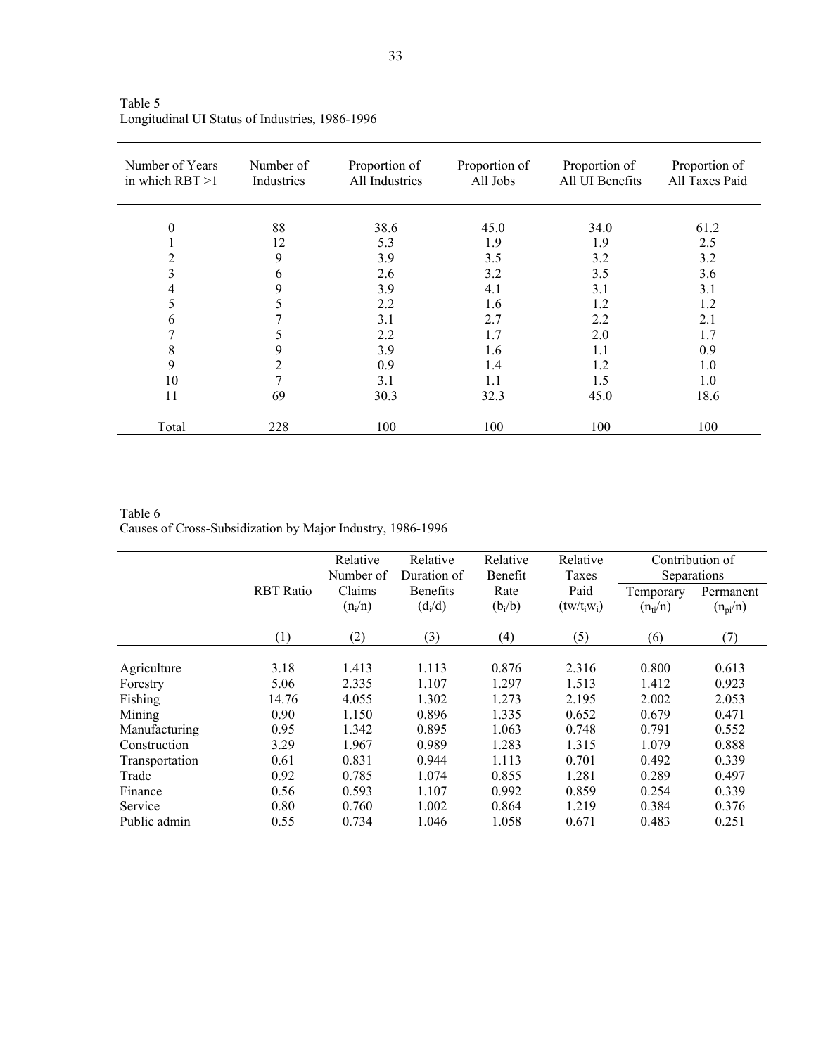Table 5
Longitudinal UI Status of Industries, 1986-1996

| Number of Years in which RBT >1 | Number of Industries | Proportion of All Industries | Proportion of All Jobs | Proportion of All UI Benefits | Proportion of All Taxes Paid |
|---|---|---|---|---|---|
| 0 | 88 | 38.6 | 45.0 | 34.0 | 61.2 |
| 1 | 12 | 5.3 | 1.9 | 1.9 | 2.5 |
| 2 | 9 | 3.9 | 3.5 | 3.2 | 3.2 |
| 3 | 6 | 2.6 | 3.2 | 3.5 | 3.6 |
| 4 | 9 | 3.9 | 4.1 | 3.1 | 3.1 |
| 5 | 5 | 2.2 | 1.6 | 1.2 | 1.2 |
| 6 | 7 | 3.1 | 2.7 | 2.2 | 2.1 |
| 7 | 5 | 2.2 | 1.7 | 2.0 | 1.7 |
| 8 | 9 | 3.9 | 1.6 | 1.1 | 0.9 |
| 9 | 2 | 0.9 | 1.4 | 1.2 | 1.0 |
| 10 | 7 | 3.1 | 1.1 | 1.5 | 1.0 |
| 11 | 69 | 30.3 | 32.3 | 45.0 | 18.6 |
| Total | 228 | 100 | 100 | 100 | 100 |

Table 6
Causes of Cross-Subsidization by Major Industry, 1986-1996

| | RBT Ratio | Relative Number of Claims ($n_i/n$) | Relative Duration of Benefits ($d_i/d$) | Relative Benefit Rate ($b_i/b$) | Relative Taxes Paid ($tw/t_iw_i$) | Contribution of Separations | |
|---|---|---|---|---|---|---|---|
| | | | | | | Temporary ($n_{ti}/n$) | Permanent ($n_{pi}/n$) |
| | (1) | (2) | (3) | (4) | (5) | (6) | (7) |
| Agriculture | 3.18 | 1.413 | 1.113 | 0.876 | 2.316 | 0.800 | 0.613 |
| Forestry | 5.06 | 2.335 | 1.107 | 1.297 | 1.513 | 1.412 | 0.923 |
| Fishing | 14.76 | 4.055 | 1.302 | 1.273 | 2.195 | 2.002 | 2.053 |
| Mining | 0.90 | 1.150 | 0.896 | 1.335 | 0.652 | 0.679 | 0.471 |
| Manufacturing | 0.95 | 1.342 | 0.895 | 1.063 | 0.748 | 0.791 | 0.552 |
| Construction | 3.29 | 1.967 | 0.989 | 1.283 | 1.315 | 1.079 | 0.888 |
| Transportation | 0.61 | 0.831 | 0.944 | 1.113 | 0.701 | 0.492 | 0.339 |
| Trade | 0.92 | 0.785 | 1.074 | 0.855 | 1.281 | 0.289 | 0.497 |
| Finance | 0.56 | 0.593 | 1.107 | 0.992 | 0.859 | 0.254 | 0.339 |
| Service | 0.80 | 0.760 | 1.002 | 0.864 | 1.219 | 0.384 | 0.376 |
| Public admin | 0.55 | 0.734 | 1.046 | 1.058 | 0.671 | 0.483 | 0.251 |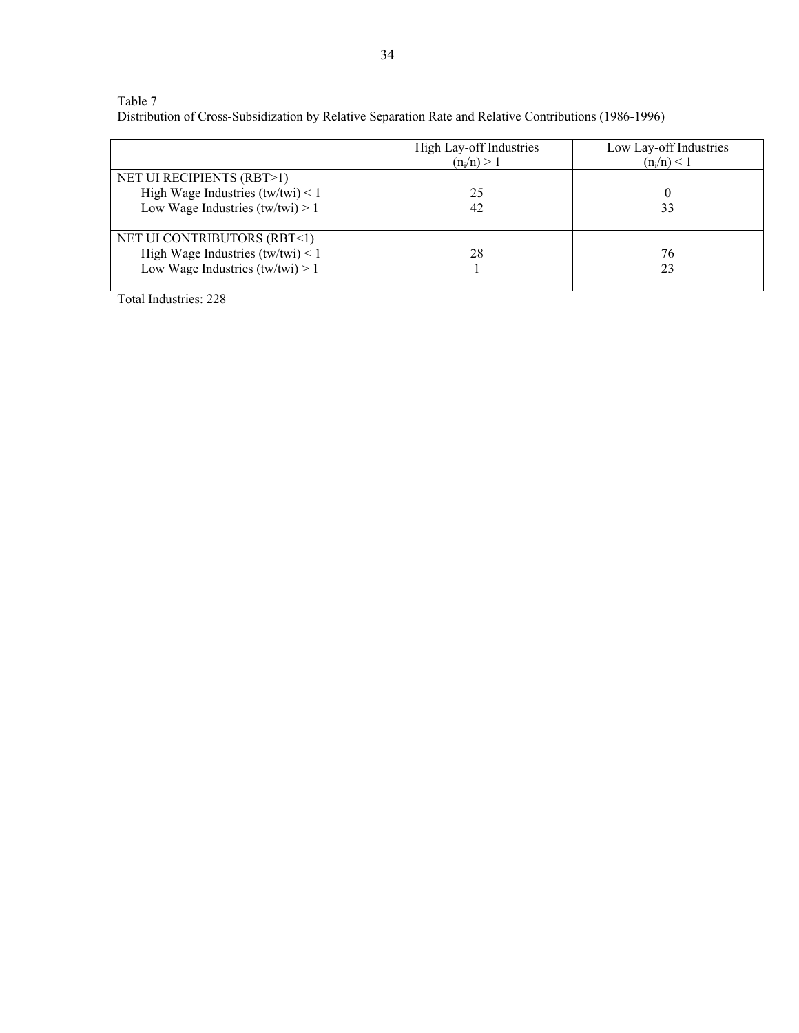Table 7
Distribution of Cross-Subsidization by Relative Separation Rate and Relative Contributions (1986-1996)

| | High Lay-off Industries $(n_i/n) > 1$ | Low Lay-off Industries $(n_i/n) < 1$ |
|---|---|---|
| NET UI RECIPIENTS (RBT>1) | | |
| High Wage Industries (tw/twi) < 1 | 25 | 0 |
| Low Wage Industries (tw/twi) > 1 | 42 | 33 |
| NET UI CONTRIBUTORS (RBT<1) | | |
| High Wage Industries (tw/twi) < 1 | 28 | 76 |
| Low Wage Industries (tw/twi) > 1 | 1 | 23 |

Total Industries: 228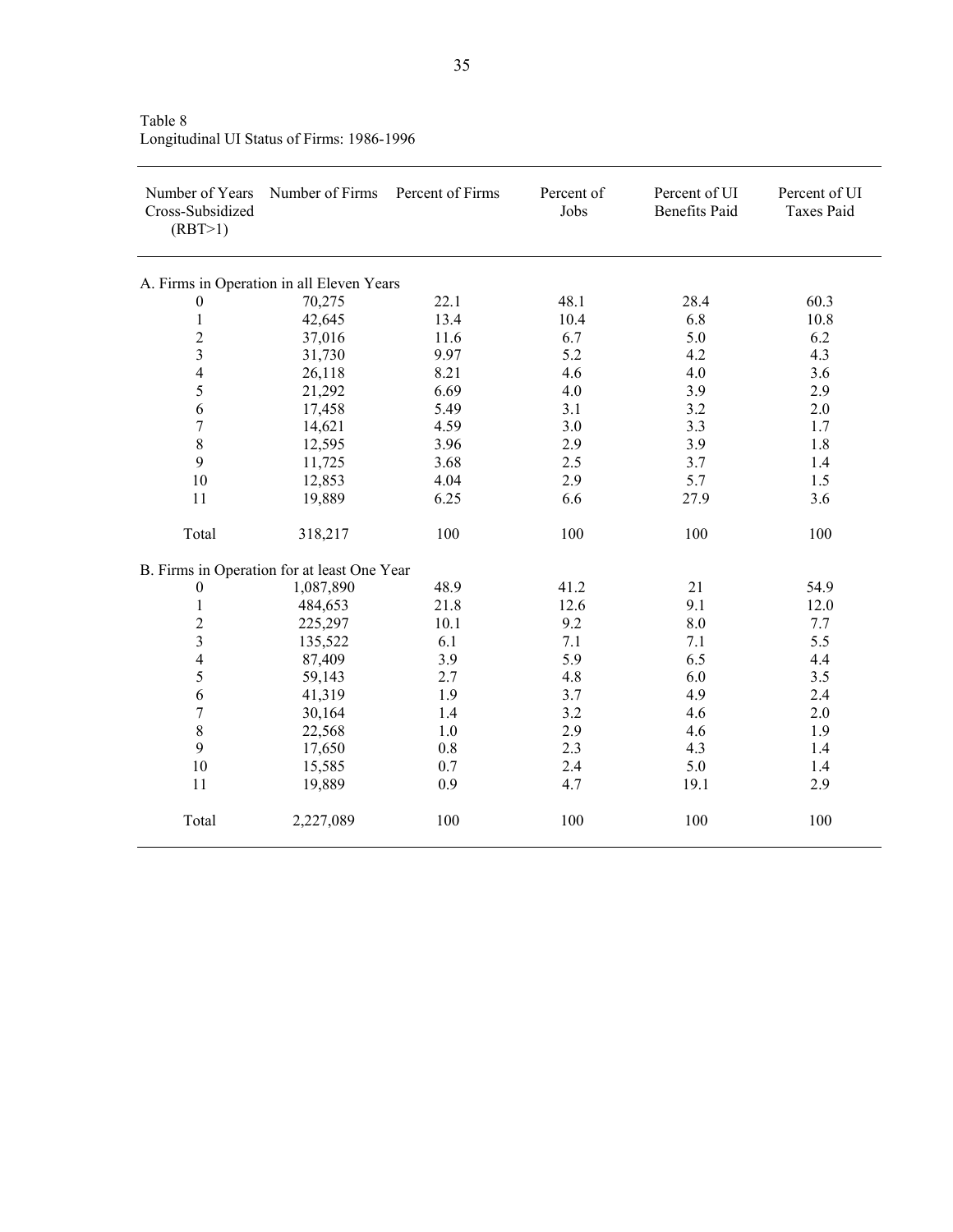Table 8
Longitudinal UI Status of Firms: 1986-1996

| Number of Years Cross-Subsidized (RBT>1) | Number of Firms | Percent of Firms | Percent of Jobs | Percent of UI Benefits Paid | Percent of UI Taxes Paid |
|---|---|---|---|---|---|
| A. Firms in Operation in all Eleven Years | | | | | |
| 0 | 70,275 | 22.1 | 48.1 | 28.4 | 60.3 |
| 1 | 42,645 | 13.4 | 10.4 | 6.8 | 10.8 |
| 2 | 37,016 | 11.6 | 6.7 | 5.0 | 6.2 |
| 3 | 31,730 | 9.97 | 5.2 | 4.2 | 4.3 |
| 4 | 26,118 | 8.21 | 4.6 | 4.0 | 3.6 |
| 5 | 21,292 | 6.69 | 4.0 | 3.9 | 2.9 |
| 6 | 17,458 | 5.49 | 3.1 | 3.2 | 2.0 |
| 7 | 14,621 | 4.59 | 3.0 | 3.3 | 1.7 |
| 8 | 12,595 | 3.96 | 2.9 | 3.9 | 1.8 |
| 9 | 11,725 | 3.68 | 2.5 | 3.7 | 1.4 |
| 10 | 12,853 | 4.04 | 2.9 | 5.7 | 1.5 |
| 11 | 19,889 | 6.25 | 6.6 | 27.9 | 3.6 |
| Total | 318,217 | 100 | 100 | 100 | 100 |
| B. Firms in Operation for at least One Year | | | | | |
| 0 | 1,087,890 | 48.9 | 41.2 | 21 | 54.9 |
| 1 | 484,653 | 21.8 | 12.6 | 9.1 | 12.0 |
| 2 | 225,297 | 10.1 | 9.2 | 8.0 | 7.7 |
| 3 | 135,522 | 6.1 | 7.1 | 7.1 | 5.5 |
| 4 | 87,409 | 3.9 | 5.9 | 6.5 | 4.4 |
| 5 | 59,143 | 2.7 | 4.8 | 6.0 | 3.5 |
| 6 | 41,319 | 1.9 | 3.7 | 4.9 | 2.4 |
| 7 | 30,164 | 1.4 | 3.2 | 4.6 | 2.0 |
| 8 | 22,568 | 1.0 | 2.9 | 4.6 | 1.9 |
| 9 | 17,650 | 0.8 | 2.3 | 4.3 | 1.4 |
| 10 | 15,585 | 0.7 | 2.4 | 5.0 | 1.4 |
| 11 | 19,889 | 0.9 | 4.7 | 19.1 | 2.9 |
| Total | 2,227,089 | 100 | 100 | 100 | 100 |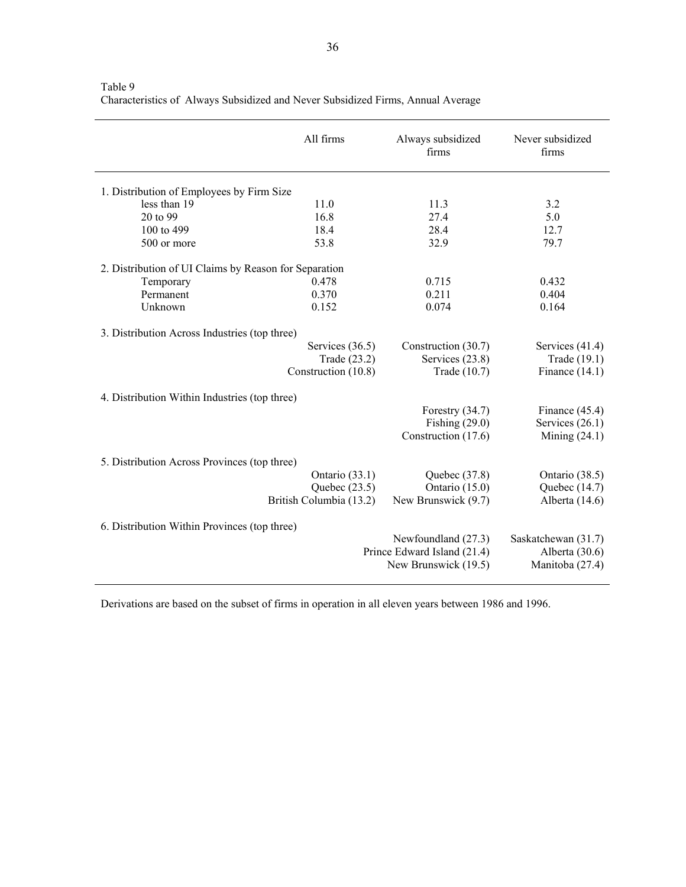Table 9
Characteristics of Always Subsidized and Never Subsidized Firms, Annual Average

| | All firms | Always subsidized firms | Never subsidized firms |
|---|---|---|---|
| 1. Distribution of Employees by Firm Size | | | |
| less than 19 | 11.0 | 11.3 | 3.2 |
| 20 to 99 | 16.8 | 27.4 | 5.0 |
| 100 to 499 | 18.4 | 28.4 | 12.7 |
| 500 or more | 53.8 | 32.9 | 79.7 |
| 2. Distribution of UI Claims by Reason for Separation | | | |
| Temporary | 0.478 | 0.715 | 0.432 |
| Permanent | 0.370 | 0.211 | 0.404 |
| Unknown | 0.152 | 0.074 | 0.164 |
| 3. Distribution Across Industries (top three) | | | |
| | Services (36.5) | Construction (30.7) | Services (41.4) |
| | Trade (23.2) | Services (23.8) | Trade (19.1) |
| | Construction (10.8) | Trade (10.7) | Finance (14.1) |
| 4. Distribution Within Industries (top three) | | | |
| | | Forestry (34.7) | Finance (45.4) |
| | | Fishing (29.0) | Services (26.1) |
| | | Construction (17.6) | Mining (24.1) |
| 5. Distribution Across Provinces (top three) | | | |
| | Ontario (33.1) | Quebec (37.8) | Ontario (38.5) |
| | Quebec (23.5) | Ontario (15.0) | Quebec (14.7) |
| | British Columbia (13.2) | New Brunswick (9.7) | Alberta (14.6) |
| 6. Distribution Within Provinces (top three) | | | |
| | | Newfoundland (27.3) | Saskatchewan (31.7) |
| | | Prince Edward Island (21.4) | Alberta (30.6) |
| | | New Brunswick (19.5) | Manitoba (27.4) |

Derivations are based on the subset of firms in operation in all eleven years between 1986 and 1996.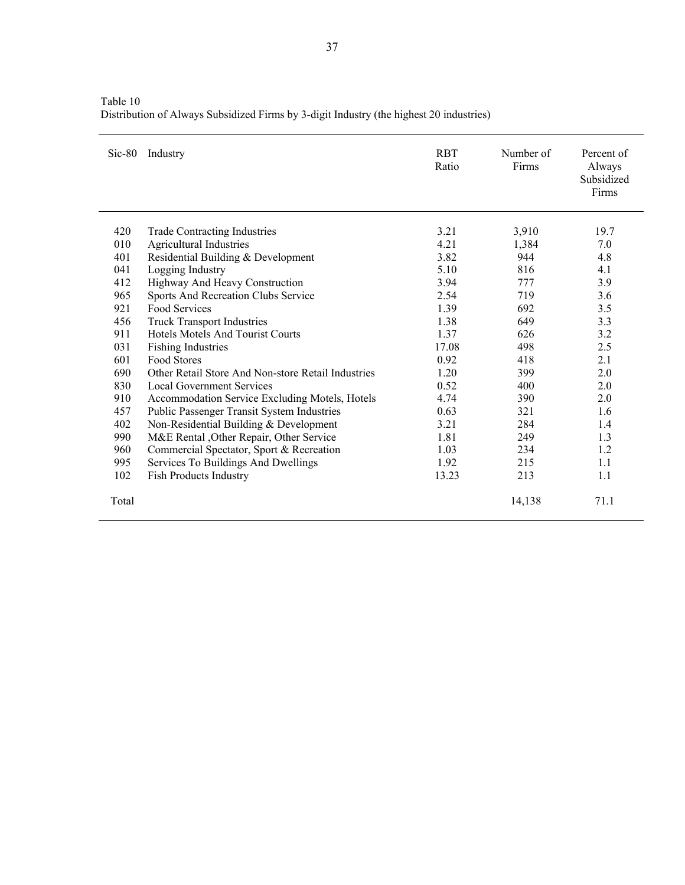Table 10
Distribution of Always Subsidized Firms by 3-digit Industry (the highest 20 industries)

| Sic-80 | Industry | RBT Ratio | Number of Firms | Percent of Always Subsidized Firms |
|---|---|---|---|---|
| 420 | Trade Contracting Industries | 3.21 | 3,910 | 19.7 |
| 010 | Agricultural Industries | 4.21 | 1,384 | 7.0 |
| 401 | Residential Building & Development | 3.82 | 944 | 4.8 |
| 041 | Logging Industry | 5.10 | 816 | 4.1 |
| 412 | Highway And Heavy Construction | 3.94 | 777 | 3.9 |
| 965 | Sports And Recreation Clubs Service | 2.54 | 719 | 3.6 |
| 921 | Food Services | 1.39 | 692 | 3.5 |
| 456 | Truck Transport Industries | 1.38 | 649 | 3.3 |
| 911 | Hotels Motels And Tourist Courts | 1.37 | 626 | 3.2 |
| 031 | Fishing Industries | 17.08 | 498 | 2.5 |
| 601 | Food Stores | 0.92 | 418 | 2.1 |
| 690 | Other Retail Store And Non-store Retail Industries | 1.20 | 399 | 2.0 |
| 830 | Local Government Services | 0.52 | 400 | 2.0 |
| 910 | Accommodation Service Excluding Motels, Hotels | 4.74 | 390 | 2.0 |
| 457 | Public Passenger Transit System Industries | 0.63 | 321 | 1.6 |
| 402 | Non-Residential Building & Development | 3.21 | 284 | 1.4 |
| 990 | M&E Rental ,Other Repair, Other Service | 1.81 | 249 | 1.3 |
| 960 | Commercial Spectator, Sport & Recreation | 1.03 | 234 | 1.2 |
| 995 | Services To Buildings And Dwellings | 1.92 | 215 | 1.1 |
| 102 | Fish Products Industry | 13.23 | 213 | 1.1 |
| Total | | | 14,138 | 71.1 |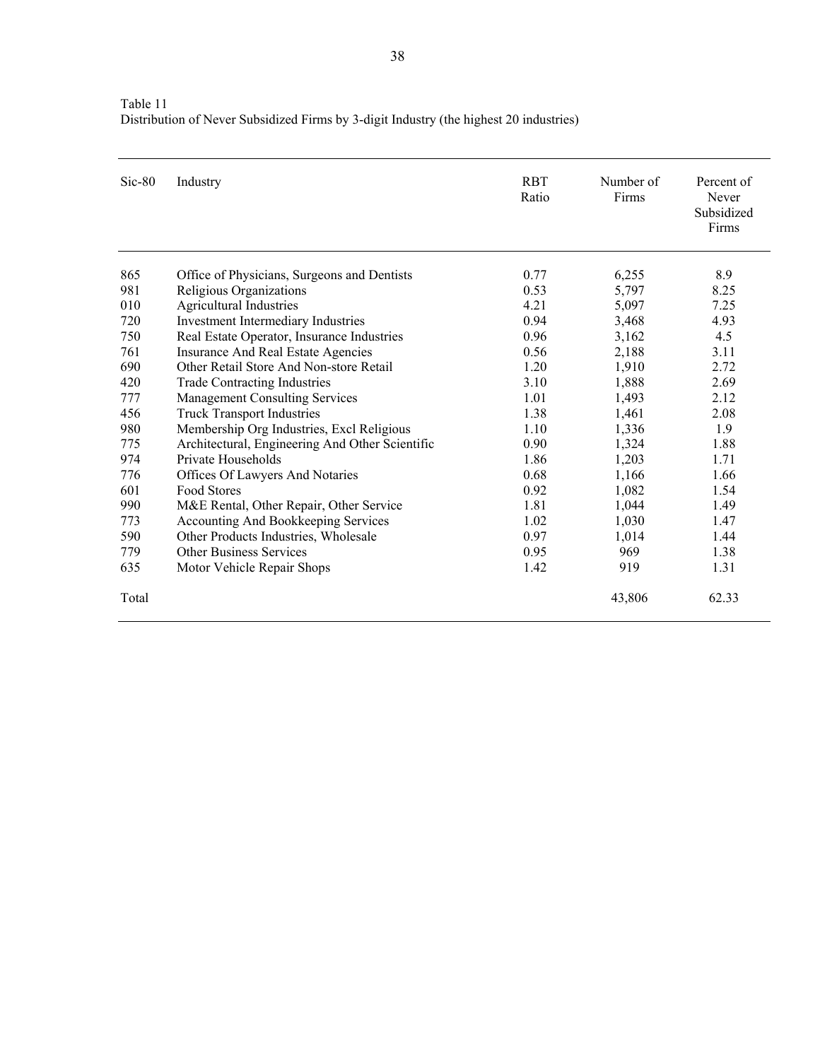Table 11
Distribution of Never Subsidized Firms by 3-digit Industry (the highest 20 industries)

| Sic-80 | Industry | RBT Ratio | Number of Firms | Percent of Never Subsidized Firms |
|---|---|---|---|---|
| 865 | Office of Physicians, Surgeons and Dentists | 0.77 | 6,255 | 8.9 |
| 981 | Religious Organizations | 0.53 | 5,797 | 8.25 |
| 010 | Agricultural Industries | 4.21 | 5,097 | 7.25 |
| 720 | Investment Intermediary Industries | 0.94 | 3,468 | 4.93 |
| 750 | Real Estate Operator, Insurance Industries | 0.96 | 3,162 | 4.5 |
| 761 | Insurance And Real Estate Agencies | 0.56 | 2,188 | 3.11 |
| 690 | Other Retail Store And Non-store Retail | 1.20 | 1,910 | 2.72 |
| 420 | Trade Contracting Industries | 3.10 | 1,888 | 2.69 |
| 777 | Management Consulting Services | 1.01 | 1,493 | 2.12 |
| 456 | Truck Transport Industries | 1.38 | 1,461 | 2.08 |
| 980 | Membership Org Industries, Excl Religious | 1.10 | 1,336 | 1.9 |
| 775 | Architectural, Engineering And Other Scientific | 0.90 | 1,324 | 1.88 |
| 974 | Private Households | 1.86 | 1,203 | 1.71 |
| 776 | Offices Of Lawyers And Notaries | 0.68 | 1,166 | 1.66 |
| 601 | Food Stores | 0.92 | 1,082 | 1.54 |
| 990 | M&E Rental, Other Repair, Other Service | 1.81 | 1,044 | 1.49 |
| 773 | Accounting And Bookkeeping Services | 1.02 | 1,030 | 1.47 |
| 590 | Other Products Industries, Wholesale | 0.97 | 1,014 | 1.44 |
| 779 | Other Business Services | 0.95 | 969 | 1.38 |
| 635 | Motor Vehicle Repair Shops | 1.42 | 919 | 1.31 |
| Total | | | 43,806 | 62.33 |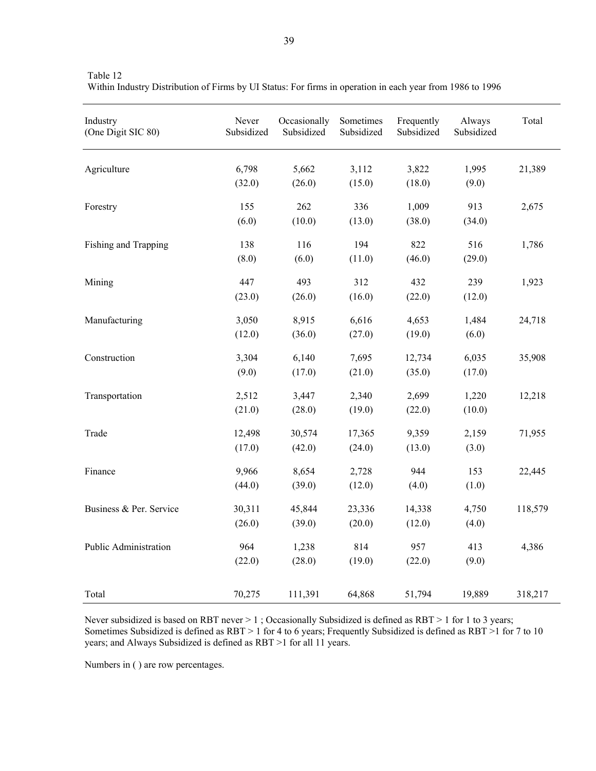Table 12
Within Industry Distribution of Firms by UI Status: For firms in operation in each year from 1986 to 1996

| Industry (One Digit SIC 80) | Never Subsidized | Occasionally Subsidized | Sometimes Subsidized | Frequently Subsidized | Always Subsidized | Total |
|---|---|---|---|---|---|---|
| Agriculture | 6,798 | 5,662 | 3,112 | 3,822 | 1,995 | 21,389 |
| | (32.0) | (26.0) | (15.0) | (18.0) | (9.0) | |
| Forestry | 155 | 262 | 336 | 1,009 | 913 | 2,675 |
| | (6.0) | (10.0) | (13.0) | (38.0) | (34.0) | |
| Fishing and Trapping | 138 | 116 | 194 | 822 | 516 | 1,786 |
| | (8.0) | (6.0) | (11.0) | (46.0) | (29.0) | |
| Mining | 447 | 493 | 312 | 432 | 239 | 1,923 |
| | (23.0) | (26.0) | (16.0) | (22.0) | (12.0) | |
| Manufacturing | 3,050 | 8,915 | 6,616 | 4,653 | 1,484 | 24,718 |
| | (12.0) | (36.0) | (27.0) | (19.0) | (6.0) | |
| Construction | 3,304 | 6,140 | 7,695 | 12,734 | 6,035 | 35,908 |
| | (9.0) | (17.0) | (21.0) | (35.0) | (17.0) | |
| Transportation | 2,512 | 3,447 | 2,340 | 2,699 | 1,220 | 12,218 |
| | (21.0) | (28.0) | (19.0) | (22.0) | (10.0) | |
| Trade | 12,498 | 30,574 | 17,365 | 9,359 | 2,159 | 71,955 |
| | (17.0) | (42.0) | (24.0) | (13.0) | (3.0) | |
| Finance | 9,966 | 8,654 | 2,728 | 944 | 153 | 22,445 |
| | (44.0) | (39.0) | (12.0) | (4.0) | (1.0) | |
| Business & Per. Service | 30,311 | 45,844 | 23,336 | 14,338 | 4,750 | 118,579 |
| | (26.0) | (39.0) | (20.0) | (12.0) | (4.0) | |
| Public Administration | 964 | 1,238 | 814 | 957 | 413 | 4,386 |
| | (22.0) | (28.0) | (19.0) | (22.0) | (9.0) | |
| Total | 70,275 | 111,391 | 64,868 | 51,794 | 19,889 | 318,217 |

Never subsidized is based on RBT never > 1 ; Occasionally Subsidized is defined as RBT > 1 for 1 to 3 years; Sometimes Subsidized is defined as RBT > 1 for 4 to 6 years; Frequently Subsidized is defined as RBT >1 for 7 to 10 years; and Always Subsidized is defined as RBT >1 for all 11 years.

Numbers in ( ) are row percentages.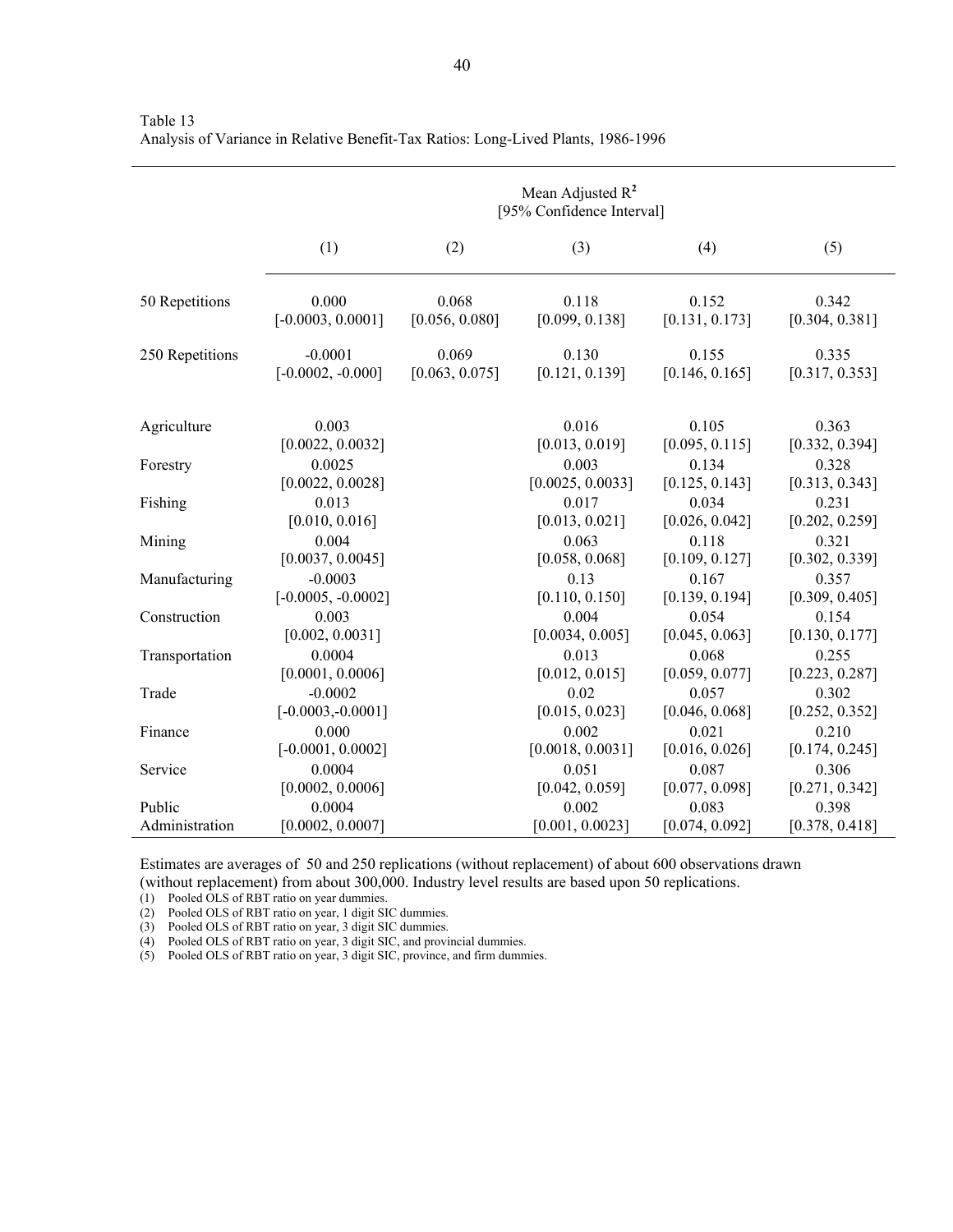Table 13
Analysis of Variance in Relative Benefit-Tax Ratios: Long-Lived Plants, 1986-1996

| | Mean Adjusted $R^2$ [95% Confidence Interval] | | | | |
|---|---|---|---|---|---|
| | (1) | (2) | (3) | (4) | (5) |
| 50 Repetitions | 0.000 [-0.0003, 0.0001] | 0.068 [0.056, 0.080] | 0.118 [0.099, 0.138] | 0.152 [0.131, 0.173] | 0.342 [0.304, 0.381] |
| 250 Repetitions | -0.0001 [-0.0002, -0.000] | 0.069 [0.063, 0.075] | 0.130 [0.121, 0.139] | 0.155 [0.146, 0.165] | 0.335 [0.317, 0.353] |
| Agriculture | 0.003 [0.0022, 0.0032] | | 0.016 [0.013, 0.019] | 0.105 [0.095, 0.115] | 0.363 [0.332, 0.394] |
| Forestry | 0.0025 [0.0022, 0.0028] | | 0.003 [0.0025, 0.0033] | 0.134 [0.125, 0.143] | 0.328 [0.313, 0.343] |
| Fishing | 0.013 [0.010, 0.016] | | 0.017 [0.013, 0.021] | 0.034 [0.026, 0.042] | 0.231 [0.202, 0.259] |
| Mining | 0.004 [0.0037, 0.0045] | | 0.063 [0.058, 0.068] | 0.118 [0.109, 0.127] | 0.321 [0.302, 0.339] |
| Manufacturing | -0.0003 [-0.0005, -0.0002] | | 0.13 [0.110, 0.150] | 0.167 [0.139, 0.194] | 0.357 [0.309, 0.405] |
| Construction | 0.003 [0.002, 0.0031] | | 0.004 [0.0034, 0.005] | 0.054 [0.045, 0.063] | 0.154 [0.130, 0.177] |
| Transportation | 0.0004 [0.0001, 0.0006] | | 0.013 [0.012, 0.015] | 0.068 [0.059, 0.077] | 0.255 [0.223, 0.287] |
| Trade | -0.0002 [-0.0003,-0.0001] | | 0.02 [0.015, 0.023] | 0.057 [0.046, 0.068] | 0.302 [0.252, 0.352] |
| Finance | 0.000 [-0.0001, 0.0002] | | 0.002 [0.0018, 0.0031] | 0.021 [0.016, 0.026] | 0.210 [0.174, 0.245] |
| Service | 0.0004 [0.0002, 0.0006] | | 0.051 [0.042, 0.059] | 0.087 [0.077, 0.098] | 0.306 [0.271, 0.342] |
| Public Administration | 0.0004 [0.0002, 0.0007] | | 0.002 [0.001, 0.0023] | 0.083 [0.074, 0.092] | 0.398 [0.378, 0.418] |

Estimates are averages of 50 and 250 replications (without replacement) of about 600 observations drawn (without replacement) from about 300,000. Industry level results are based upon 50 replications.

(1) Pooled OLS of RBT ratio on year dummies.
(2) Pooled OLS of RBT ratio on year, 1 digit SIC dummies.
(3) Pooled OLS of RBT ratio on year, 3 digit SIC dummies.
(4) Pooled OLS of RBT ratio on year, 3 digit SIC, and provincial dummies.
(5) Pooled OLS of RBT ratio on year, 3 digit SIC, province, and firm dummies.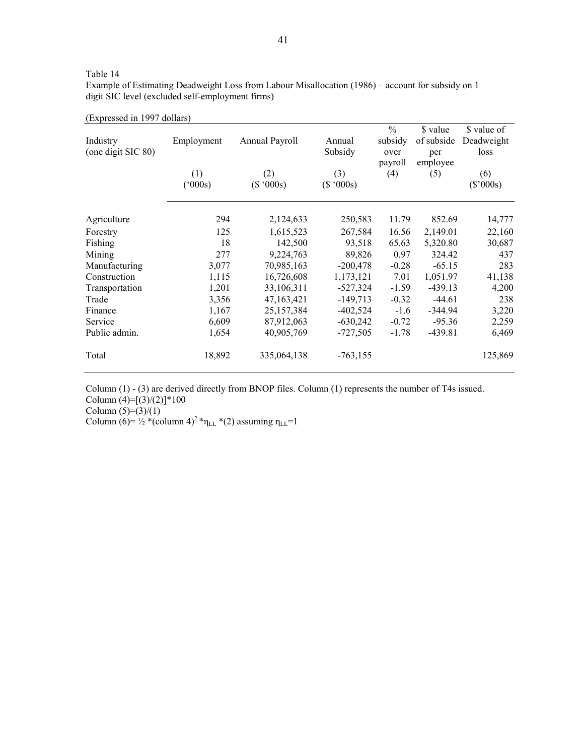Table 14
Example of Estimating Deadweight Loss from Labour Misallocation (1986) – account for subsidy on 1 digit SIC level (excluded self-employment firms)

(Expressed in 1997 dollars)

| Industry (one digit SIC 80) | Employment | Annual Payroll | Annual Subsidy | % subsidy over payroll | $ value of subside per employee | $ value of Deadweight loss |
|---|---|---|---|---|---|---|
| | (1) ('000s) | (2) ($ '000s) | (3) ($ '000s) | (4) | (5) | (6) ($'000s) |
| Agriculture | 294 | 2,124,633 | 250,583 | 11.79 | 852.69 | 14,777 |
| Forestry | 125 | 1,615,523 | 267,584 | 16.56 | 2,149.01 | 22,160 |
| Fishing | 18 | 142,500 | 93,518 | 65.63 | 5,320.80 | 30,687 |
| Mining | 277 | 9,224,763 | 89,826 | 0.97 | 324.42 | 437 |
| Manufacturing | 3,077 | 70,985,163 | -200,478 | -0.28 | -65.15 | 283 |
| Construction | 1,115 | 16,726,608 | 1,173,121 | 7.01 | 1,051.97 | 41,138 |
| Transportation | 1,201 | 33,106,311 | -527,324 | -1.59 | -439.13 | 4,200 |
| Trade | 3,356 | 47,163,421 | -149,713 | -0.32 | -44.61 | 238 |
| Finance | 1,167 | 25,157,384 | -402,524 | -1.6 | -344.94 | 3,220 |
| Service | 6,609 | 87,912,063 | -630,242 | -0.72 | -95.36 | 2,259 |
| Public admin. | 1,654 | 40,905,769 | -727,505 | -1.78 | -439.81 | 6,469 |
| Total | 18,892 | 335,064,138 | -763,155 | | | 125,869 |

Column (1) - (3) are derived directly from BNOP files. Column (1) represents the number of T4s issued.
Column (4)=[(3)/(2)]*100
Column (5)=(3)/(1)
Column (6)= $\frac{1}{2}$ *(column 4)$^2$ *$\eta_{LL}$ *(2) assuming $\eta_{LL}$=1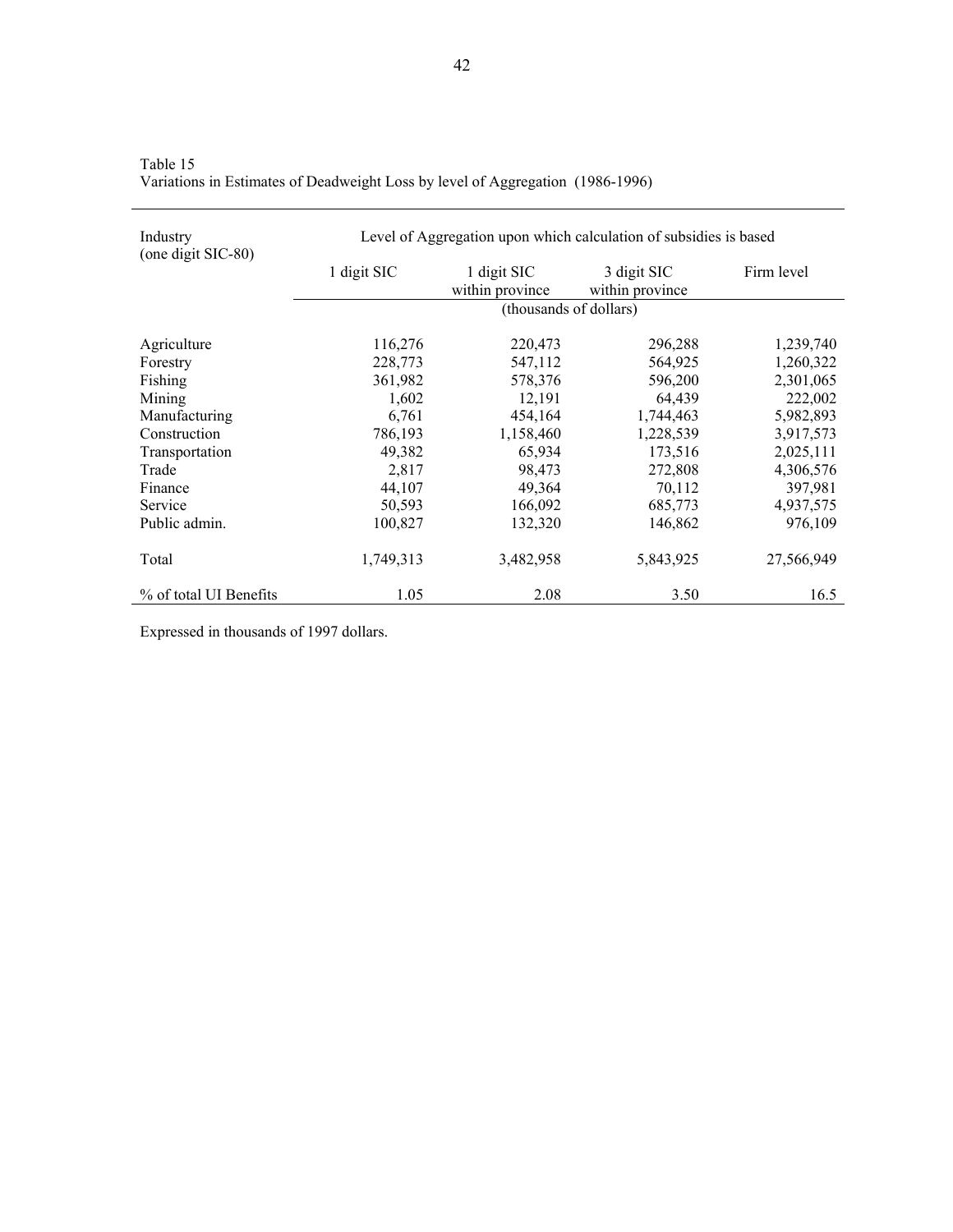Table 15
Variations in Estimates of Deadweight Loss by level of Aggregation (1986-1996)

| Industry (one digit SIC-80) | Level of Aggregation upon which calculation of subsidies is based | | | |
|---|---|---|---|---|
| | 1 digit SIC | 1 digit SIC within province | 3 digit SIC within province | Firm level |
| | (thousands of dollars) | | | |
| Agriculture | 116,276 | 220,473 | 296,288 | 1,239,740 |
| Forestry | 228,773 | 547,112 | 564,925 | 1,260,322 |
| Fishing | 361,982 | 578,376 | 596,200 | 2,301,065 |
| Mining | 1,602 | 12,191 | 64,439 | 222,002 |
| Manufacturing | 6,761 | 454,164 | 1,744,463 | 5,982,893 |
| Construction | 786,193 | 1,158,460 | 1,228,539 | 3,917,573 |
| Transportation | 49,382 | 65,934 | 173,516 | 2,025,111 |
| Trade | 2,817 | 98,473 | 272,808 | 4,306,576 |
| Finance | 44,107 | 49,364 | 70,112 | 397,981 |
| Service | 50,593 | 166,092 | 685,773 | 4,937,575 |
| Public admin. | 100,827 | 132,320 | 146,862 | 976,109 |
| Total | 1,749,313 | 3,482,958 | 5,843,925 | 27,566,949 |
| % of total UI Benefits | 1.05 | 2.08 | 3.50 | 16.5 |

Expressed in thousands of 1997 dollars.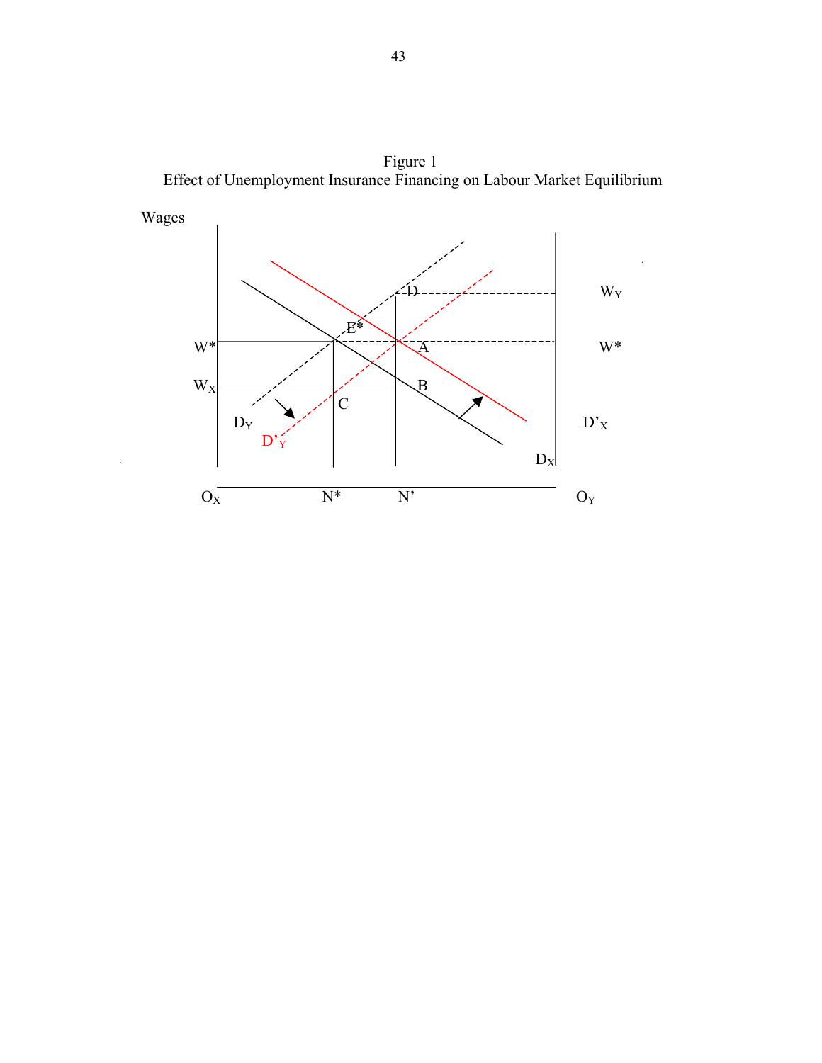Figure 1
Effect of Unemployment Insurance Financing on Labour Market Equilibrium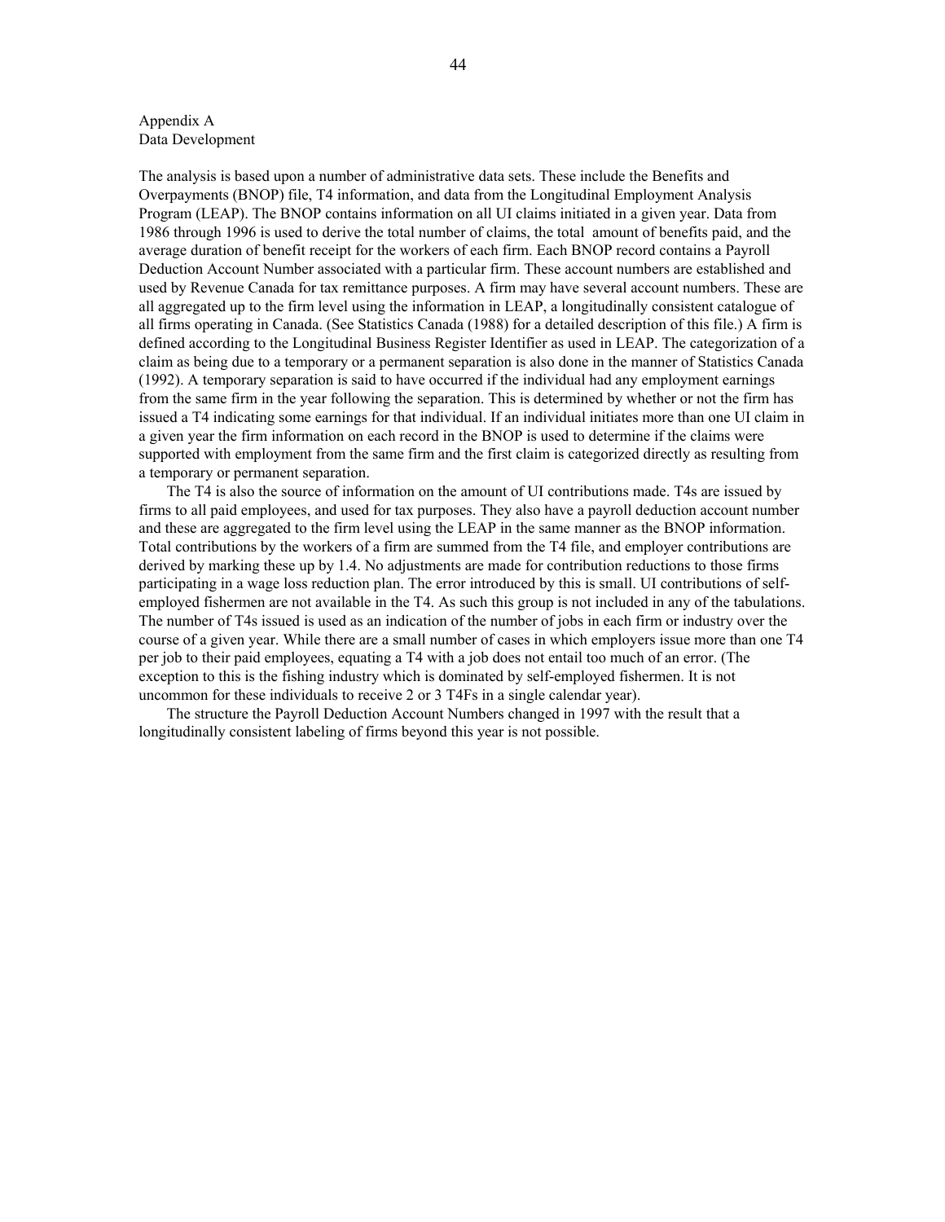# Appendix A
## Data Development

The analysis is based upon a number of administrative data sets. These include the Benefits and Overpayments (BNOP) file, T4 information, and data from the Longitudinal Employment Analysis Program (LEAP). The BNOP contains information on all UI claims initiated in a given year. Data from 1986 through 1996 is used to derive the total number of claims, the total amount of benefits paid, and the average duration of benefit receipt for the workers of each firm. Each BNOP record contains a Payroll Deduction Account Number associated with a particular firm. These account numbers are established and used by Revenue Canada for tax remittance purposes. A firm may have several account numbers. These are all aggregated up to the firm level using the information in LEAP, a longitudinally consistent catalogue of all firms operating in Canada. (See Statistics Canada (1988) for a detailed description of this file.) A firm is defined according to the Longitudinal Business Register Identifier as used in LEAP. The categorization of a claim as being due to a temporary or a permanent separation is also done in the manner of Statistics Canada (1992). A temporary separation is said to have occurred if the individual had any employment earnings from the same firm in the year following the separation. This is determined by whether or not the firm has issued a T4 indicating some earnings for that individual. If an individual initiates more than one UI claim in a given year the firm information on each record in the BNOP is used to determine if the claims were supported with employment from the same firm and the first claim is categorized directly as resulting from a temporary or permanent separation.

The T4 is also the source of information on the amount of UI contributions made. T4s are issued by firms to all paid employees, and used for tax purposes. They also have a payroll deduction account number and these are aggregated to the firm level using the LEAP in the same manner as the BNOP information. Total contributions by the workers of a firm are summed from the T4 file, and employer contributions are derived by marking these up by 1.4. No adjustments are made for contribution reductions to those firms participating in a wage loss reduction plan. The error introduced by this is small. UI contributions of self-employed fishermen are not available in the T4. As such this group is not included in any of the tabulations. The number of T4s issued is used as an indication of the number of jobs in each firm or industry over the course of a given year. While there are a small number of cases in which employers issue more than one T4 per job to their paid employees, equating a T4 with a job does not entail too much of an error. (The exception to this is the fishing industry which is dominated by self-employed fishermen. It is not uncommon for these individuals to receive 2 or 3 T4Fs in a single calendar year).

The structure the Payroll Deduction Account Numbers changed in 1997 with the result that a longitudinally consistent labeling of firms beyond this year is not possible.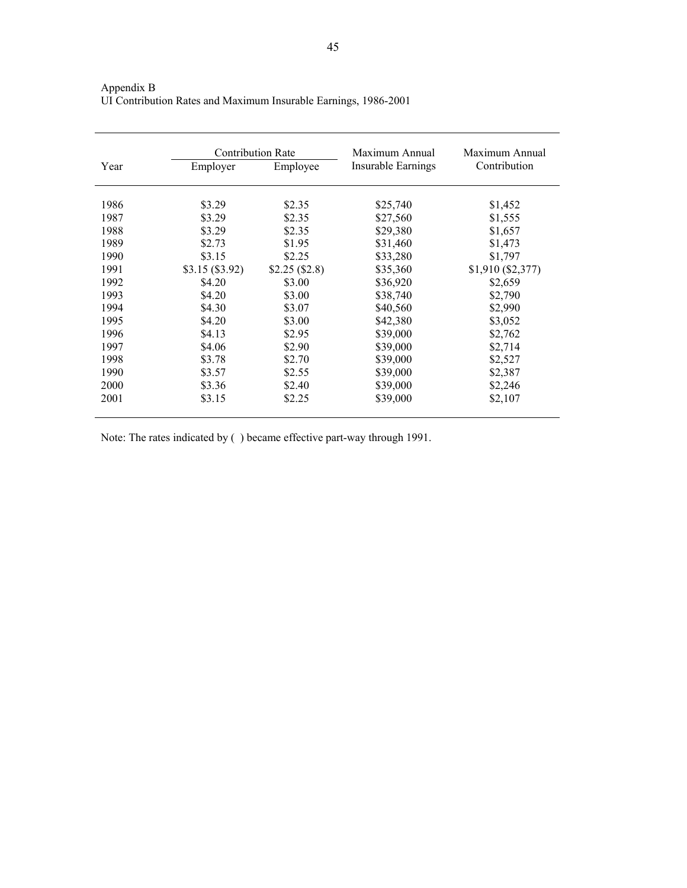Appendix B
UI Contribution Rates and Maximum Insurable Earnings, 1986-2001

| Year | Contribution Rate | | Maximum Annual Insurable Earnings | Maximum Annual Contribution |
|---|---|---|---|---|
| | Employer | Employee | | |
| 1986 | $3.29 | $2.35 | $25,740 | $1,452 |
| 1987 | $3.29 | $2.35 | $27,560 | $1,555 |
| 1988 | $3.29 | $2.35 | $29,380 | $1,657 |
| 1989 | $2.73 | $1.95 | $31,460 | $1,473 |
| 1990 | $3.15 | $2.25 | $33,280 | $1,797 |
| 1991 | $3.15 ($3.92) | $2.25 ($2.8) | $35,360 | $1,910 ($2,377) |
| 1992 | $4.20 | $3.00 | $36,920 | $2,659 |
| 1993 | $4.20 | $3.00 | $38,740 | $2,790 |
| 1994 | $4.30 | $3.07 | $40,560 | $2,990 |
| 1995 | $4.20 | $3.00 | $42,380 | $3,052 |
| 1996 | $4.13 | $2.95 | $39,000 | $2,762 |
| 1997 | $4.06 | $2.90 | $39,000 | $2,714 |
| 1998 | $3.78 | $2.70 | $39,000 | $2,527 |
| 1990 | $3.57 | $2.55 | $39,000 | $2,387 |
| 2000 | $3.36 | $2.40 | $39,000 | $2,246 |
| 2001 | $3.15 | $2.25 | $39,000 | $2,107 |

Note: The rates indicated by ( ) became effective part-way through 1991.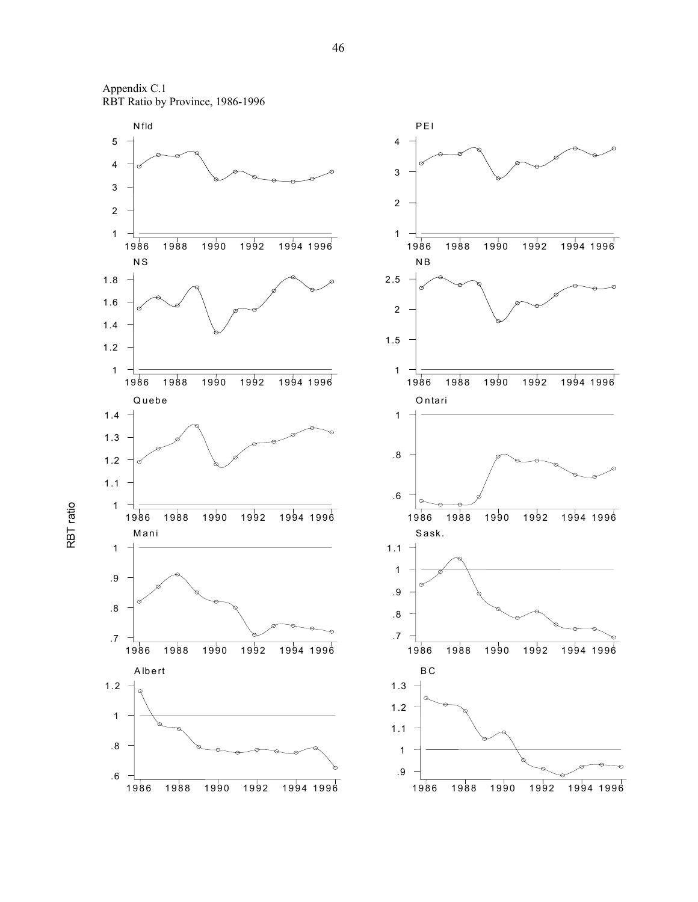Appendix C.1
RBT Ratio by Province, 1986-1996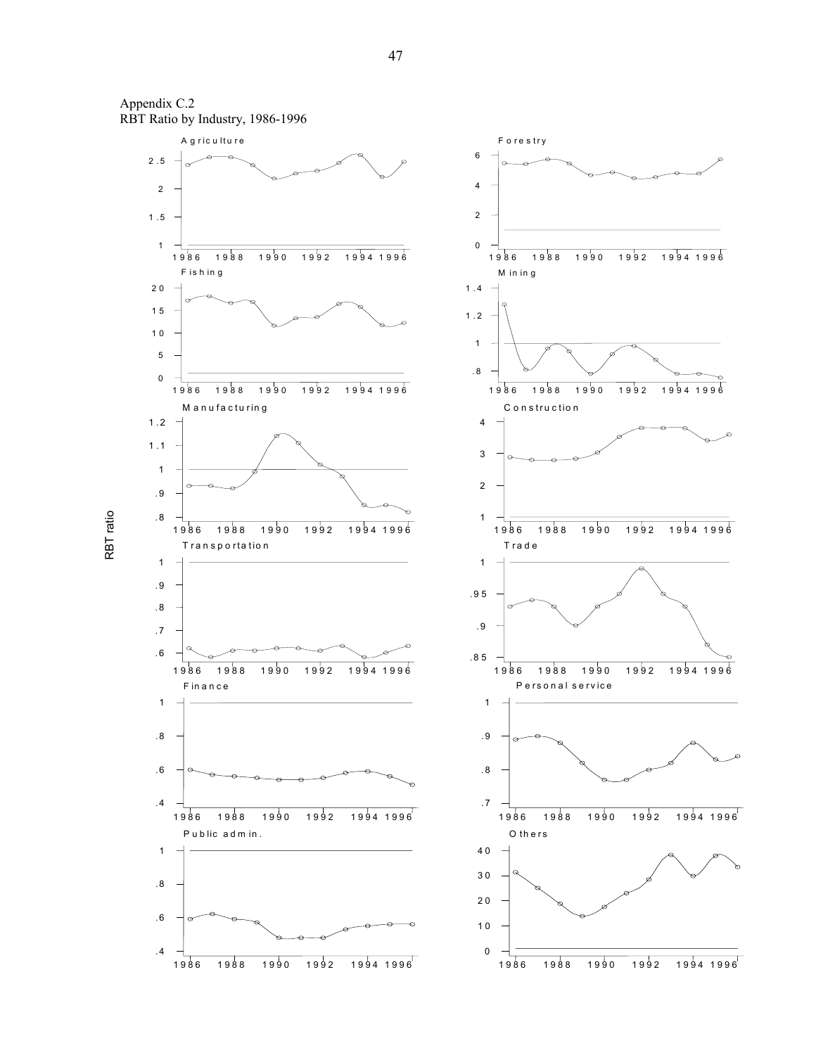Appendix C.2
RBT Ratio by Industry, 1986-1996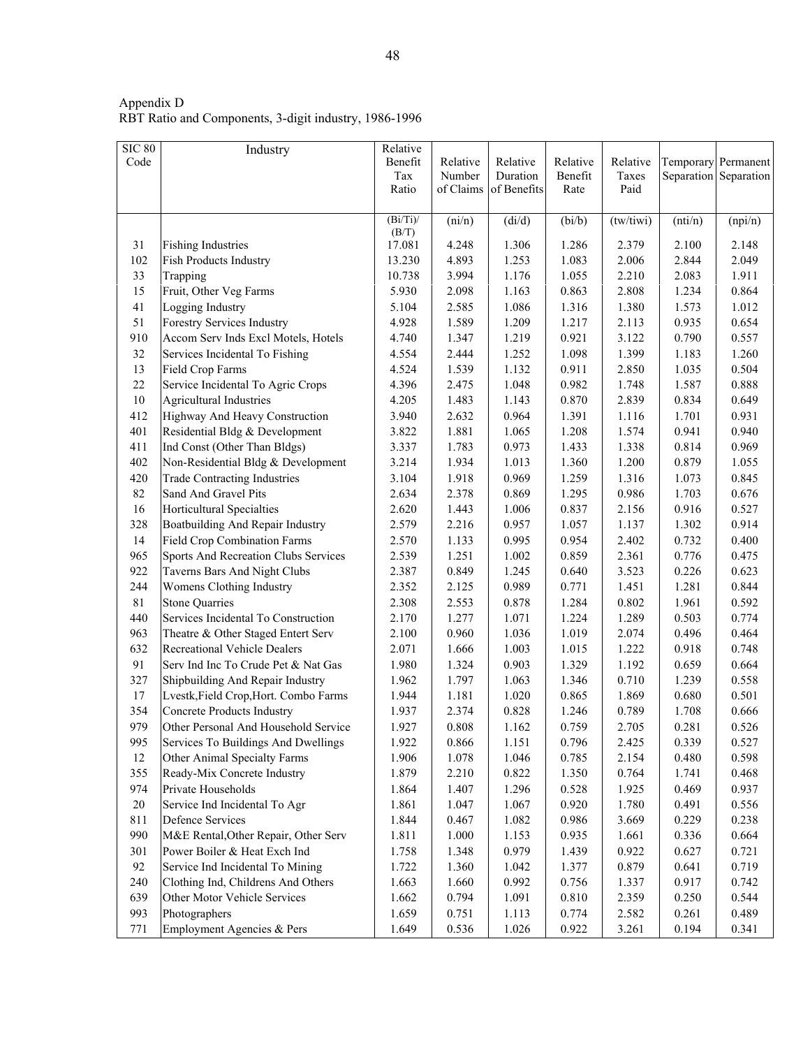Appendix D
RBT Ratio and Components, 3-digit industry, 1986-1996

| SIC 80 Code | Industry | Relative Benefit Tax Ratio | Relative Number of Claims | Relative Duration of Benefits | Relative Benefit Rate | Relative Taxes Paid | Temporary Separation | Permanent Separation |
|---|---|---|---|---|---|---|---|---|
| | | (Bi/Ti)/(B/T) | (ni/n) | (di/d) | (bi/b) | (tw/tiwi) | (nti/n) | (npi/n) |
| 31 | Fishing Industries | 17.081 | 4.248 | 1.306 | 1.286 | 2.379 | 2.100 | 2.148 |
| 102 | Fish Products Industry | 13.230 | 4.893 | 1.253 | 1.083 | 2.006 | 2.844 | 2.049 |
| 33 | Trapping | 10.738 | 3.994 | 1.176 | 1.055 | 2.210 | 2.083 | 1.911 |
| 15 | Fruit, Other Veg Farms | 5.930 | 2.098 | 1.163 | 0.863 | 2.808 | 1.234 | 0.864 |
| 41 | Logging Industry | 5.104 | 2.585 | 1.086 | 1.316 | 1.380 | 1.573 | 1.012 |
| 51 | Forestry Services Industry | 4.928 | 1.589 | 1.209 | 1.217 | 2.113 | 0.935 | 0.654 |
| 910 | Accom Serv Inds Excl Motels, Hotels | 4.740 | 1.347 | 1.219 | 0.921 | 3.122 | 0.790 | 0.557 |
| 32 | Services Incidental To Fishing | 4.554 | 2.444 | 1.252 | 1.098 | 1.399 | 1.183 | 1.260 |
| 13 | Field Crop Farms | 4.524 | 1.539 | 1.132 | 0.911 | 2.850 | 1.035 | 0.504 |
| 22 | Service Incidental To Agric Crops | 4.396 | 2.475 | 1.048 | 0.982 | 1.748 | 1.587 | 0.888 |
| 10 | Agricultural Industries | 4.205 | 1.483 | 1.143 | 0.870 | 2.839 | 0.834 | 0.649 |
| 412 | Highway And Heavy Construction | 3.940 | 2.632 | 0.964 | 1.391 | 1.116 | 1.701 | 0.931 |
| 401 | Residential Bldg & Development | 3.822 | 1.881 | 1.065 | 1.208 | 1.574 | 0.941 | 0.940 |
| 411 | Ind Const (Other Than Bldgs) | 3.337 | 1.783 | 0.973 | 1.433 | 1.338 | 0.814 | 0.969 |
| 402 | Non-Residential Bldg & Development | 3.214 | 1.934 | 1.013 | 1.360 | 1.200 | 0.879 | 1.055 |
| 420 | Trade Contracting Industries | 3.104 | 1.918 | 0.969 | 1.259 | 1.316 | 1.073 | 0.845 |
| 82 | Sand And Gravel Pits | 2.634 | 2.378 | 0.869 | 1.295 | 0.986 | 1.703 | 0.676 |
| 16 | Horticultural Specialties | 2.620 | 1.443 | 1.006 | 0.837 | 2.156 | 0.916 | 0.527 |
| 328 | Boatbuilding And Repair Industry | 2.579 | 2.216 | 0.957 | 1.057 | 1.137 | 1.302 | 0.914 |
| 14 | Field Crop Combination Farms | 2.570 | 1.133 | 0.995 | 0.954 | 2.402 | 0.732 | 0.400 |
| 965 | Sports And Recreation Clubs Services | 2.539 | 1.251 | 1.002 | 0.859 | 2.361 | 0.776 | 0.475 |
| 922 | Taverns Bars And Night Clubs | 2.387 | 0.849 | 1.245 | 0.640 | 3.523 | 0.226 | 0.623 |
| 244 | Womens Clothing Industry | 2.352 | 2.125 | 0.989 | 0.771 | 1.451 | 1.281 | 0.844 |
| 81 | Stone Quarries | 2.308 | 2.553 | 0.878 | 1.284 | 0.802 | 1.961 | 0.592 |
| 440 | Services Incidental To Construction | 2.170 | 1.277 | 1.071 | 1.224 | 1.289 | 0.503 | 0.774 |
| 963 | Theatre & Other Staged Entert Serv | 2.100 | 0.960 | 1.036 | 1.019 | 2.074 | 0.496 | 0.464 |
| 632 | Recreational Vehicle Dealers | 2.071 | 1.666 | 1.003 | 1.015 | 1.222 | 0.918 | 0.748 |
| 91 | Serv Ind Inc To Crude Pet & Nat Gas | 1.980 | 1.324 | 0.903 | 1.329 | 1.192 | 0.659 | 0.664 |
| 327 | Shipbuilding And Repair Industry | 1.962 | 1.797 | 1.063 | 1.346 | 0.710 | 1.239 | 0.558 |
| 17 | Lvestk,Field Crop,Hort. Combo Farms | 1.944 | 1.181 | 1.020 | 0.865 | 1.869 | 0.680 | 0.501 |
| 354 | Concrete Products Industry | 1.937 | 2.374 | 0.828 | 1.246 | 0.789 | 1.708 | 0.666 |
| 979 | Other Personal And Household Service | 1.927 | 0.808 | 1.162 | 0.759 | 2.705 | 0.281 | 0.526 |
| 995 | Services To Buildings And Dwellings | 1.922 | 0.866 | 1.151 | 0.796 | 2.425 | 0.339 | 0.527 |
| 12 | Other Animal Specialty Farms | 1.906 | 1.078 | 1.046 | 0.785 | 2.154 | 0.480 | 0.598 |
| 355 | Ready-Mix Concrete Industry | 1.879 | 2.210 | 0.822 | 1.350 | 0.764 | 1.741 | 0.468 |
| 974 | Private Households | 1.864 | 1.407 | 1.296 | 0.528 | 1.925 | 0.469 | 0.937 |
| 20 | Service Ind Incidental To Agr | 1.861 | 1.047 | 1.067 | 0.920 | 1.780 | 0.491 | 0.556 |
| 811 | Defence Services | 1.844 | 0.467 | 1.082 | 0.986 | 3.669 | 0.229 | 0.238 |
| 990 | M&E Rental,Other Repair, Other Serv | 1.811 | 1.000 | 1.153 | 0.935 | 1.661 | 0.336 | 0.664 |
| 301 | Power Boiler & Heat Exch Ind | 1.758 | 1.348 | 0.979 | 1.439 | 0.922 | 0.627 | 0.721 |
| 92 | Service Ind Incidental To Mining | 1.722 | 1.360 | 1.042 | 1.377 | 0.879 | 0.641 | 0.719 |
| 240 | Clothing Ind, Childrens And Others | 1.663 | 1.660 | 0.992 | 0.756 | 1.337 | 0.917 | 0.742 |
| 639 | Other Motor Vehicle Services | 1.662 | 0.794 | 1.091 | 0.810 | 2.359 | 0.250 | 0.544 |
| 993 | Photographers | 1.659 | 0.751 | 1.113 | 0.774 | 2.582 | 0.261 | 0.489 |
| 771 | Employment Agencies & Pers | 1.649 | 0.536 | 1.026 | 0.922 | 3.261 | 0.194 | 0.341 |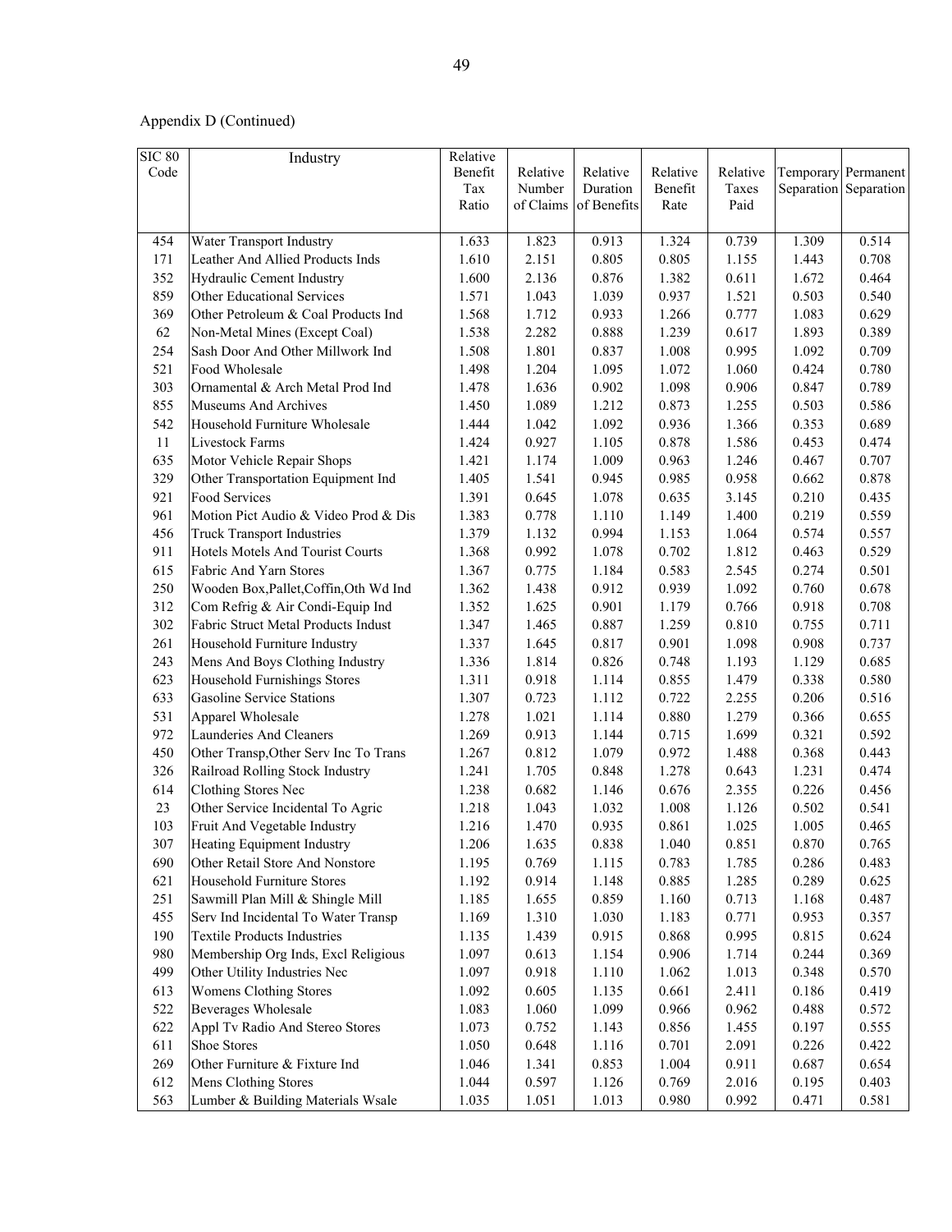Appendix D (Continued)

| SIC 80 Code | Industry | Relative Benefit Tax Ratio | Relative Number of Claims | Relative Duration of Benefits | Relative Benefit Rate | Relative Taxes Paid | Temporary Separation | Permanent Separation |
|---|---|---|---|---|---|---|---|---|
| 454 | Water Transport Industry | 1.633 | 1.823 | 0.913 | 1.324 | 0.739 | 1.309 | 0.514 |
| 171 | Leather And Allied Products Inds | 1.610 | 2.151 | 0.805 | 0.805 | 1.155 | 1.443 | 0.708 |
| 352 | Hydraulic Cement Industry | 1.600 | 2.136 | 0.876 | 1.382 | 0.611 | 1.672 | 0.464 |
| 859 | Other Educational Services | 1.571 | 1.043 | 1.039 | 0.937 | 1.521 | 0.503 | 0.540 |
| 369 | Other Petroleum & Coal Products Ind | 1.568 | 1.712 | 0.933 | 1.266 | 0.777 | 1.083 | 0.629 |
| 62 | Non-Metal Mines (Except Coal) | 1.538 | 2.282 | 0.888 | 1.239 | 0.617 | 1.893 | 0.389 |
| 254 | Sash Door And Other Millwork Ind | 1.508 | 1.801 | 0.837 | 1.008 | 0.995 | 1.092 | 0.709 |
| 521 | Food Wholesale | 1.498 | 1.204 | 1.095 | 1.072 | 1.060 | 0.424 | 0.780 |
| 303 | Ornamental & Arch Metal Prod Ind | 1.478 | 1.636 | 0.902 | 1.098 | 0.906 | 0.847 | 0.789 |
| 855 | Museums And Archives | 1.450 | 1.089 | 1.212 | 0.873 | 1.255 | 0.503 | 0.586 |
| 542 | Household Furniture Wholesale | 1.444 | 1.042 | 1.092 | 0.936 | 1.366 | 0.353 | 0.689 |
| 11 | Livestock Farms | 1.424 | 0.927 | 1.105 | 0.878 | 1.586 | 0.453 | 0.474 |
| 635 | Motor Vehicle Repair Shops | 1.421 | 1.174 | 1.009 | 0.963 | 1.246 | 0.467 | 0.707 |
| 329 | Other Transportation Equipment Ind | 1.405 | 1.541 | 0.945 | 0.985 | 0.958 | 0.662 | 0.878 |
| 921 | Food Services | 1.391 | 0.645 | 1.078 | 0.635 | 3.145 | 0.210 | 0.435 |
| 961 | Motion Pict Audio & Video Prod & Dis | 1.383 | 0.778 | 1.110 | 1.149 | 1.400 | 0.219 | 0.559 |
| 456 | Truck Transport Industries | 1.379 | 1.132 | 0.994 | 1.153 | 1.064 | 0.574 | 0.557 |
| 911 | Hotels Motels And Tourist Courts | 1.368 | 0.992 | 1.078 | 0.702 | 1.812 | 0.463 | 0.529 |
| 615 | Fabric And Yarn Stores | 1.367 | 0.775 | 1.184 | 0.583 | 2.545 | 0.274 | 0.501 |
| 250 | Wooden Box,Pallet,Coffin,Oth Wd Ind | 1.362 | 1.438 | 0.912 | 0.939 | 1.092 | 0.760 | 0.678 |
| 312 | Com Refrig & Air Condi-Equip Ind | 1.352 | 1.625 | 0.901 | 1.179 | 0.766 | 0.918 | 0.708 |
| 302 | Fabric Struct Metal Products Indust | 1.347 | 1.465 | 0.887 | 1.259 | 0.810 | 0.755 | 0.711 |
| 261 | Household Furniture Industry | 1.337 | 1.645 | 0.817 | 0.901 | 1.098 | 0.908 | 0.737 |
| 243 | Mens And Boys Clothing Industry | 1.336 | 1.814 | 0.826 | 0.748 | 1.193 | 1.129 | 0.685 |
| 623 | Household Furnishings Stores | 1.311 | 0.918 | 1.114 | 0.855 | 1.479 | 0.338 | 0.580 |
| 633 | Gasoline Service Stations | 1.307 | 0.723 | 1.112 | 0.722 | 2.255 | 0.206 | 0.516 |
| 531 | Apparel Wholesale | 1.278 | 1.021 | 1.114 | 0.880 | 1.279 | 0.366 | 0.655 |
| 972 | Launderies And Cleaners | 1.269 | 0.913 | 1.144 | 0.715 | 1.699 | 0.321 | 0.592 |
| 450 | Other Transp,Other Serv Inc To Trans | 1.267 | 0.812 | 1.079 | 0.972 | 1.488 | 0.368 | 0.443 |
| 326 | Railroad Rolling Stock Industry | 1.241 | 1.705 | 0.848 | 1.278 | 0.643 | 1.231 | 0.474 |
| 614 | Clothing Stores Nec | 1.238 | 0.682 | 1.146 | 0.676 | 2.355 | 0.226 | 0.456 |
| 23 | Other Service Incidental To Agric | 1.218 | 1.043 | 1.032 | 1.008 | 1.126 | 0.502 | 0.541 |
| 103 | Fruit And Vegetable Industry | 1.216 | 1.470 | 0.935 | 0.861 | 1.025 | 1.005 | 0.465 |
| 307 | Heating Equipment Industry | 1.206 | 1.635 | 0.838 | 1.040 | 0.851 | 0.870 | 0.765 |
| 690 | Other Retail Store And Nonstore | 1.195 | 0.769 | 1.115 | 0.783 | 1.785 | 0.286 | 0.483 |
| 621 | Household Furniture Stores | 1.192 | 0.914 | 1.148 | 0.885 | 1.285 | 0.289 | 0.625 |
| 251 | Sawmill Plan Mill & Shingle Mill | 1.185 | 1.655 | 0.859 | 1.160 | 0.713 | 1.168 | 0.487 |
| 455 | Serv Ind Incidental To Water Transp | 1.169 | 1.310 | 1.030 | 1.183 | 0.771 | 0.953 | 0.357 |
| 190 | Textile Products Industries | 1.135 | 1.439 | 0.915 | 0.868 | 0.995 | 0.815 | 0.624 |
| 980 | Membership Org Inds, Excl Religious | 1.097 | 0.613 | 1.154 | 0.906 | 1.714 | 0.244 | 0.369 |
| 499 | Other Utility Industries Nec | 1.097 | 0.918 | 1.110 | 1.062 | 1.013 | 0.348 | 0.570 |
| 613 | Womens Clothing Stores | 1.092 | 0.605 | 1.135 | 0.661 | 2.411 | 0.186 | 0.419 |
| 522 | Beverages Wholesale | 1.083 | 1.060 | 1.099 | 0.966 | 0.962 | 0.488 | 0.572 |
| 622 | Appl Tv Radio And Stereo Stores | 1.073 | 0.752 | 1.143 | 0.856 | 1.455 | 0.197 | 0.555 |
| 611 | Shoe Stores | 1.050 | 0.648 | 1.116 | 0.701 | 2.091 | 0.226 | 0.422 |
| 269 | Other Furniture & Fixture Ind | 1.046 | 1.341 | 0.853 | 1.004 | 0.911 | 0.687 | 0.654 |
| 612 | Mens Clothing Stores | 1.044 | 0.597 | 1.126 | 0.769 | 2.016 | 0.195 | 0.403 |
| 563 | Lumber & Building Materials Wsale | 1.035 | 1.051 | 1.013 | 0.980 | 0.992 | 0.471 | 0.581 |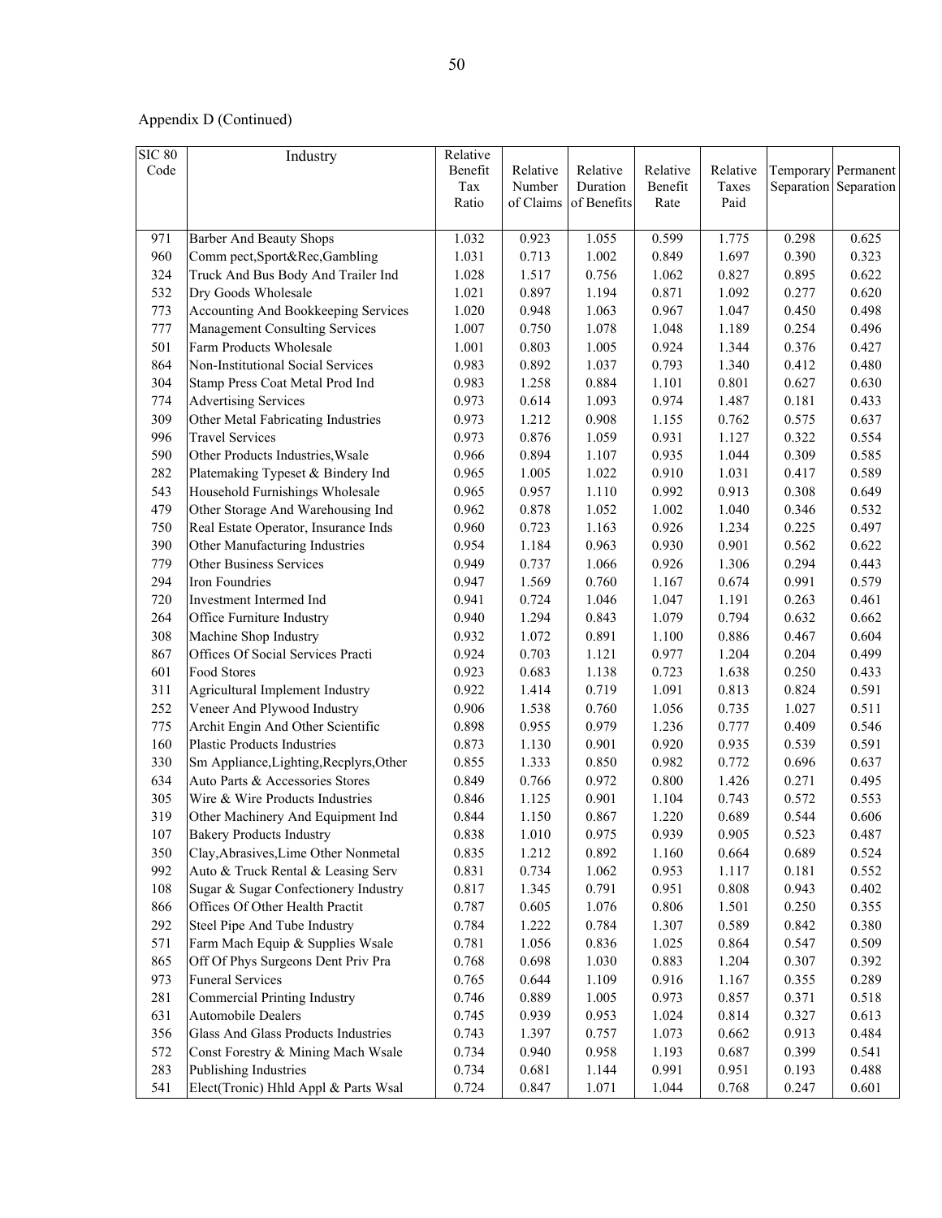Appendix D (Continued)

| SIC 80 Code | Industry | Relative Benefit Tax Ratio | Relative Number of Claims | Relative Duration of Benefits | Relative Benefit Rate | Relative Taxes Paid | Temporary Separation | Permanent Separation |
|---|---|---|---|---|---|---|---|---|
| 971 | Barber And Beauty Shops | 1.032 | 0.923 | 1.055 | 0.599 | 1.775 | 0.298 | 0.625 |
| 960 | Comm pect,Sport&Rec,Gambling | 1.031 | 0.713 | 1.002 | 0.849 | 1.697 | 0.390 | 0.323 |
| 324 | Truck And Bus Body And Trailer Ind | 1.028 | 1.517 | 0.756 | 1.062 | 0.827 | 0.895 | 0.622 |
| 532 | Dry Goods Wholesale | 1.021 | 0.897 | 1.194 | 0.871 | 1.092 | 0.277 | 0.620 |
| 773 | Accounting And Bookkeeping Services | 1.020 | 0.948 | 1.063 | 0.967 | 1.047 | 0.450 | 0.498 |
| 777 | Management Consulting Services | 1.007 | 0.750 | 1.078 | 1.048 | 1.189 | 0.254 | 0.496 |
| 501 | Farm Products Wholesale | 1.001 | 0.803 | 1.005 | 0.924 | 1.344 | 0.376 | 0.427 |
| 864 | Non-Institutional Social Services | 0.983 | 0.892 | 1.037 | 0.793 | 1.340 | 0.412 | 0.480 |
| 304 | Stamp Press Coat Metal Prod Ind | 0.983 | 1.258 | 0.884 | 1.101 | 0.801 | 0.627 | 0.630 |
| 774 | Advertising Services | 0.973 | 0.614 | 1.093 | 0.974 | 1.487 | 0.181 | 0.433 |
| 309 | Other Metal Fabricating Industries | 0.973 | 1.212 | 0.908 | 1.155 | 0.762 | 0.575 | 0.637 |
| 996 | Travel Services | 0.973 | 0.876 | 1.059 | 0.931 | 1.127 | 0.322 | 0.554 |
| 590 | Other Products Industries,Wsale | 0.966 | 0.894 | 1.107 | 0.935 | 1.044 | 0.309 | 0.585 |
| 282 | Platemaking Typeset & Bindery Ind | 0.965 | 1.005 | 1.022 | 0.910 | 1.031 | 0.417 | 0.589 |
| 543 | Household Furnishings Wholesale | 0.965 | 0.957 | 1.110 | 0.992 | 0.913 | 0.308 | 0.649 |
| 479 | Other Storage And Warehousing Ind | 0.962 | 0.878 | 1.052 | 1.002 | 1.040 | 0.346 | 0.532 |
| 750 | Real Estate Operator, Insurance Inds | 0.960 | 0.723 | 1.163 | 0.926 | 1.234 | 0.225 | 0.497 |
| 390 | Other Manufacturing Industries | 0.954 | 1.184 | 0.963 | 0.930 | 0.901 | 0.562 | 0.622 |
| 779 | Other Business Services | 0.949 | 0.737 | 1.066 | 0.926 | 1.306 | 0.294 | 0.443 |
| 294 | Iron Foundries | 0.947 | 1.569 | 0.760 | 1.167 | 0.674 | 0.991 | 0.579 |
| 720 | Investment Intermed Ind | 0.941 | 0.724 | 1.046 | 1.047 | 1.191 | 0.263 | 0.461 |
| 264 | Office Furniture Industry | 0.940 | 1.294 | 0.843 | 1.079 | 0.794 | 0.632 | 0.662 |
| 308 | Machine Shop Industry | 0.932 | 1.072 | 0.891 | 1.100 | 0.886 | 0.467 | 0.604 |
| 867 | Offices Of Social Services Practi | 0.924 | 0.703 | 1.121 | 0.977 | 1.204 | 0.204 | 0.499 |
| 601 | Food Stores | 0.923 | 0.683 | 1.138 | 0.723 | 1.638 | 0.250 | 0.433 |
| 311 | Agricultural Implement Industry | 0.922 | 1.414 | 0.719 | 1.091 | 0.813 | 0.824 | 0.591 |
| 252 | Veneer And Plywood Industry | 0.906 | 1.538 | 0.760 | 1.056 | 0.735 | 1.027 | 0.511 |
| 775 | Archit Engin And Other Scientific | 0.898 | 0.955 | 0.979 | 1.236 | 0.777 | 0.409 | 0.546 |
| 160 | Plastic Products Industries | 0.873 | 1.130 | 0.901 | 0.920 | 0.935 | 0.539 | 0.591 |
| 330 | Sm Appliance,Lighting,Recplyrs,Other | 0.855 | 1.333 | 0.850 | 0.982 | 0.772 | 0.696 | 0.637 |
| 634 | Auto Parts & Accessories Stores | 0.849 | 0.766 | 0.972 | 0.800 | 1.426 | 0.271 | 0.495 |
| 305 | Wire & Wire Products Industries | 0.846 | 1.125 | 0.901 | 1.104 | 0.743 | 0.572 | 0.553 |
| 319 | Other Machinery And Equipment Ind | 0.844 | 1.150 | 0.867 | 1.220 | 0.689 | 0.544 | 0.606 |
| 107 | Bakery Products Industry | 0.838 | 1.010 | 0.975 | 0.939 | 0.905 | 0.523 | 0.487 |
| 350 | Clay,Abrasives,Lime Other Nonmetal | 0.835 | 1.212 | 0.892 | 1.160 | 0.664 | 0.689 | 0.524 |
| 992 | Auto & Truck Rental & Leasing Serv | 0.831 | 0.734 | 1.062 | 0.953 | 1.117 | 0.181 | 0.552 |
| 108 | Sugar & Sugar Confectionery Industry | 0.817 | 1.345 | 0.791 | 0.951 | 0.808 | 0.943 | 0.402 |
| 866 | Offices Of Other Health Practit | 0.787 | 0.605 | 1.076 | 0.806 | 1.501 | 0.250 | 0.355 |
| 292 | Steel Pipe And Tube Industry | 0.784 | 1.222 | 0.784 | 1.307 | 0.589 | 0.842 | 0.380 |
| 571 | Farm Mach Equip & Supplies Wsale | 0.781 | 1.056 | 0.836 | 1.025 | 0.864 | 0.547 | 0.509 |
| 865 | Off Of Phys Surgeons Dent Priv Pra | 0.768 | 0.698 | 1.030 | 0.883 | 1.204 | 0.307 | 0.392 |
| 973 | Funeral Services | 0.765 | 0.644 | 1.109 | 0.916 | 1.167 | 0.355 | 0.289 |
| 281 | Commercial Printing Industry | 0.746 | 0.889 | 1.005 | 0.973 | 0.857 | 0.371 | 0.518 |
| 631 | Automobile Dealers | 0.745 | 0.939 | 0.953 | 1.024 | 0.814 | 0.327 | 0.613 |
| 356 | Glass And Glass Products Industries | 0.743 | 1.397 | 0.757 | 1.073 | 0.662 | 0.913 | 0.484 |
| 572 | Const Forestry & Mining Mach Wsale | 0.734 | 0.940 | 0.958 | 1.193 | 0.687 | 0.399 | 0.541 |
| 283 | Publishing Industries | 0.734 | 0.681 | 1.144 | 0.991 | 0.951 | 0.193 | 0.488 |
| 541 | Elect(Tronic) Hhld Appl & Parts Wsal | 0.724 | 0.847 | 1.071 | 1.044 | 0.768 | 0.247 | 0.601 |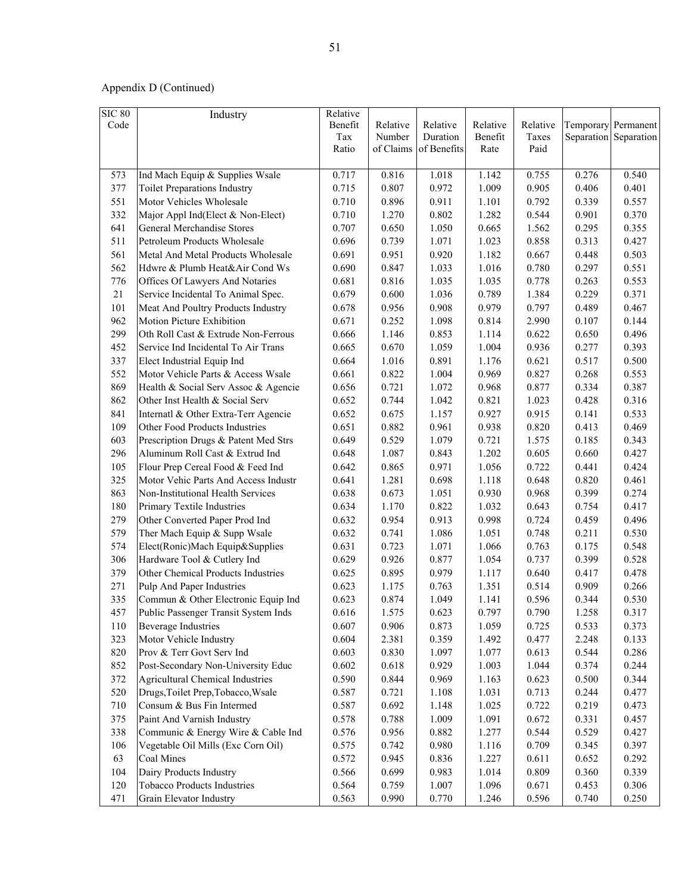Appendix D (Continued)

| SIC 80 Code | Industry | Relative Benefit Tax Ratio | Relative Number of Claims | Relative Duration of Benefits | Relative Benefit Rate | Relative Taxes Paid | Temporary Separation | Permanent Separation |
|---|---|---|---|---|---|---|---|---|
| 573 | Ind Mach Equip & Supplies Wsale | 0.717 | 0.816 | 1.018 | 1.142 | 0.755 | 0.276 | 0.540 |
| 377 | Toilet Preparations Industry | 0.715 | 0.807 | 0.972 | 1.009 | 0.905 | 0.406 | 0.401 |
| 551 | Motor Vehicles Wholesale | 0.710 | 0.896 | 0.911 | 1.101 | 0.792 | 0.339 | 0.557 |
| 332 | Major Appl Ind(Elect & Non-Elect) | 0.710 | 1.270 | 0.802 | 1.282 | 0.544 | 0.901 | 0.370 |
| 641 | General Merchandise Stores | 0.707 | 0.650 | 1.050 | 0.665 | 1.562 | 0.295 | 0.355 |
| 511 | Petroleum Products Wholesale | 0.696 | 0.739 | 1.071 | 1.023 | 0.858 | 0.313 | 0.427 |
| 561 | Metal And Metal Products Wholesale | 0.691 | 0.951 | 0.920 | 1.182 | 0.667 | 0.448 | 0.503 |
| 562 | Hdwre & Plumb Heat&Air Cond Ws | 0.690 | 0.847 | 1.033 | 1.016 | 0.780 | 0.297 | 0.551 |
| 776 | Offices Of Lawyers And Notaries | 0.681 | 0.816 | 1.035 | 1.035 | 0.778 | 0.263 | 0.553 |
| 21 | Service Incidental To Animal Spec. | 0.679 | 0.600 | 1.036 | 0.789 | 1.384 | 0.229 | 0.371 |
| 101 | Meat And Poultry Products Industry | 0.678 | 0.956 | 0.908 | 0.979 | 0.797 | 0.489 | 0.467 |
| 962 | Motion Picture Exhibition | 0.671 | 0.252 | 1.098 | 0.814 | 2.990 | 0.107 | 0.144 |
| 299 | Oth Roll Cast & Extrude Non-Ferrous | 0.666 | 1.146 | 0.853 | 1.114 | 0.622 | 0.650 | 0.496 |
| 452 | Service Ind Incidental To Air Trans | 0.665 | 0.670 | 1.059 | 1.004 | 0.936 | 0.277 | 0.393 |
| 337 | Elect Industrial Equip Ind | 0.664 | 1.016 | 0.891 | 1.176 | 0.621 | 0.517 | 0.500 |
| 552 | Motor Vehicle Parts & Access Wsale | 0.661 | 0.822 | 1.004 | 0.969 | 0.827 | 0.268 | 0.553 |
| 869 | Health & Social Serv Assoc & Agencie | 0.656 | 0.721 | 1.072 | 0.968 | 0.877 | 0.334 | 0.387 |
| 862 | Other Inst Health & Social Serv | 0.652 | 0.744 | 1.042 | 0.821 | 1.023 | 0.428 | 0.316 |
| 841 | Internatl & Other Extra-Terr Agencie | 0.652 | 0.675 | 1.157 | 0.927 | 0.915 | 0.141 | 0.533 |
| 109 | Other Food Products Industries | 0.651 | 0.882 | 0.961 | 0.938 | 0.820 | 0.413 | 0.469 |
| 603 | Prescription Drugs & Patent Med Strs | 0.649 | 0.529 | 1.079 | 0.721 | 1.575 | 0.185 | 0.343 |
| 296 | Aluminum Roll Cast & Extrud Ind | 0.648 | 1.087 | 0.843 | 1.202 | 0.605 | 0.660 | 0.427 |
| 105 | Flour Prep Cereal Food & Feed Ind | 0.642 | 0.865 | 0.971 | 1.056 | 0.722 | 0.441 | 0.424 |
| 325 | Motor Vehic Parts And Access Industr | 0.641 | 1.281 | 0.698 | 1.118 | 0.648 | 0.820 | 0.461 |
| 863 | Non-Institutional Health Services | 0.638 | 0.673 | 1.051 | 0.930 | 0.968 | 0.399 | 0.274 |
| 180 | Primary Textile Industries | 0.634 | 1.170 | 0.822 | 1.032 | 0.643 | 0.754 | 0.417 |
| 279 | Other Converted Paper Prod Ind | 0.632 | 0.954 | 0.913 | 0.998 | 0.724 | 0.459 | 0.496 |
| 579 | Ther Mach Equip & Supp Wsale | 0.632 | 0.741 | 1.086 | 1.051 | 0.748 | 0.211 | 0.530 |
| 574 | Elect(Ronic)Mach Equip&Supplies | 0.631 | 0.723 | 1.071 | 1.066 | 0.763 | 0.175 | 0.548 |
| 306 | Hardware Tool & Cutlery Ind | 0.629 | 0.926 | 0.877 | 1.054 | 0.737 | 0.399 | 0.528 |
| 379 | Other Chemical Products Industries | 0.625 | 0.895 | 0.979 | 1.117 | 0.640 | 0.417 | 0.478 |
| 271 | Pulp And Paper Industries | 0.623 | 1.175 | 0.763 | 1.351 | 0.514 | 0.909 | 0.266 |
| 335 | Commun & Other Electronic Equip Ind | 0.623 | 0.874 | 1.049 | 1.141 | 0.596 | 0.344 | 0.530 |
| 457 | Public Passenger Transit System Inds | 0.616 | 1.575 | 0.623 | 0.797 | 0.790 | 1.258 | 0.317 |
| 110 | Beverage Industries | 0.607 | 0.906 | 0.873 | 1.059 | 0.725 | 0.533 | 0.373 |
| 323 | Motor Vehicle Industry | 0.604 | 2.381 | 0.359 | 1.492 | 0.477 | 2.248 | 0.133 |
| 820 | Prov & Terr Govt Serv Ind | 0.603 | 0.830 | 1.097 | 1.077 | 0.613 | 0.544 | 0.286 |
| 852 | Post-Secondary Non-University Educ | 0.602 | 0.618 | 0.929 | 1.003 | 1.044 | 0.374 | 0.244 |
| 372 | Agricultural Chemical Industries | 0.590 | 0.844 | 0.969 | 1.163 | 0.623 | 0.500 | 0.344 |
| 520 | Drugs,Toilet Prep,Tobacco,Wsale | 0.587 | 0.721 | 1.108 | 1.031 | 0.713 | 0.244 | 0.477 |
| 710 | Consum & Bus Fin Intermed | 0.587 | 0.692 | 1.148 | 1.025 | 0.722 | 0.219 | 0.473 |
| 375 | Paint And Varnish Industry | 0.578 | 0.788 | 1.009 | 1.091 | 0.672 | 0.331 | 0.457 |
| 338 | Communic & Energy Wire & Cable Ind | 0.576 | 0.956 | 0.882 | 1.277 | 0.544 | 0.529 | 0.427 |
| 106 | Vegetable Oil Mills (Exc Corn Oil) | 0.575 | 0.742 | 0.980 | 1.116 | 0.709 | 0.345 | 0.397 |
| 63 | Coal Mines | 0.572 | 0.945 | 0.836 | 1.227 | 0.611 | 0.652 | 0.292 |
| 104 | Dairy Products Industry | 0.566 | 0.699 | 0.983 | 1.014 | 0.809 | 0.360 | 0.339 |
| 120 | Tobacco Products Industries | 0.564 | 0.759 | 1.007 | 1.096 | 0.671 | 0.453 | 0.306 |
| 471 | Grain Elevator Industry | 0.563 | 0.990 | 0.770 | 1.246 | 0.596 | 0.740 | 0.250 |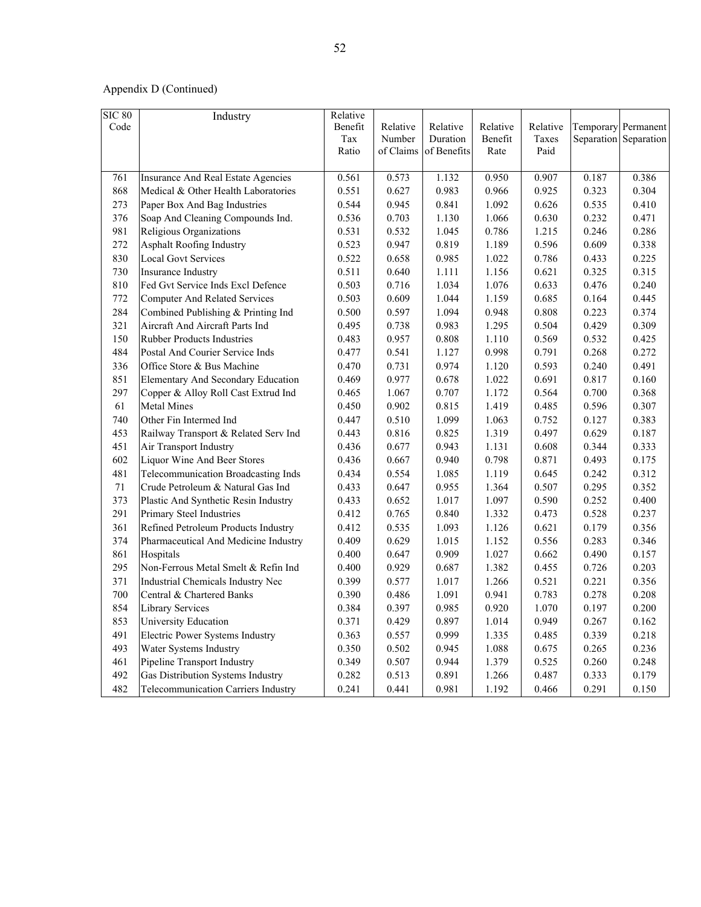Appendix D (Continued)

| SIC 80 Code | Industry | Relative Benefit Tax Ratio | Relative Number of Claims | Relative Duration of Benefits | Relative Benefit Rate | Relative Taxes Paid | Temporary Separation | Permanent Separation |
|---|---|---|---|---|---|---|---|---|
| 761 | Insurance And Real Estate Agencies | 0.561 | 0.573 | 1.132 | 0.950 | 0.907 | 0.187 | 0.386 |
| 868 | Medical & Other Health Laboratories | 0.551 | 0.627 | 0.983 | 0.966 | 0.925 | 0.323 | 0.304 |
| 273 | Paper Box And Bag Industries | 0.544 | 0.945 | 0.841 | 1.092 | 0.626 | 0.535 | 0.410 |
| 376 | Soap And Cleaning Compounds Ind. | 0.536 | 0.703 | 1.130 | 1.066 | 0.630 | 0.232 | 0.471 |
| 981 | Religious Organizations | 0.531 | 0.532 | 1.045 | 0.786 | 1.215 | 0.246 | 0.286 |
| 272 | Asphalt Roofing Industry | 0.523 | 0.947 | 0.819 | 1.189 | 0.596 | 0.609 | 0.338 |
| 830 | Local Govt Services | 0.522 | 0.658 | 0.985 | 1.022 | 0.786 | 0.433 | 0.225 |
| 730 | Insurance Industry | 0.511 | 0.640 | 1.111 | 1.156 | 0.621 | 0.325 | 0.315 |
| 810 | Fed Gvt Service Inds Excl Defence | 0.503 | 0.716 | 1.034 | 1.076 | 0.633 | 0.476 | 0.240 |
| 772 | Computer And Related Services | 0.503 | 0.609 | 1.044 | 1.159 | 0.685 | 0.164 | 0.445 |
| 284 | Combined Publishing & Printing Ind | 0.500 | 0.597 | 1.094 | 0.948 | 0.808 | 0.223 | 0.374 |
| 321 | Aircraft And Aircraft Parts Ind | 0.495 | 0.738 | 0.983 | 1.295 | 0.504 | 0.429 | 0.309 |
| 150 | Rubber Products Industries | 0.483 | 0.957 | 0.808 | 1.110 | 0.569 | 0.532 | 0.425 |
| 484 | Postal And Courier Service Inds | 0.477 | 0.541 | 1.127 | 0.998 | 0.791 | 0.268 | 0.272 |
| 336 | Office Store & Bus Machine | 0.470 | 0.731 | 0.974 | 1.120 | 0.593 | 0.240 | 0.491 |
| 851 | Elementary And Secondary Education | 0.469 | 0.977 | 0.678 | 1.022 | 0.691 | 0.817 | 0.160 |
| 297 | Copper & Alloy Roll Cast Extrud Ind | 0.465 | 1.067 | 0.707 | 1.172 | 0.564 | 0.700 | 0.368 |
| 61 | Metal Mines | 0.450 | 0.902 | 0.815 | 1.419 | 0.485 | 0.596 | 0.307 |
| 740 | Other Fin Intermed Ind | 0.447 | 0.510 | 1.099 | 1.063 | 0.752 | 0.127 | 0.383 |
| 453 | Railway Transport & Related Serv Ind | 0.443 | 0.816 | 0.825 | 1.319 | 0.497 | 0.629 | 0.187 |
| 451 | Air Transport Industry | 0.436 | 0.677 | 0.943 | 1.131 | 0.608 | 0.344 | 0.333 |
| 602 | Liquor Wine And Beer Stores | 0.436 | 0.667 | 0.940 | 0.798 | 0.871 | 0.493 | 0.175 |
| 481 | Telecommunication Broadcasting Inds | 0.434 | 0.554 | 1.085 | 1.119 | 0.645 | 0.242 | 0.312 |
| 71 | Crude Petroleum & Natural Gas Ind | 0.433 | 0.647 | 0.955 | 1.364 | 0.507 | 0.295 | 0.352 |
| 373 | Plastic And Synthetic Resin Industry | 0.433 | 0.652 | 1.017 | 1.097 | 0.590 | 0.252 | 0.400 |
| 291 | Primary Steel Industries | 0.412 | 0.765 | 0.840 | 1.332 | 0.473 | 0.528 | 0.237 |
| 361 | Refined Petroleum Products Industry | 0.412 | 0.535 | 1.093 | 1.126 | 0.621 | 0.179 | 0.356 |
| 374 | Pharmaceutical And Medicine Industry | 0.409 | 0.629 | 1.015 | 1.152 | 0.556 | 0.283 | 0.346 |
| 861 | Hospitals | 0.400 | 0.647 | 0.909 | 1.027 | 0.662 | 0.490 | 0.157 |
| 295 | Non-Ferrous Metal Smelt & Refin Ind | 0.400 | 0.929 | 0.687 | 1.382 | 0.455 | 0.726 | 0.203 |
| 371 | Industrial Chemicals Industry Nec | 0.399 | 0.577 | 1.017 | 1.266 | 0.521 | 0.221 | 0.356 |
| 700 | Central & Chartered Banks | 0.390 | 0.486 | 1.091 | 0.941 | 0.783 | 0.278 | 0.208 |
| 854 | Library Services | 0.384 | 0.397 | 0.985 | 0.920 | 1.070 | 0.197 | 0.200 |
| 853 | University Education | 0.371 | 0.429 | 0.897 | 1.014 | 0.949 | 0.267 | 0.162 |
| 491 | Electric Power Systems Industry | 0.363 | 0.557 | 0.999 | 1.335 | 0.485 | 0.339 | 0.218 |
| 493 | Water Systems Industry | 0.350 | 0.502 | 0.945 | 1.088 | 0.675 | 0.265 | 0.236 |
| 461 | Pipeline Transport Industry | 0.349 | 0.507 | 0.944 | 1.379 | 0.525 | 0.260 | 0.248 |
| 492 | Gas Distribution Systems Industry | 0.282 | 0.513 | 0.891 | 1.266 | 0.487 | 0.333 | 0.179 |
| 482 | Telecommunication Carriers Industry | 0.241 | 0.441 | 0.981 | 1.192 | 0.466 | 0.291 | 0.150 |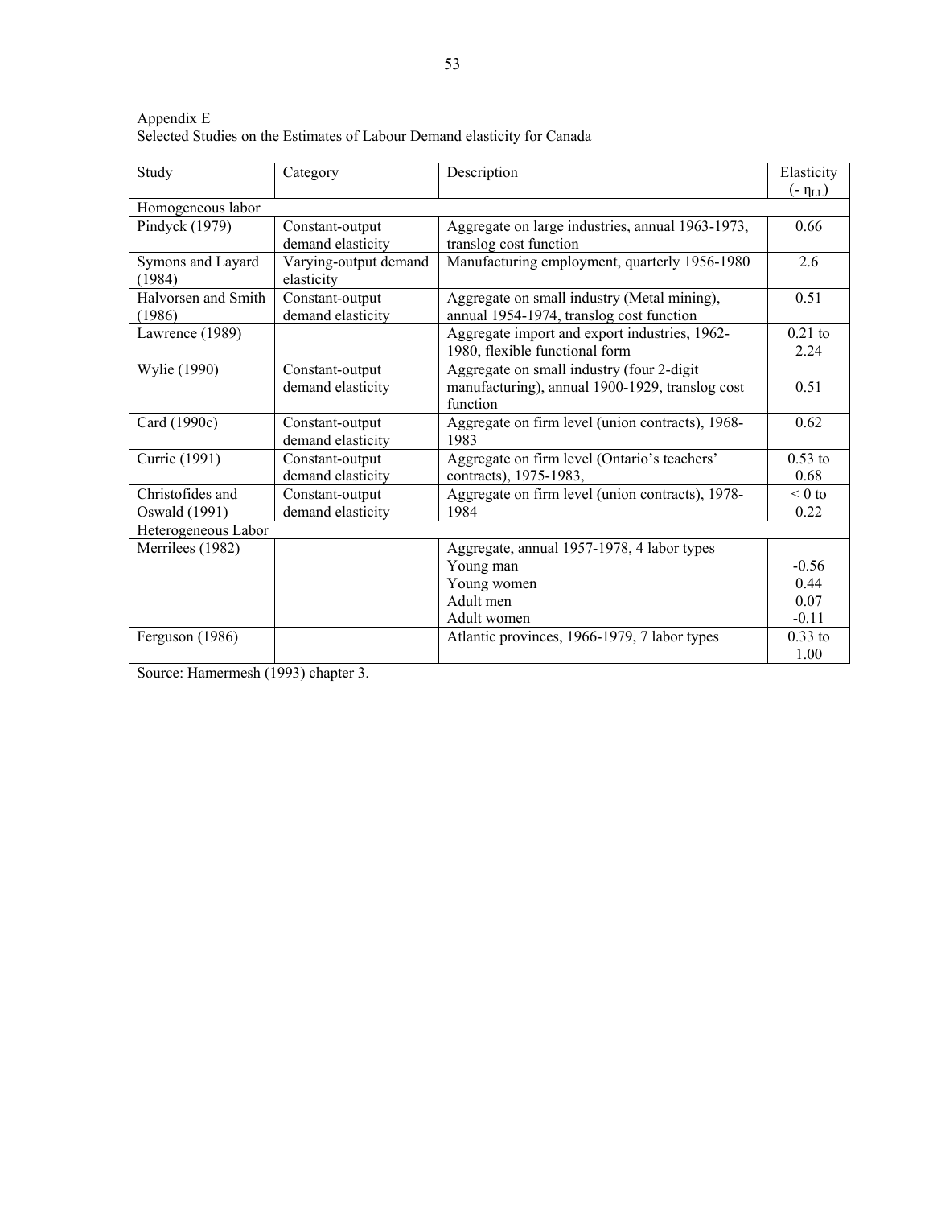Appendix E

Selected Studies on the Estimates of Labour Demand elasticity for Canada

| Study | Category | Description | Elasticity ($-\eta_{LL}$) |
|---|---|---|---|
| Homogeneous labor | | | |
| Pindyck (1979) | Constant-output demand elasticity | Aggregate on large industries, annual 1963-1973, translog cost function | 0.66 |
| Symons and Layard (1984) | Varying-output demand elasticity | Manufacturing employment, quarterly 1956-1980 | 2.6 |
| Halvorsen and Smith (1986) | Constant-output demand elasticity | Aggregate on small industry (Metal mining), annual 1954-1974, translog cost function | 0.51 |
| Lawrence (1989) | | Aggregate import and export industries, 1962-1980, flexible functional form | 0.21 to 2.24 |
| Wylie (1990) | Constant-output demand elasticity | Aggregate on small industry (four 2-digit manufacturing), annual 1900-1929, translog cost function | 0.51 |
| Card (1990c) | Constant-output demand elasticity | Aggregate on firm level (union contracts), 1968-1983 | 0.62 |
| Currie (1991) | Constant-output demand elasticity | Aggregate on firm level (Ontario's teachers' contracts), 1975-1983, | 0.53 to 0.68 |
| Christofides and Oswald (1991) | Constant-output demand elasticity | Aggregate on firm level (union contracts), 1978-1984 | < 0 to 0.22 |
| Heterogeneous Labor | | | |
| Merrilees (1982) | | Aggregate, annual 1957-1978, 4 labor types | |
| | | Young man | -0.56 |
| | | Young women | 0.44 |
| | | Adult men | 0.07 |
| | | Adult women | -0.11 |
| Ferguson (1986) | | Atlantic provinces, 1966-1979, 7 labor types | 0.33 to 1.00 |

Source: Hamermesh (1993) chapter 3.